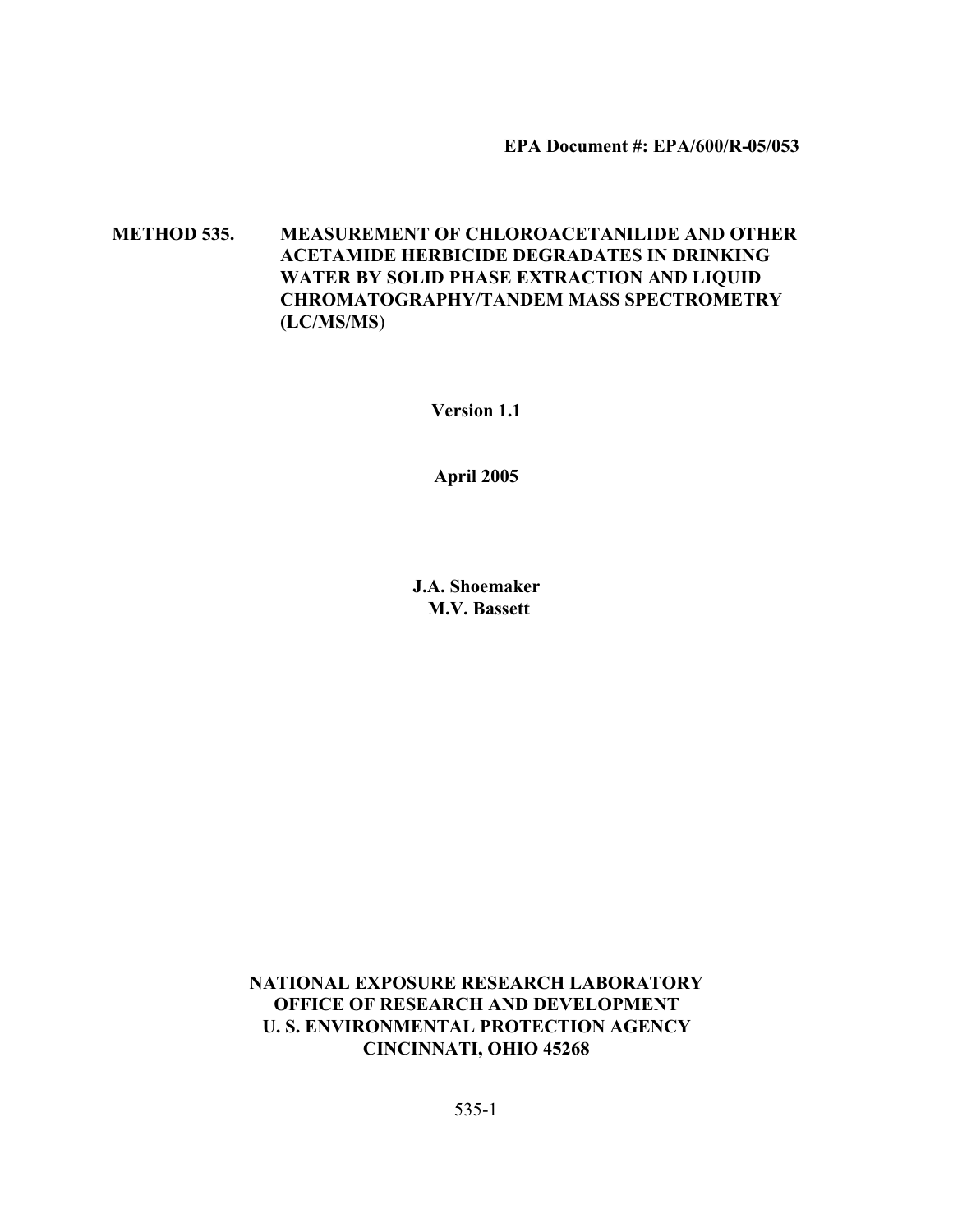**EPA Document #: EPA/600/R-05/053**

# METHOD 535. MEASUREMENT OF CHLOROACETANILIDE AND OTHER ACETAMIDE HERBICIDE DEGRADATES IN DRINKING WATER BY SOLID PHASE EXTRACTION AND LIQUID CHROMATOGRAPHY/TANDEM MASS SPECTROMETRY (LC/MS/MS)

**Version 1.1**

**April 2005**

**J.A. Shoemaker**
**M.V. Bassett**

**NATIONAL EXPOSURE RESEARCH LABORATORY**
**OFFICE OF RESEARCH AND DEVELOPMENT**
**U. S. ENVIRONMENTAL PROTECTION AGENCY**
**CINCINNATI, OHIO 45268**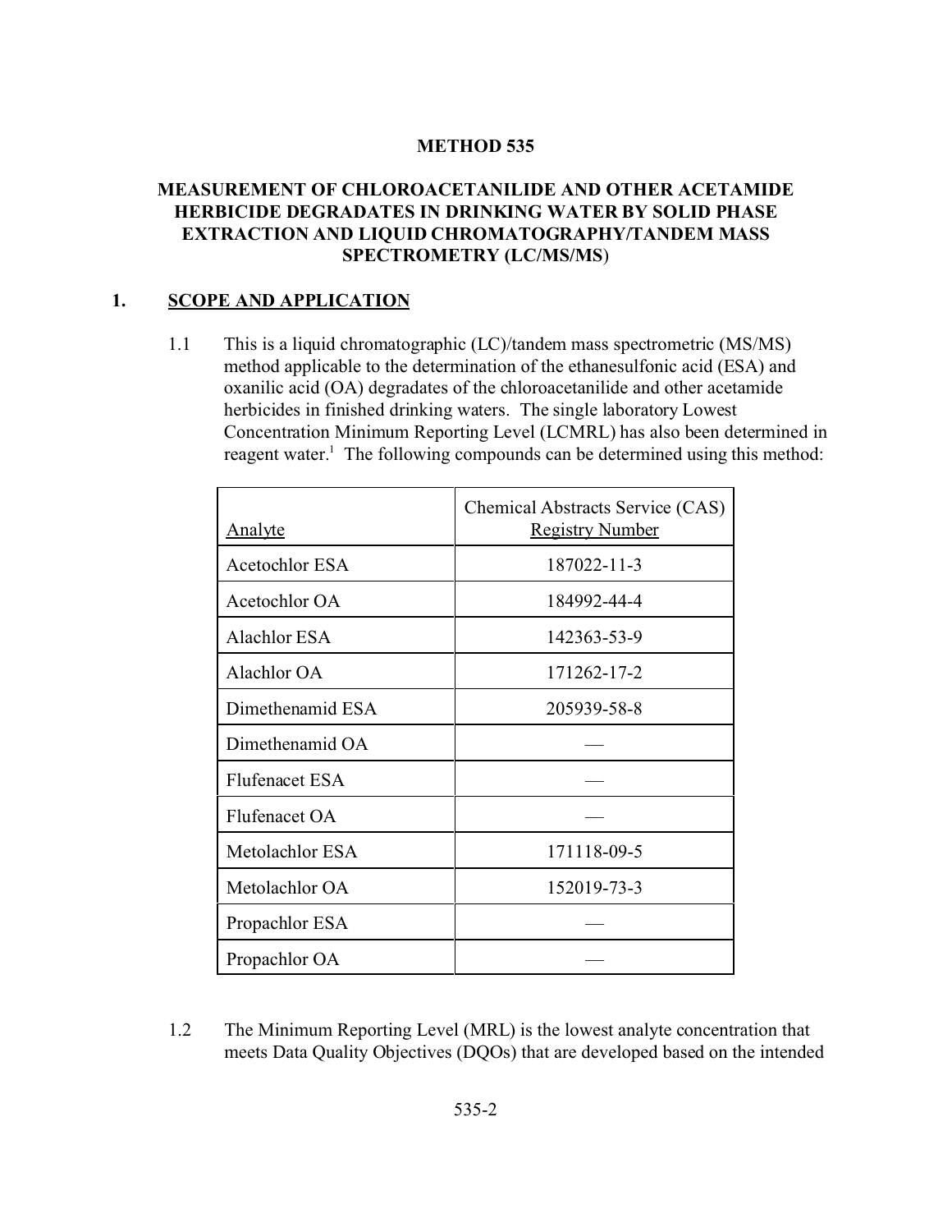# METHOD 535

## MEASUREMENT OF CHLOROACETANILIDE AND OTHER ACETAMIDE HERBICIDE DEGRADATES IN DRINKING WATER BY SOLID PHASE EXTRACTION AND LIQUID CHROMATOGRAPHY/TANDEM MASS SPECTROMETRY (LC/MS/MS)

## 1. SCOPE AND APPLICATION

1.1 This is a liquid chromatographic (LC)/tandem mass spectrometric (MS/MS) method applicable to the determination of the ethanesulfonic acid (ESA) and oxanilic acid (OA) degradates of the chloroacetanilide and other acetamide herbicides in finished drinking waters. The single laboratory Lowest Concentration Minimum Reporting Level (LCMRL) has also been determined in reagent water.[1] The following compounds can be determined using this method:

| Analyte | Chemical Abstracts Service (CAS) Registry Number |
|---|---|
| Acetochlor ESA | 187022-11-3 |
| Acetochlor OA | 184992-44-4 |
| Alachlor ESA | 142363-53-9 |
| Alachlor OA | 171262-17-2 |
| Dimethenamid ESA | 205939-58-8 |
| Dimethenamid OA | — |
| Flufenacet ESA | — |
| Flufenacet OA | — |
| Metolachlor ESA | 171118-09-5 |
| Metolachlor OA | 152019-73-3 |
| Propachlor ESA | — |
| Propachlor OA | — |

1.2 The Minimum Reporting Level (MRL) is the lowest analyte concentration that meets Data Quality Objectives (DQOs) that are developed based on the intended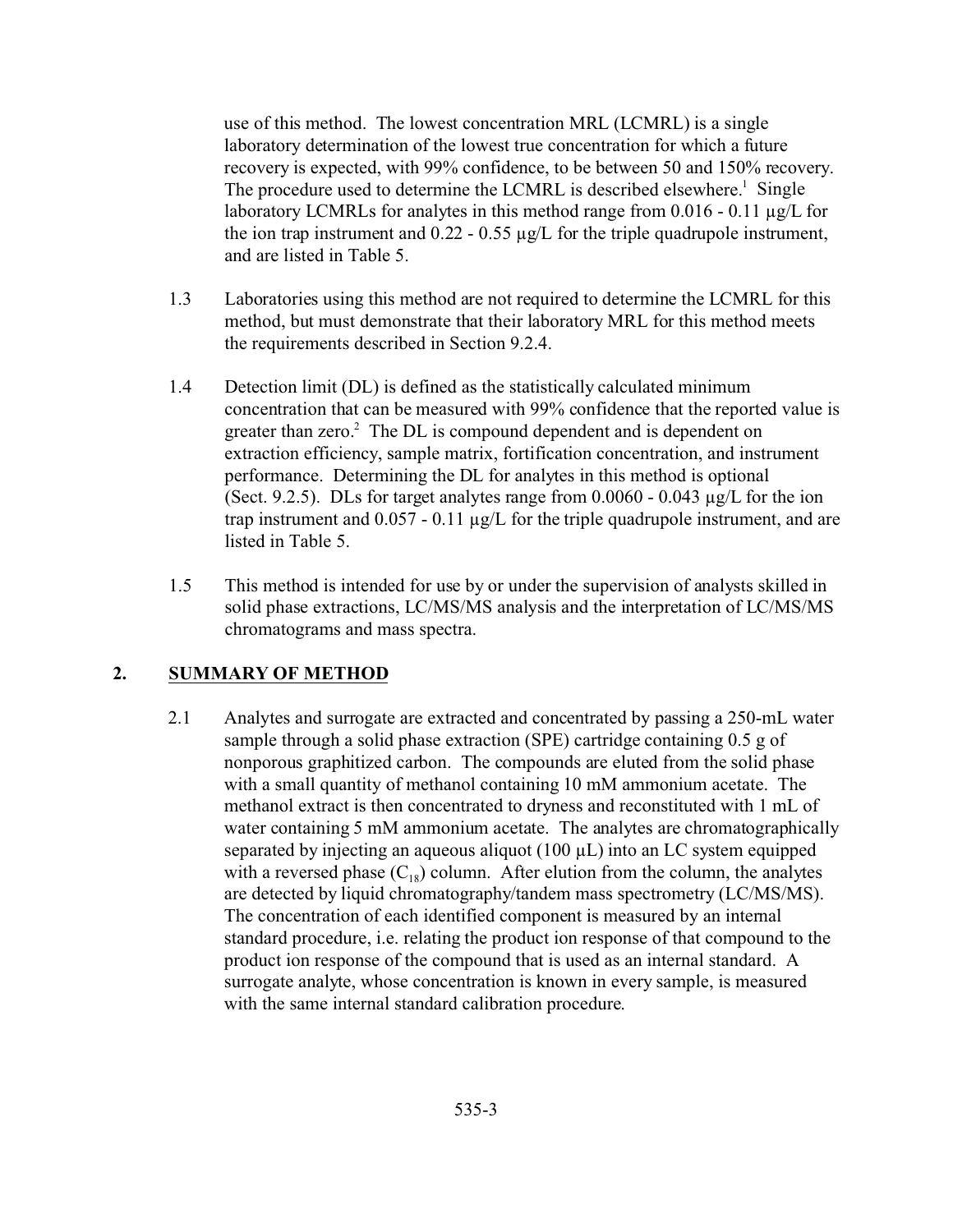use of this method. The lowest concentration MRL (LCMRL) is a single laboratory determination of the lowest true concentration for which a future recovery is expected, with 99% confidence, to be between 50 and 150% recovery. The procedure used to determine the LCMRL is described elsewhere.[1] Single laboratory LCMRLs for analytes in this method range from 0.016 - 0.11 µg/L for the ion trap instrument and 0.22 - 0.55 µg/L for the triple quadrupole instrument, and are listed in Table 5.

1.3 Laboratories using this method are not required to determine the LCMRL for this method, but must demonstrate that their laboratory MRL for this method meets the requirements described in Section 9.2.4.

1.4 Detection limit (DL) is defined as the statistically calculated minimum concentration that can be measured with 99% confidence that the reported value is greater than zero.[2] The DL is compound dependent and is dependent on extraction efficiency, sample matrix, fortification concentration, and instrument performance. Determining the DL for analytes in this method is optional (Sect. 9.2.5). DLs for target analytes range from 0.0060 - 0.043 µg/L for the ion trap instrument and 0.057 - 0.11 µg/L for the triple quadrupole instrument, and are listed in Table 5.

1.5 This method is intended for use by or under the supervision of analysts skilled in solid phase extractions, LC/MS/MS analysis and the interpretation of LC/MS/MS chromatograms and mass spectra.

## 2. SUMMARY OF METHOD

2.1 Analytes and surrogate are extracted and concentrated by passing a 250-mL water sample through a solid phase extraction (SPE) cartridge containing 0.5 g of nonporous graphitized carbon. The compounds are eluted from the solid phase with a small quantity of methanol containing 10 mM ammonium acetate. The methanol extract is then concentrated to dryness and reconstituted with 1 mL of water containing 5 mM ammonium acetate. The analytes are chromatographically separated by injecting an aqueous aliquot (100 µL) into an LC system equipped with a reversed phase ($C_{18}$) column. After elution from the column, the analytes are detected by liquid chromatography/tandem mass spectrometry (LC/MS/MS). The concentration of each identified component is measured by an internal standard procedure, i.e. relating the product ion response of that compound to the product ion response of the compound that is used as an internal standard. A surrogate analyte, whose concentration is known in every sample, is measured with the same internal standard calibration procedure.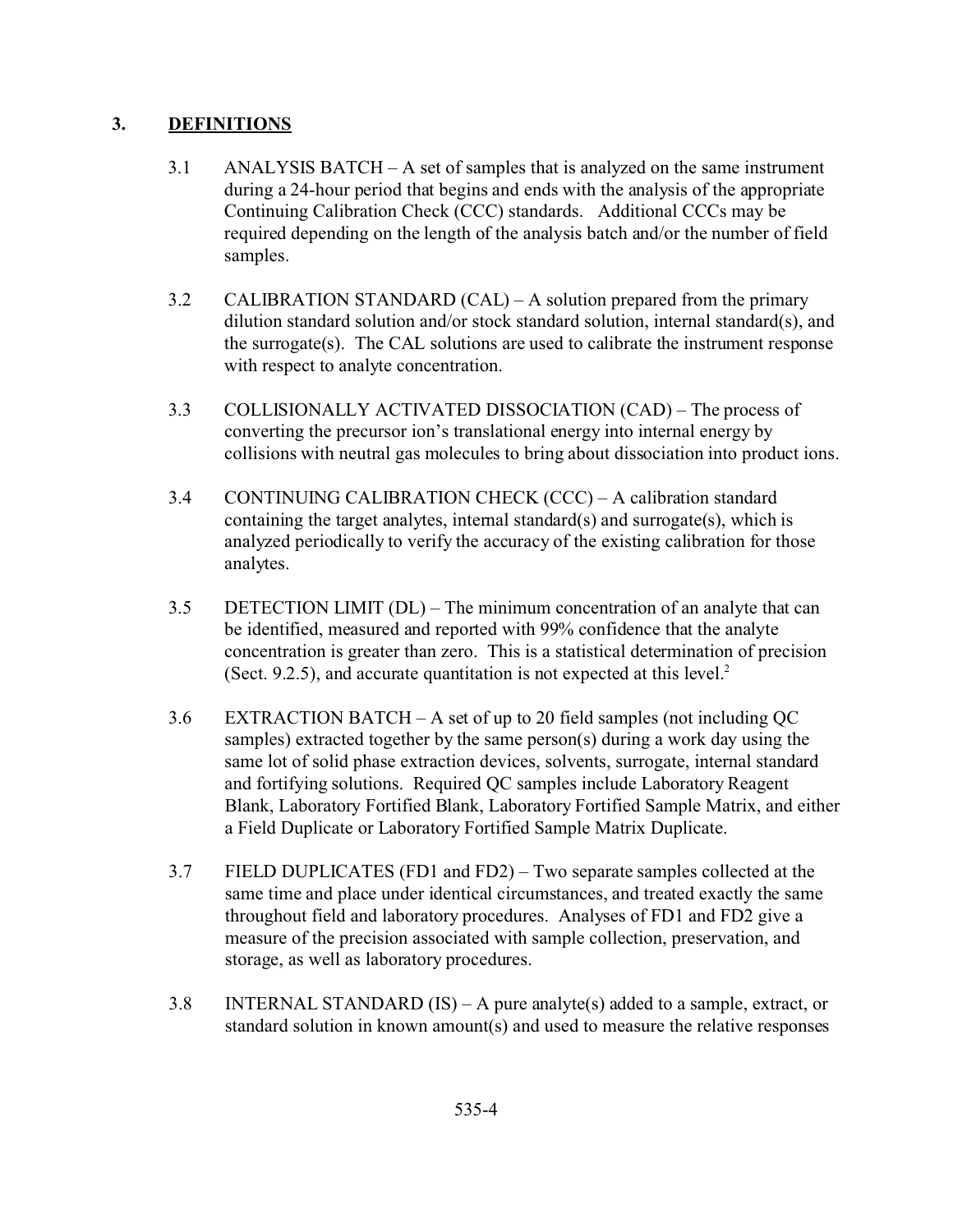## 3. DEFINITIONS

3.1 ANALYSIS BATCH – A set of samples that is analyzed on the same instrument during a 24-hour period that begins and ends with the analysis of the appropriate Continuing Calibration Check (CCC) standards. Additional CCCs may be required depending on the length of the analysis batch and/or the number of field samples.

3.2 CALIBRATION STANDARD (CAL) – A solution prepared from the primary dilution standard solution and/or stock standard solution, internal standard(s), and the surrogate(s). The CAL solutions are used to calibrate the instrument response with respect to analyte concentration.

3.3 COLLISIONALLY ACTIVATED DISSOCIATION (CAD) – The process of converting the precursor ion's translational energy into internal energy by collisions with neutral gas molecules to bring about dissociation into product ions.

3.4 CONTINUING CALIBRATION CHECK (CCC) – A calibration standard containing the target analytes, internal standard(s) and surrogate(s), which is analyzed periodically to verify the accuracy of the existing calibration for those analytes.

3.5 DETECTION LIMIT (DL) – The minimum concentration of an analyte that can be identified, measured and reported with 99% confidence that the analyte concentration is greater than zero. This is a statistical determination of precision (Sect. 9.2.5), and accurate quantitation is not expected at this level.[2]

3.6 EXTRACTION BATCH – A set of up to 20 field samples (not including QC samples) extracted together by the same person(s) during a work day using the same lot of solid phase extraction devices, solvents, surrogate, internal standard and fortifying solutions. Required QC samples include Laboratory Reagent Blank, Laboratory Fortified Blank, Laboratory Fortified Sample Matrix, and either a Field Duplicate or Laboratory Fortified Sample Matrix Duplicate.

3.7 FIELD DUPLICATES (FD1 and FD2) – Two separate samples collected at the same time and place under identical circumstances, and treated exactly the same throughout field and laboratory procedures. Analyses of FD1 and FD2 give a measure of the precision associated with sample collection, preservation, and storage, as well as laboratory procedures.

3.8 INTERNAL STANDARD (IS) – A pure analyte(s) added to a sample, extract, or standard solution in known amount(s) and used to measure the relative responses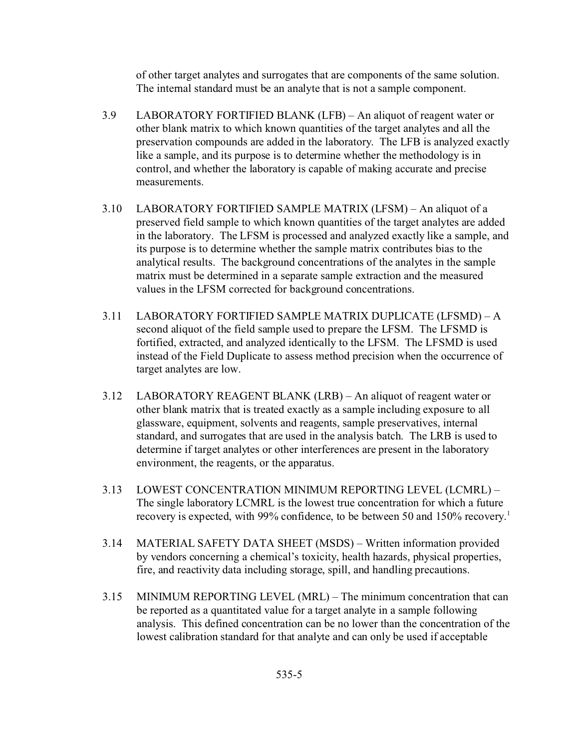of other target analytes and surrogates that are components of the same solution. The internal standard must be an analyte that is not a sample component.

3.9 LABORATORY FORTIFIED BLANK (LFB) – An aliquot of reagent water or other blank matrix to which known quantities of the target analytes and all the preservation compounds are added in the laboratory. The LFB is analyzed exactly like a sample, and its purpose is to determine whether the methodology is in control, and whether the laboratory is capable of making accurate and precise measurements.

3.10 LABORATORY FORTIFIED SAMPLE MATRIX (LFSM) – An aliquot of a preserved field sample to which known quantities of the target analytes are added in the laboratory. The LFSM is processed and analyzed exactly like a sample, and its purpose is to determine whether the sample matrix contributes bias to the analytical results. The background concentrations of the analytes in the sample matrix must be determined in a separate sample extraction and the measured values in the LFSM corrected for background concentrations.

3.11 LABORATORY FORTIFIED SAMPLE MATRIX DUPLICATE (LFSMD) – A second aliquot of the field sample used to prepare the LFSM. The LFSMD is fortified, extracted, and analyzed identically to the LFSM. The LFSMD is used instead of the Field Duplicate to assess method precision when the occurrence of target analytes are low.

3.12 LABORATORY REAGENT BLANK (LRB) – An aliquot of reagent water or other blank matrix that is treated exactly as a sample including exposure to all glassware, equipment, solvents and reagents, sample preservatives, internal standard, and surrogates that are used in the analysis batch. The LRB is used to determine if target analytes or other interferences are present in the laboratory environment, the reagents, or the apparatus.

3.13 LOWEST CONCENTRATION MINIMUM REPORTING LEVEL (LCMRL) – The single laboratory LCMRL is the lowest true concentration for which a future recovery is expected, with 99% confidence, to be between 50 and 150% recovery.[1]

3.14 MATERIAL SAFETY DATA SHEET (MSDS) – Written information provided by vendors concerning a chemical's toxicity, health hazards, physical properties, fire, and reactivity data including storage, spill, and handling precautions.

3.15 MINIMUM REPORTING LEVEL (MRL) – The minimum concentration that can be reported as a quantitated value for a target analyte in a sample following analysis. This defined concentration can be no lower than the concentration of the lowest calibration standard for that analyte and can only be used if acceptable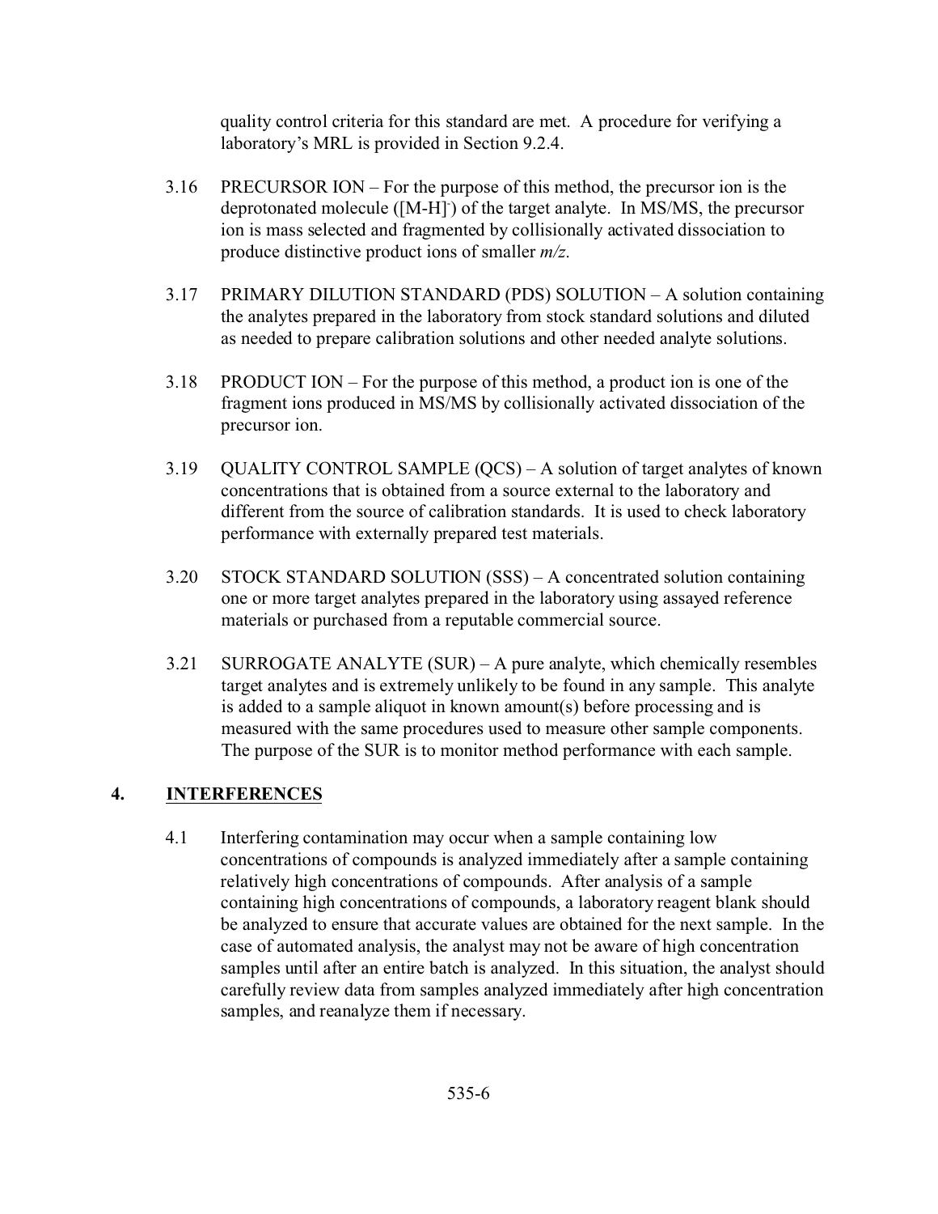quality control criteria for this standard are met. A procedure for verifying a laboratory's MRL is provided in Section 9.2.4.

3.16 PRECURSOR ION – For the purpose of this method, the precursor ion is the deprotonated molecule ($[M-H]^-$) of the target analyte. In MS/MS, the precursor ion is mass selected and fragmented by collisionally activated dissociation to produce distinctive product ions of smaller *m/z*.

3.17 PRIMARY DILUTION STANDARD (PDS) SOLUTION – A solution containing the analytes prepared in the laboratory from stock standard solutions and diluted as needed to prepare calibration solutions and other needed analyte solutions.

3.18 PRODUCT ION – For the purpose of this method, a product ion is one of the fragment ions produced in MS/MS by collisionally activated dissociation of the precursor ion.

3.19 QUALITY CONTROL SAMPLE (QCS) – A solution of target analytes of known concentrations that is obtained from a source external to the laboratory and different from the source of calibration standards. It is used to check laboratory performance with externally prepared test materials.

3.20 STOCK STANDARD SOLUTION (SSS) – A concentrated solution containing one or more target analytes prepared in the laboratory using assayed reference materials or purchased from a reputable commercial source.

3.21 SURROGATE ANALYTE (SUR) – A pure analyte, which chemically resembles target analytes and is extremely unlikely to be found in any sample. This analyte is added to a sample aliquot in known amount(s) before processing and is measured with the same procedures used to measure other sample components. The purpose of the SUR is to monitor method performance with each sample.

## 4. INTERFERENCES

4.1 Interfering contamination may occur when a sample containing low concentrations of compounds is analyzed immediately after a sample containing relatively high concentrations of compounds. After analysis of a sample containing high concentrations of compounds, a laboratory reagent blank should be analyzed to ensure that accurate values are obtained for the next sample. In the case of automated analysis, the analyst may not be aware of high concentration samples until after an entire batch is analyzed. In this situation, the analyst should carefully review data from samples analyzed immediately after high concentration samples, and reanalyze them if necessary.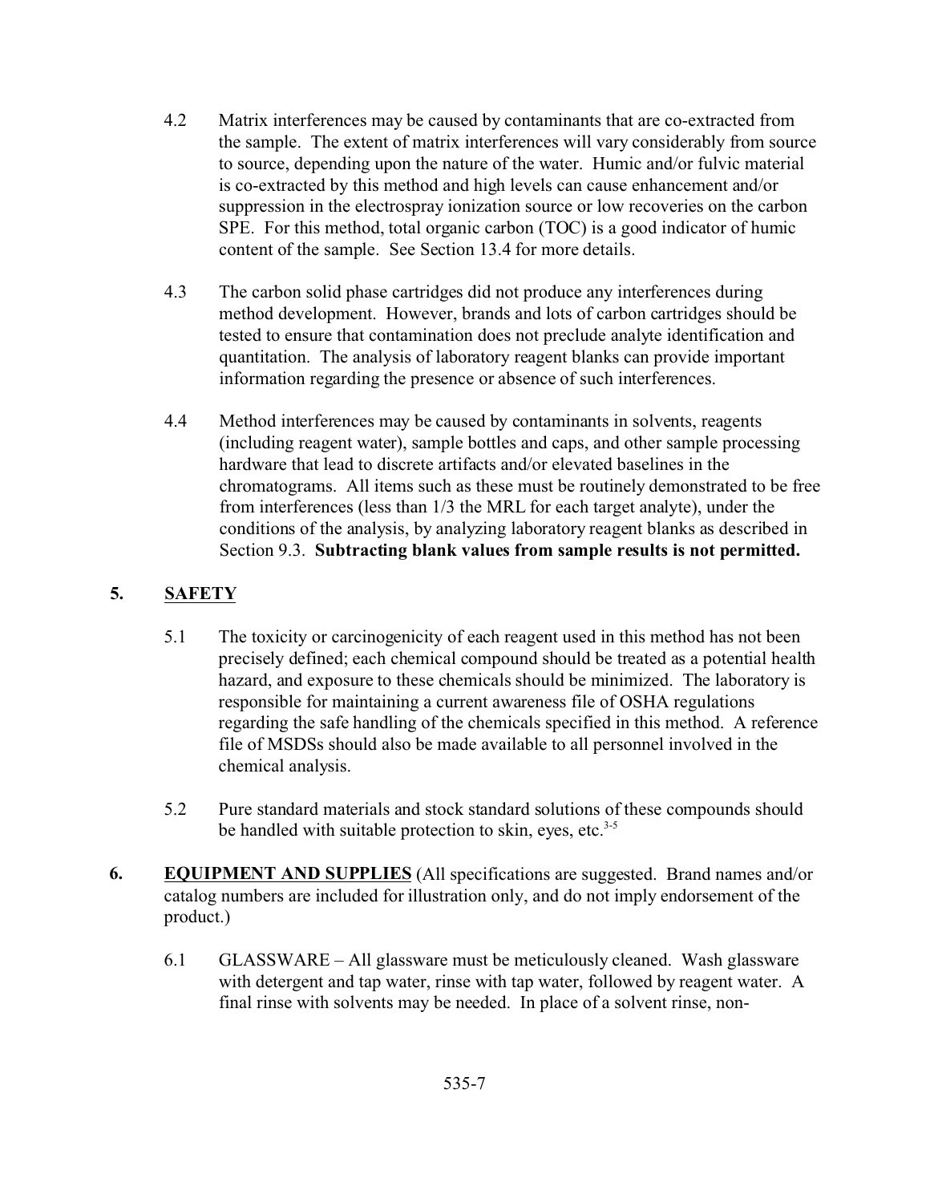4.2 Matrix interferences may be caused by contaminants that are co-extracted from the sample. The extent of matrix interferences will vary considerably from source to source, depending upon the nature of the water. Humic and/or fulvic material is co-extracted by this method and high levels can cause enhancement and/or suppression in the electrospray ionization source or low recoveries on the carbon SPE. For this method, total organic carbon (TOC) is a good indicator of humic content of the sample. See Section 13.4 for more details.

4.3 The carbon solid phase cartridges did not produce any interferences during method development. However, brands and lots of carbon cartridges should be tested to ensure that contamination does not preclude analyte identification and quantitation. The analysis of laboratory reagent blanks can provide important information regarding the presence or absence of such interferences.

4.4 Method interferences may be caused by contaminants in solvents, reagents (including reagent water), sample bottles and caps, and other sample processing hardware that lead to discrete artifacts and/or elevated baselines in the chromatograms. All items such as these must be routinely demonstrated to be free from interferences (less than 1/3 the MRL for each target analyte), under the conditions of the analysis, by analyzing laboratory reagent blanks as described in Section 9.3. **Subtracting blank values from sample results is not permitted.**

## 5. SAFETY

5.1 The toxicity or carcinogenicity of each reagent used in this method has not been precisely defined; each chemical compound should be treated as a potential health hazard, and exposure to these chemicals should be minimized. The laboratory is responsible for maintaining a current awareness file of OSHA regulations regarding the safe handling of the chemicals specified in this method. A reference file of MSDSs should also be made available to all personnel involved in the chemical analysis.

5.2 Pure standard materials and stock standard solutions of these compounds should be handled with suitable protection to skin, eyes, etc.[3-5]

## 6. EQUIPMENT AND SUPPLIES (All specifications are suggested. Brand names and/or catalog numbers are included for illustration only, and do not imply endorsement of the product.)

6.1 GLASSWARE – All glassware must be meticulously cleaned. Wash glassware with detergent and tap water, rinse with tap water, followed by reagent water. A final rinse with solvents may be needed. In place of a solvent rinse, non-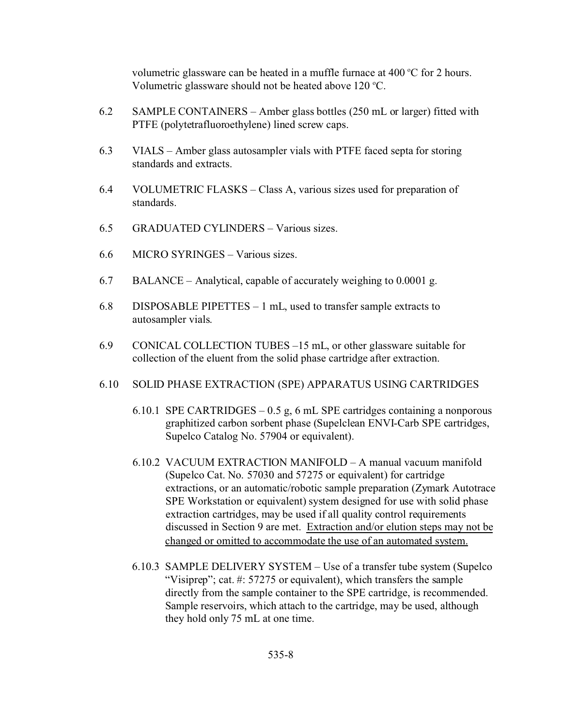volumetric glassware can be heated in a muffle furnace at 400 ºC for 2 hours. Volumetric glassware should not be heated above 120 ºC.

6.2 SAMPLE CONTAINERS – Amber glass bottles (250 mL or larger) fitted with PTFE (polytetrafluoroethylene) lined screw caps.

6.3 VIALS – Amber glass autosampler vials with PTFE faced septa for storing standards and extracts.

6.4 VOLUMETRIC FLASKS – Class A, various sizes used for preparation of standards.

6.5 GRADUATED CYLINDERS – Various sizes.

6.6 MICRO SYRINGES – Various sizes.

6.7 BALANCE – Analytical, capable of accurately weighing to 0.0001 g.

6.8 DISPOSABLE PIPETTES – 1 mL, used to transfer sample extracts to autosampler vials.

6.9 CONICAL COLLECTION TUBES –15 mL, or other glassware suitable for collection of the eluent from the solid phase cartridge after extraction.

6.10 SOLID PHASE EXTRACTION (SPE) APPARATUS USING CARTRIDGES

6.10.1 SPE CARTRIDGES – 0.5 g, 6 mL SPE cartridges containing a nonporous graphitized carbon sorbent phase (Supelclean ENVI-Carb SPE cartridges, Supelco Catalog No. 57904 or equivalent).

6.10.2 VACUUM EXTRACTION MANIFOLD – A manual vacuum manifold (Supelco Cat. No. 57030 and 57275 or equivalent) for cartridge extractions, or an automatic/robotic sample preparation (Zymark Autotrace SPE Workstation or equivalent) system designed for use with solid phase extraction cartridges, may be used if all quality control requirements discussed in Section 9 are met. <u>Extraction and/or elution steps may not be changed or omitted to accommodate the use of an automated system.</u>

6.10.3 SAMPLE DELIVERY SYSTEM – Use of a transfer tube system (Supelco "Visiprep"; cat. #: 57275 or equivalent), which transfers the sample directly from the sample container to the SPE cartridge, is recommended. Sample reservoirs, which attach to the cartridge, may be used, although they hold only 75 mL at one time.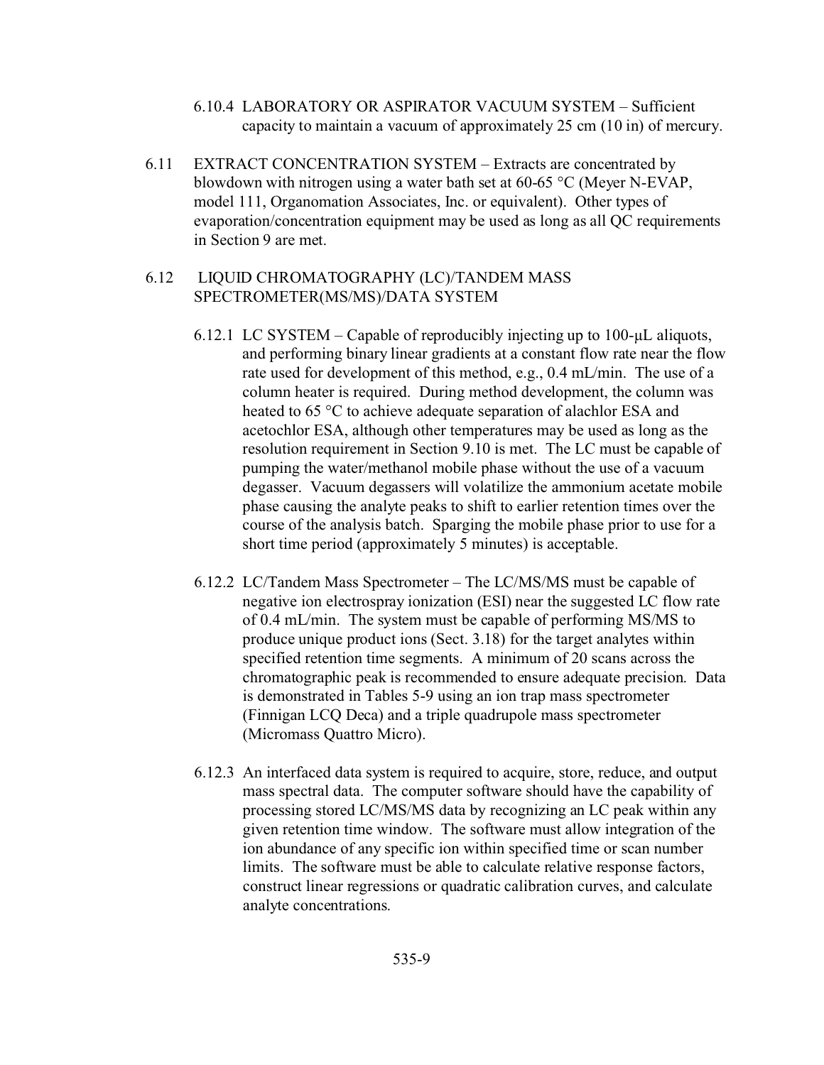6.10.4 LABORATORY OR ASPIRATOR VACUUM SYSTEM – Sufficient capacity to maintain a vacuum of approximately 25 cm (10 in) of mercury.

6.11 EXTRACT CONCENTRATION SYSTEM – Extracts are concentrated by blowdown with nitrogen using a water bath set at 60-65 °C (Meyer N-EVAP, model 111, Organomation Associates, Inc. or equivalent). Other types of evaporation/concentration equipment may be used as long as all QC requirements in Section 9 are met.

6.12 LIQUID CHROMATOGRAPHY (LC)/TANDEM MASS SPECTROMETER(MS/MS)/DATA SYSTEM

6.12.1 LC SYSTEM – Capable of reproducibly injecting up to 100-µL aliquots, and performing binary linear gradients at a constant flow rate near the flow rate used for development of this method, e.g., 0.4 mL/min. The use of a column heater is required. During method development, the column was heated to 65 °C to achieve adequate separation of alachlor ESA and acetochlor ESA, although other temperatures may be used as long as the resolution requirement in Section 9.10 is met. The LC must be capable of pumping the water/methanol mobile phase without the use of a vacuum degasser. Vacuum degassers will volatilize the ammonium acetate mobile phase causing the analyte peaks to shift to earlier retention times over the course of the analysis batch. Sparging the mobile phase prior to use for a short time period (approximately 5 minutes) is acceptable.

6.12.2 LC/Tandem Mass Spectrometer – The LC/MS/MS must be capable of negative ion electrospray ionization (ESI) near the suggested LC flow rate of 0.4 mL/min. The system must be capable of performing MS/MS to produce unique product ions (Sect. 3.18) for the target analytes within specified retention time segments. A minimum of 20 scans across the chromatographic peak is recommended to ensure adequate precision. Data is demonstrated in Tables 5-9 using an ion trap mass spectrometer (Finnigan LCQ Deca) and a triple quadrupole mass spectrometer (Micromass Quattro Micro).

6.12.3 An interfaced data system is required to acquire, store, reduce, and output mass spectral data. The computer software should have the capability of processing stored LC/MS/MS data by recognizing an LC peak within any given retention time window. The software must allow integration of the ion abundance of any specific ion within specified time or scan number limits. The software must be able to calculate relative response factors, construct linear regressions or quadratic calibration curves, and calculate analyte concentrations.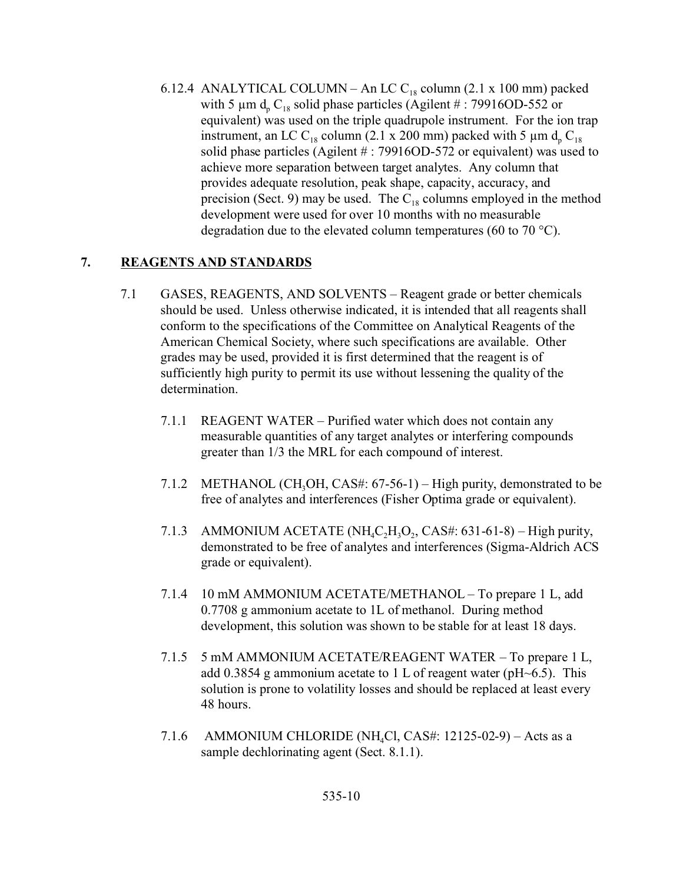6.12.4 ANALYTICAL COLUMN – An LC $C_{18}$ column (2.1 x 100 mm) packed with 5 µm $d_p$ $C_{18}$ solid phase particles (Agilent # : 79916OD-552 or equivalent) was used on the triple quadrupole instrument. For the ion trap instrument, an LC $C_{18}$ column (2.1 x 200 mm) packed with 5 µm $d_p$ $C_{18}$ solid phase particles (Agilent # : 79916OD-572 or equivalent) was used to achieve more separation between target analytes. Any column that provides adequate resolution, peak shape, capacity, accuracy, and precision (Sect. 9) may be used. The $C_{18}$ columns employed in the method development were used for over 10 months with no measurable degradation due to the elevated column temperatures (60 to 70 °C).

## 7. REAGENTS AND STANDARDS

7.1 GASES, REAGENTS, AND SOLVENTS – Reagent grade or better chemicals should be used. Unless otherwise indicated, it is intended that all reagents shall conform to the specifications of the Committee on Analytical Reagents of the American Chemical Society, where such specifications are available. Other grades may be used, provided it is first determined that the reagent is of sufficiently high purity to permit its use without lessening the quality of the determination.

7.1.1 REAGENT WATER – Purified water which does not contain any measurable quantities of any target analytes or interfering compounds greater than 1/3 the MRL for each compound of interest.

7.1.2 METHANOL ($CH_3OH$, CAS#: 67-56-1) – High purity, demonstrated to be free of analytes and interferences (Fisher Optima grade or equivalent).

7.1.3 AMMONIUM ACETATE ($NH_4C_2H_3O_2$, CAS#: 631-61-8) – High purity, demonstrated to be free of analytes and interferences (Sigma-Aldrich ACS grade or equivalent).

7.1.4 10 mM AMMONIUM ACETATE/METHANOL – To prepare 1 L, add 0.7708 g ammonium acetate to 1L of methanol. During method development, this solution was shown to be stable for at least 18 days.

7.1.5 5 mM AMMONIUM ACETATE/REAGENT WATER – To prepare 1 L, add 0.3854 g ammonium acetate to 1 L of reagent water (pH~6.5). This solution is prone to volatility losses and should be replaced at least every 48 hours.

7.1.6 AMMONIUM CHLORIDE ($NH_4Cl$, CAS#: 12125-02-9) – Acts as a sample dechlorinating agent (Sect. 8.1.1).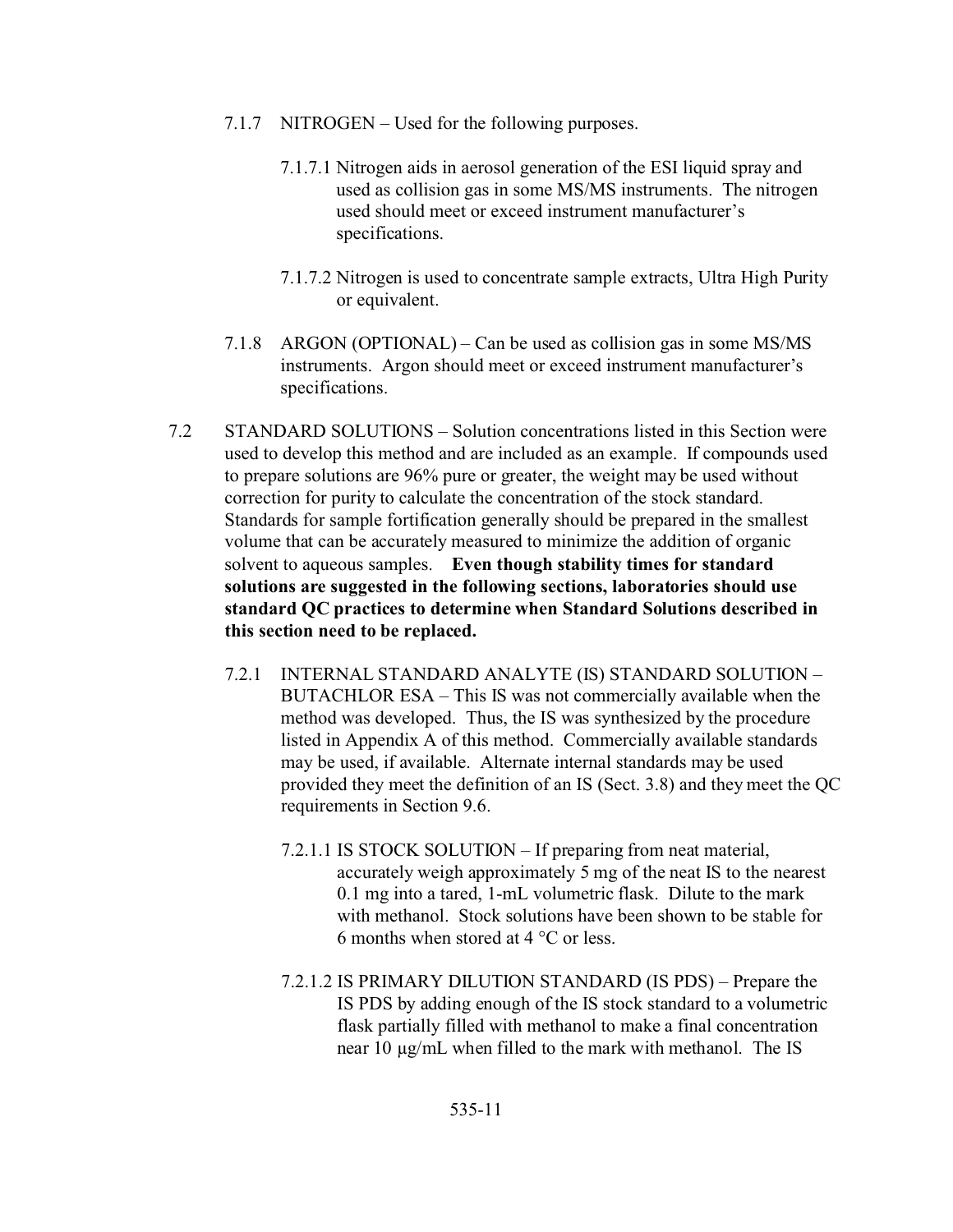7.1.7 NITROGEN – Used for the following purposes.

7.1.7.1 Nitrogen aids in aerosol generation of the ESI liquid spray and used as collision gas in some MS/MS instruments. The nitrogen used should meet or exceed instrument manufacturer's specifications.

7.1.7.2 Nitrogen is used to concentrate sample extracts, Ultra High Purity or equivalent.

7.1.8 ARGON (OPTIONAL) – Can be used as collision gas in some MS/MS instruments. Argon should meet or exceed instrument manufacturer's specifications.

7.2 STANDARD SOLUTIONS – Solution concentrations listed in this Section were used to develop this method and are included as an example. If compounds used to prepare solutions are 96% pure or greater, the weight may be used without correction for purity to calculate the concentration of the stock standard. Standards for sample fortification generally should be prepared in the smallest volume that can be accurately measured to minimize the addition of organic solvent to aqueous samples. **Even though stability times for standard solutions are suggested in the following sections, laboratories should use standard QC practices to determine when Standard Solutions described in this section need to be replaced.**

7.2.1 INTERNAL STANDARD ANALYTE (IS) STANDARD SOLUTION – BUTACHLOR ESA – This IS was not commercially available when the method was developed. Thus, the IS was synthesized by the procedure listed in Appendix A of this method. Commercially available standards may be used, if available. Alternate internal standards may be used provided they meet the definition of an IS (Sect. 3.8) and they meet the QC requirements in Section 9.6.

7.2.1.1 IS STOCK SOLUTION – If preparing from neat material, accurately weigh approximately 5 mg of the neat IS to the nearest 0.1 mg into a tared, 1-mL volumetric flask. Dilute to the mark with methanol. Stock solutions have been shown to be stable for 6 months when stored at 4 °C or less.

7.2.1.2 IS PRIMARY DILUTION STANDARD (IS PDS) – Prepare the IS PDS by adding enough of the IS stock standard to a volumetric flask partially filled with methanol to make a final concentration near 10 µg/mL when filled to the mark with methanol. The IS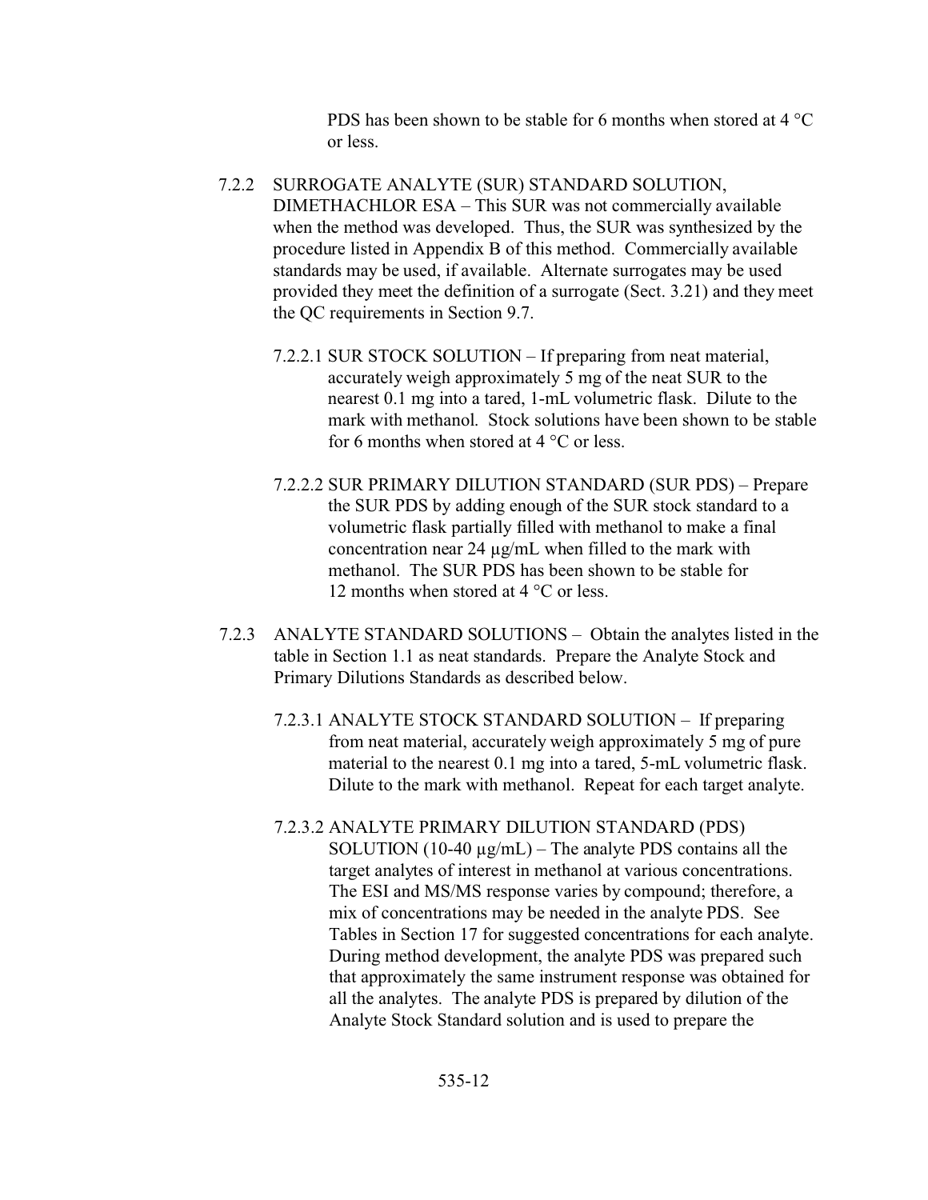PDS has been shown to be stable for 6 months when stored at 4 °C or less.

7.2.2 SURROGATE ANALYTE (SUR) STANDARD SOLUTION, DIMETHACHLOR ESA – This SUR was not commercially available when the method was developed. Thus, the SUR was synthesized by the procedure listed in Appendix B of this method. Commercially available standards may be used, if available. Alternate surrogates may be used provided they meet the definition of a surrogate (Sect. 3.21) and they meet the QC requirements in Section 9.7.

7.2.2.1 SUR STOCK SOLUTION – If preparing from neat material, accurately weigh approximately 5 mg of the neat SUR to the nearest 0.1 mg into a tared, 1-mL volumetric flask. Dilute to the mark with methanol. Stock solutions have been shown to be stable for 6 months when stored at 4 °C or less.

7.2.2.2 SUR PRIMARY DILUTION STANDARD (SUR PDS) – Prepare the SUR PDS by adding enough of the SUR stock standard to a volumetric flask partially filled with methanol to make a final concentration near 24 µg/mL when filled to the mark with methanol. The SUR PDS has been shown to be stable for 12 months when stored at 4 °C or less.

7.2.3 ANALYTE STANDARD SOLUTIONS – Obtain the analytes listed in the table in Section 1.1 as neat standards. Prepare the Analyte Stock and Primary Dilutions Standards as described below.

7.2.3.1 ANALYTE STOCK STANDARD SOLUTION – If preparing from neat material, accurately weigh approximately 5 mg of pure material to the nearest 0.1 mg into a tared, 5-mL volumetric flask. Dilute to the mark with methanol. Repeat for each target analyte.

7.2.3.2 ANALYTE PRIMARY DILUTION STANDARD (PDS) SOLUTION (10-40 µg/mL) – The analyte PDS contains all the target analytes of interest in methanol at various concentrations. The ESI and MS/MS response varies by compound; therefore, a mix of concentrations may be needed in the analyte PDS. See Tables in Section 17 for suggested concentrations for each analyte. During method development, the analyte PDS was prepared such that approximately the same instrument response was obtained for all the analytes. The analyte PDS is prepared by dilution of the Analyte Stock Standard solution and is used to prepare the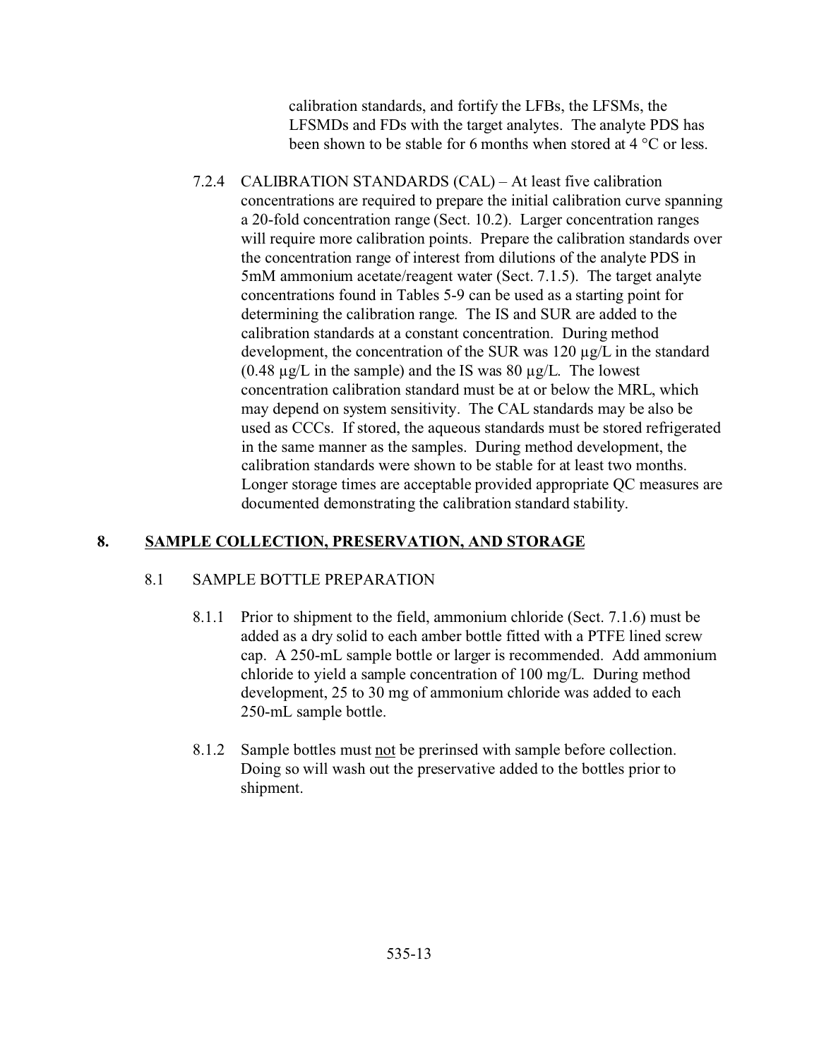calibration standards, and fortify the LFBs, the LFSMs, the LFSMDs and FDs with the target analytes. The analyte PDS has been shown to be stable for 6 months when stored at 4 °C or less.

7.2.4 CALIBRATION STANDARDS (CAL) – At least five calibration concentrations are required to prepare the initial calibration curve spanning a 20-fold concentration range (Sect. 10.2). Larger concentration ranges will require more calibration points. Prepare the calibration standards over the concentration range of interest from dilutions of the analyte PDS in 5mM ammonium acetate/reagent water (Sect. 7.1.5). The target analyte concentrations found in Tables 5-9 can be used as a starting point for determining the calibration range. The IS and SUR are added to the calibration standards at a constant concentration. During method development, the concentration of the SUR was 120 µg/L in the standard (0.48 µg/L in the sample) and the IS was 80 µg/L. The lowest concentration calibration standard must be at or below the MRL, which may depend on system sensitivity. The CAL standards may be also be used as CCCs. If stored, the aqueous standards must be stored refrigerated in the same manner as the samples. During method development, the calibration standards were shown to be stable for at least two months. Longer storage times are acceptable provided appropriate QC measures are documented demonstrating the calibration standard stability.

## 8. SAMPLE COLLECTION, PRESERVATION, AND STORAGE

### 8.1 SAMPLE BOTTLE PREPARATION

8.1.1 Prior to shipment to the field, ammonium chloride (Sect. 7.1.6) must be added as a dry solid to each amber bottle fitted with a PTFE lined screw cap. A 250-mL sample bottle or larger is recommended. Add ammonium chloride to yield a sample concentration of 100 mg/L. During method development, 25 to 30 mg of ammonium chloride was added to each 250-mL sample bottle.

8.1.2 Sample bottles must not be prerinsed with sample before collection. Doing so will wash out the preservative added to the bottles prior to shipment.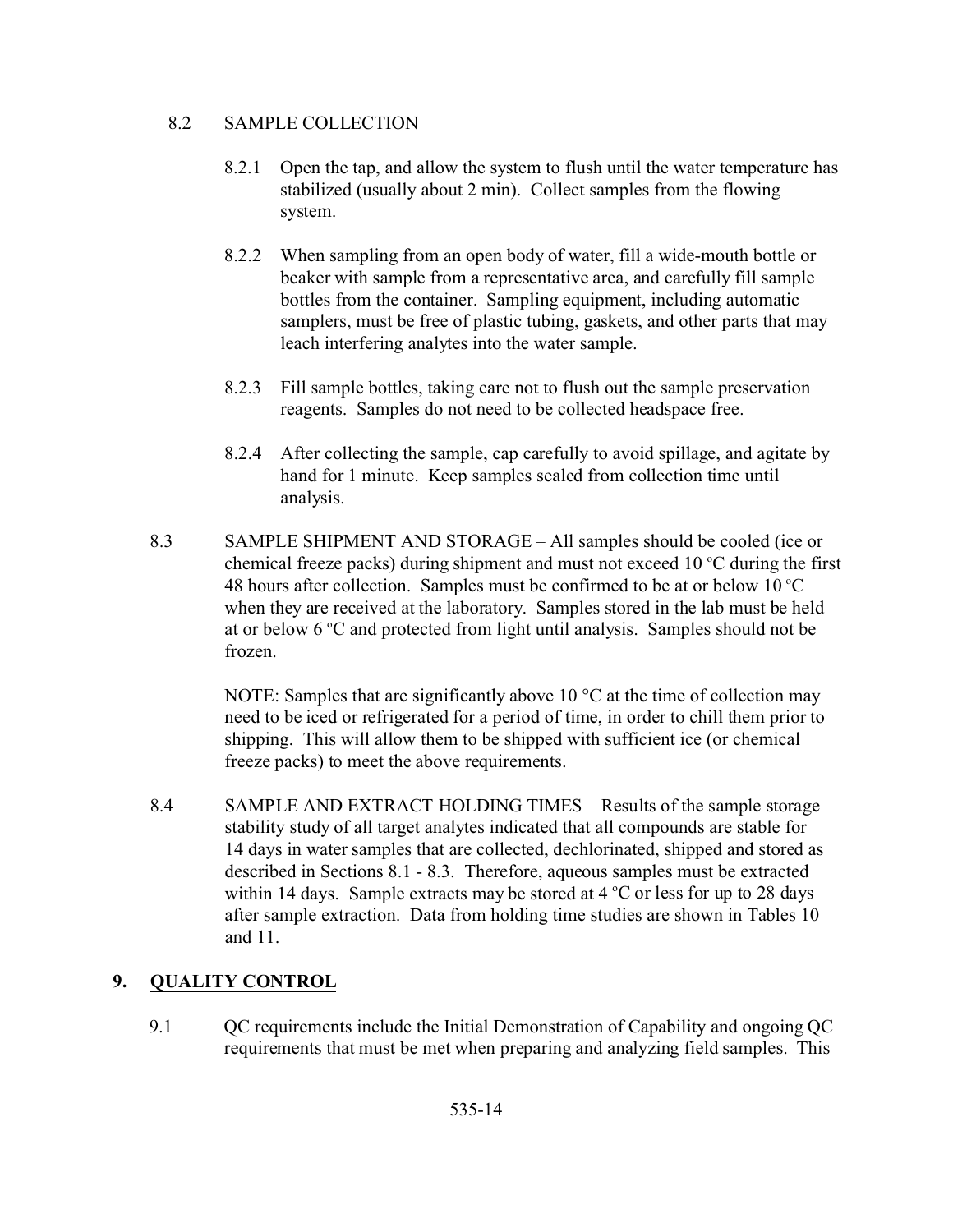8.2 SAMPLE COLLECTION

8.2.1 Open the tap, and allow the system to flush until the water temperature has stabilized (usually about 2 min). Collect samples from the flowing system.

8.2.2 When sampling from an open body of water, fill a wide-mouth bottle or beaker with sample from a representative area, and carefully fill sample bottles from the container. Sampling equipment, including automatic samplers, must be free of plastic tubing, gaskets, and other parts that may leach interfering analytes into the water sample.

8.2.3 Fill sample bottles, taking care not to flush out the sample preservation reagents. Samples do not need to be collected headspace free.

8.2.4 After collecting the sample, cap carefully to avoid spillage, and agitate by hand for 1 minute. Keep samples sealed from collection time until analysis.

8.3 SAMPLE SHIPMENT AND STORAGE – All samples should be cooled (ice or chemical freeze packs) during shipment and must not exceed 10 ºC during the first 48 hours after collection. Samples must be confirmed to be at or below 10 ºC when they are received at the laboratory. Samples stored in the lab must be held at or below 6 ºC and protected from light until analysis. Samples should not be frozen.

NOTE: Samples that are significantly above 10 °C at the time of collection may need to be iced or refrigerated for a period of time, in order to chill them prior to shipping. This will allow them to be shipped with sufficient ice (or chemical freeze packs) to meet the above requirements.

8.4 SAMPLE AND EXTRACT HOLDING TIMES – Results of the sample storage stability study of all target analytes indicated that all compounds are stable for 14 days in water samples that are collected, dechlorinated, shipped and stored as described in Sections 8.1 - 8.3. Therefore, aqueous samples must be extracted within 14 days. Sample extracts may be stored at 4 ºC or less for up to 28 days after sample extraction. Data from holding time studies are shown in Tables 10 and 11.

## 9. <u>QUALITY CONTROL</u>

9.1 QC requirements include the Initial Demonstration of Capability and ongoing QC requirements that must be met when preparing and analyzing field samples. This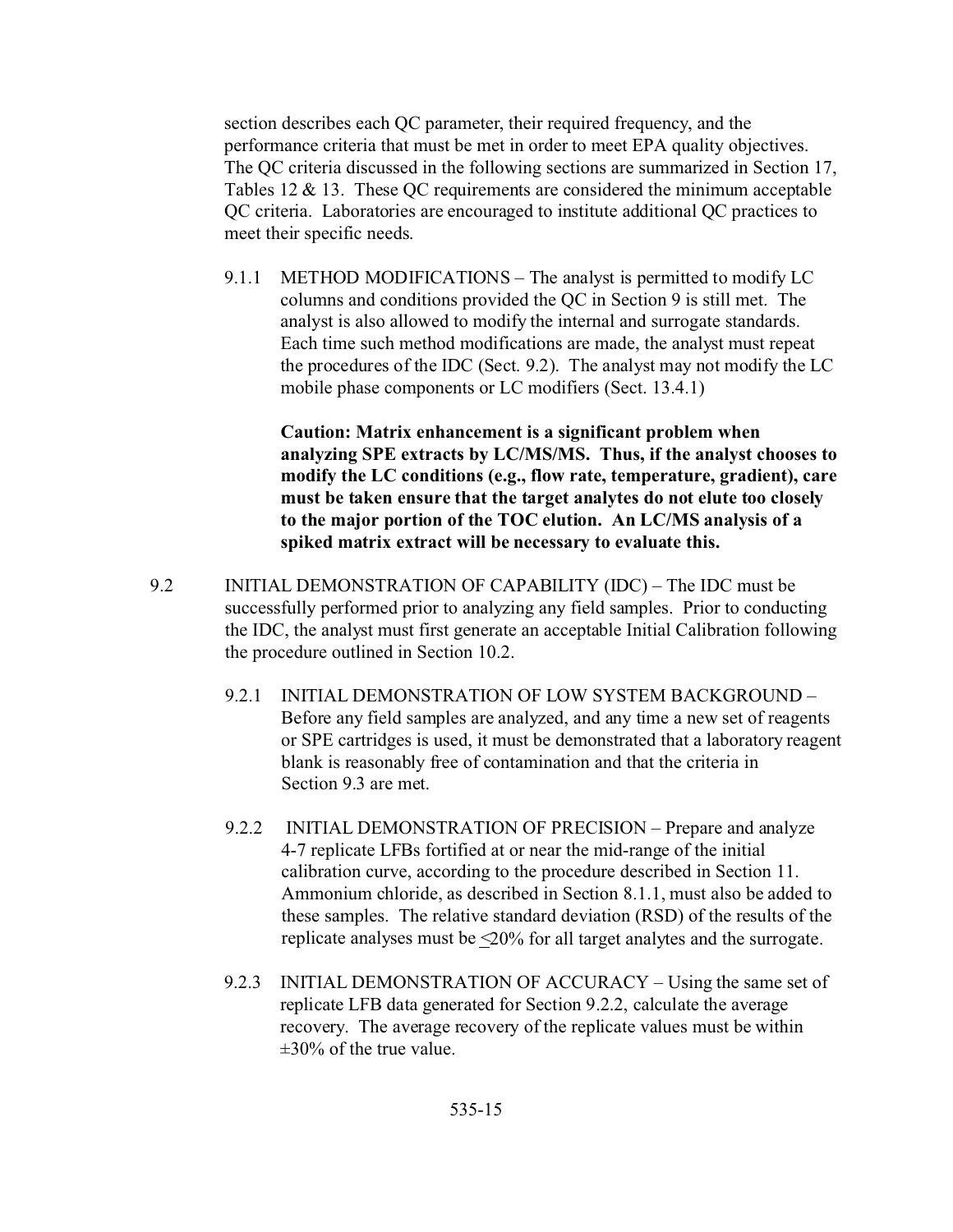section describes each QC parameter, their required frequency, and the performance criteria that must be met in order to meet EPA quality objectives. The QC criteria discussed in the following sections are summarized in Section 17, Tables 12 & 13. These QC requirements are considered the minimum acceptable QC criteria. Laboratories are encouraged to institute additional QC practices to meet their specific needs.

9.1.1 METHOD MODIFICATIONS – The analyst is permitted to modify LC columns and conditions provided the QC in Section 9 is still met. The analyst is also allowed to modify the internal and surrogate standards. Each time such method modifications are made, the analyst must repeat the procedures of the IDC (Sect. 9.2). The analyst may not modify the LC mobile phase components or LC modifiers (Sect. 13.4.1)

**Caution: Matrix enhancement is a significant problem when analyzing SPE extracts by LC/MS/MS. Thus, if the analyst chooses to modify the LC conditions (e.g., flow rate, temperature, gradient), care must be taken ensure that the target analytes do not elute too closely to the major portion of the TOC elution. An LC/MS analysis of a spiked matrix extract will be necessary to evaluate this.**

9.2 INITIAL DEMONSTRATION OF CAPABILITY (IDC) – The IDC must be successfully performed prior to analyzing any field samples. Prior to conducting the IDC, the analyst must first generate an acceptable Initial Calibration following the procedure outlined in Section 10.2.

9.2.1 INITIAL DEMONSTRATION OF LOW SYSTEM BACKGROUND – Before any field samples are analyzed, and any time a new set of reagents or SPE cartridges is used, it must be demonstrated that a laboratory reagent blank is reasonably free of contamination and that the criteria in Section 9.3 are met.

9.2.2 INITIAL DEMONSTRATION OF PRECISION – Prepare and analyze 4-7 replicate LFBs fortified at or near the mid-range of the initial calibration curve, according to the procedure described in Section 11. Ammonium chloride, as described in Section 8.1.1, must also be added to these samples. The relative standard deviation (RSD) of the results of the replicate analyses must be $\leq$20% for all target analytes and the surrogate.

9.2.3 INITIAL DEMONSTRATION OF ACCURACY – Using the same set of replicate LFB data generated for Section 9.2.2, calculate the average recovery. The average recovery of the replicate values must be within ±30% of the true value.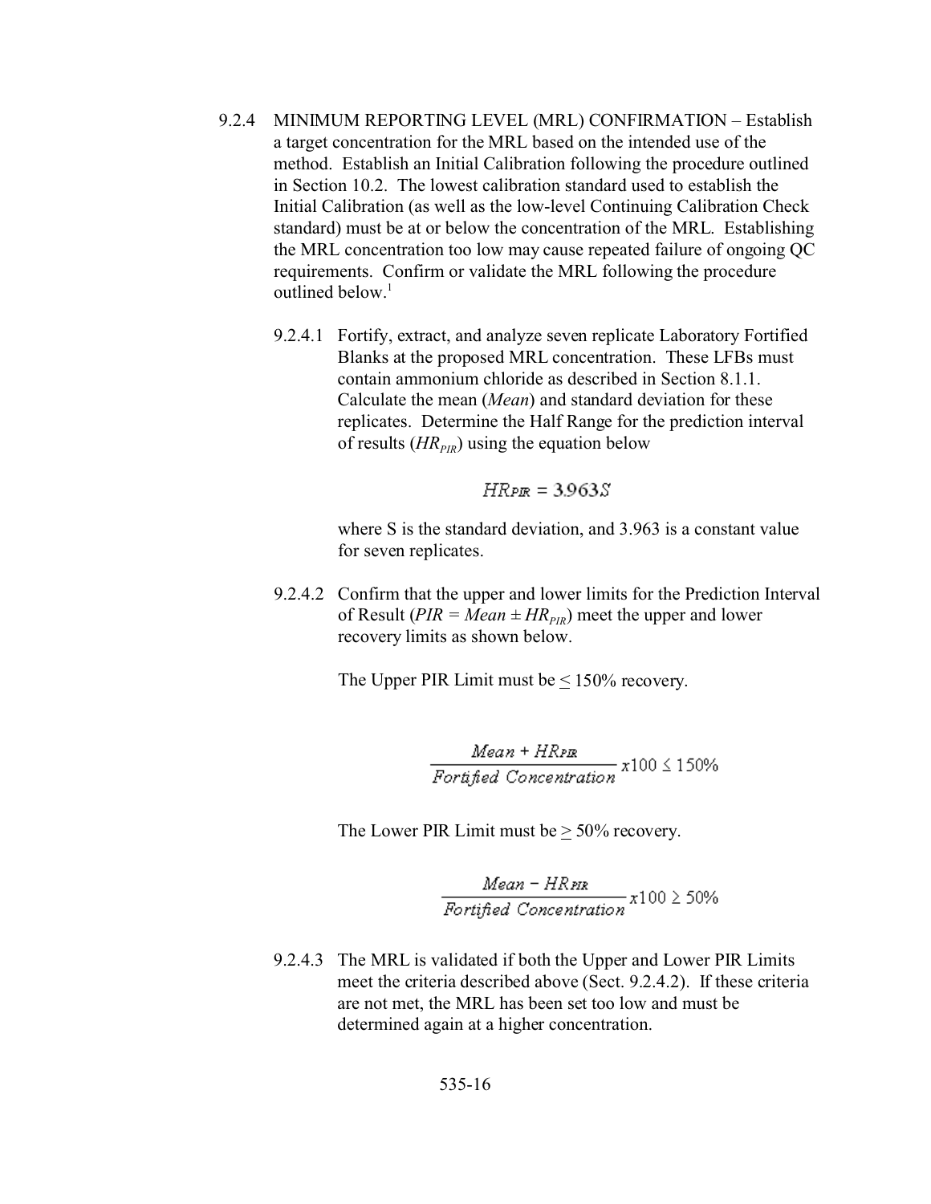9.2.4 MINIMUM REPORTING LEVEL (MRL) CONFIRMATION – Establish a target concentration for the MRL based on the intended use of the method. Establish an Initial Calibration following the procedure outlined in Section 10.2. The lowest calibration standard used to establish the Initial Calibration (as well as the low-level Continuing Calibration Check standard) must be at or below the concentration of the MRL. Establishing the MRL concentration too low may cause repeated failure of ongoing QC requirements. Confirm or validate the MRL following the procedure outlined below.[1]

9.2.4.1 Fortify, extract, and analyze seven replicate Laboratory Fortified Blanks at the proposed MRL concentration. These LFBs must contain ammonium chloride as described in Section 8.1.1. Calculate the mean (*Mean*) and standard deviation for these replicates. Determine the Half Range for the prediction interval of results ($HR_{PIR}$) using the equation below

$$HR_{PIR} = 3.963S$$

where S is the standard deviation, and 3.963 is a constant value for seven replicates.

9.2.4.2 Confirm that the upper and lower limits for the Prediction Interval of Result ($PIR = Mean \pm HR_{PIR}$) meet the upper and lower recovery limits as shown below.

The Upper PIR Limit must be ≤ 150% recovery.

$$\frac{Mean + HR_{PIR}}{Fortified\ Concentration} x100 \leq 150\%$$

The Lower PIR Limit must be ≥ 50% recovery.

$$\frac{Mean - HR_{PIR}}{Fortified\ Concentration} x100 \geq 50\%$$

9.2.4.3 The MRL is validated if both the Upper and Lower PIR Limits meet the criteria described above (Sect. 9.2.4.2). If these criteria are not met, the MRL has been set too low and must be determined again at a higher concentration.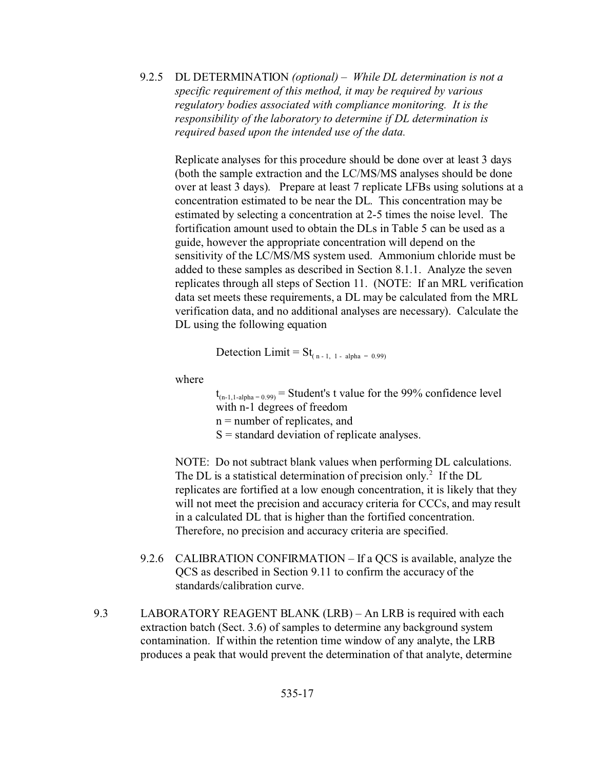9.2.5 DL DETERMINATION *(optional) – While DL determination is not a specific requirement of this method, it may be required by various regulatory bodies associated with compliance monitoring. It is the responsibility of the laboratory to determine if DL determination is required based upon the intended use of the data.*

Replicate analyses for this procedure should be done over at least 3 days (both the sample extraction and the LC/MS/MS analyses should be done over at least 3 days). Prepare at least 7 replicate LFBs using solutions at a concentration estimated to be near the DL. This concentration may be estimated by selecting a concentration at 2-5 times the noise level. The fortification amount used to obtain the DLs in Table 5 can be used as a guide, however the appropriate concentration will depend on the sensitivity of the LC/MS/MS system used. Ammonium chloride must be added to these samples as described in Section 8.1.1. Analyze the seven replicates through all steps of Section 11. (NOTE: If an MRL verification data set meets these requirements, a DL may be calculated from the MRL verification data, and no additional analyses are necessary). Calculate the DL using the following equation

$$\text{Detection Limit} = St_{(n-1,\ 1-\text{alpha}\ =\ 0.99)}$$

where

$t_{(n-1, 1-\text{alpha} = 0.99)}$ = Student's t value for the 99% confidence level with n-1 degrees of freedom
n = number of replicates, and
S = standard deviation of replicate analyses.

NOTE: Do not subtract blank values when performing DL calculations. The DL is a statistical determination of precision only.[2] If the DL replicates are fortified at a low enough concentration, it is likely that they will not meet the precision and accuracy criteria for CCCs, and may result in a calculated DL that is higher than the fortified concentration. Therefore, no precision and accuracy criteria are specified.

9.2.6 CALIBRATION CONFIRMATION – If a QCS is available, analyze the QCS as described in Section 9.11 to confirm the accuracy of the standards/calibration curve.

9.3 LABORATORY REAGENT BLANK (LRB) – An LRB is required with each extraction batch (Sect. 3.6) of samples to determine any background system contamination. If within the retention time window of any analyte, the LRB produces a peak that would prevent the determination of that analyte, determine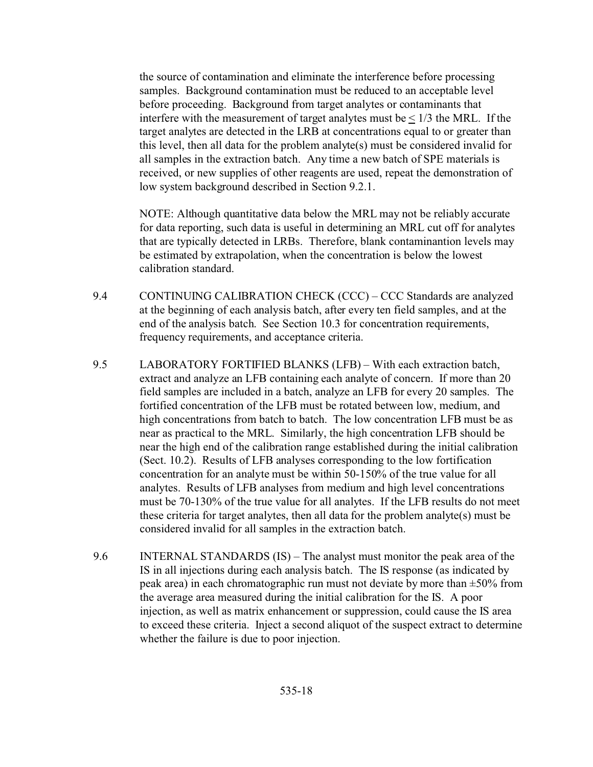the source of contamination and eliminate the interference before processing samples. Background contamination must be reduced to an acceptable level before proceeding. Background from target analytes or contaminants that interfere with the measurement of target analytes must be $\leq$ 1/3 the MRL. If the target analytes are detected in the LRB at concentrations equal to or greater than this level, then all data for the problem analyte(s) must be considered invalid for all samples in the extraction batch. Any time a new batch of SPE materials is received, or new supplies of other reagents are used, repeat the demonstration of low system background described in Section 9.2.1.

NOTE: Although quantitative data below the MRL may not be reliably accurate for data reporting, such data is useful in determining an MRL cut off for analytes that are typically detected in LRBs. Therefore, blank contaminantion levels may be estimated by extrapolation, when the concentration is below the lowest calibration standard.

9.4 CONTINUING CALIBRATION CHECK (CCC) – CCC Standards are analyzed at the beginning of each analysis batch, after every ten field samples, and at the end of the analysis batch. See Section 10.3 for concentration requirements, frequency requirements, and acceptance criteria.

9.5 LABORATORY FORTIFIED BLANKS (LFB) – With each extraction batch, extract and analyze an LFB containing each analyte of concern. If more than 20 field samples are included in a batch, analyze an LFB for every 20 samples. The fortified concentration of the LFB must be rotated between low, medium, and high concentrations from batch to batch. The low concentration LFB must be as near as practical to the MRL. Similarly, the high concentration LFB should be near the high end of the calibration range established during the initial calibration (Sect. 10.2). Results of LFB analyses corresponding to the low fortification concentration for an analyte must be within 50-150% of the true value for all analytes. Results of LFB analyses from medium and high level concentrations must be 70-130% of the true value for all analytes. If the LFB results do not meet these criteria for target analytes, then all data for the problem analyte(s) must be considered invalid for all samples in the extraction batch.

9.6 INTERNAL STANDARDS (IS) – The analyst must monitor the peak area of the IS in all injections during each analysis batch. The IS response (as indicated by peak area) in each chromatographic run must not deviate by more than ±50% from the average area measured during the initial calibration for the IS. A poor injection, as well as matrix enhancement or suppression, could cause the IS area to exceed these criteria. Inject a second aliquot of the suspect extract to determine whether the failure is due to poor injection.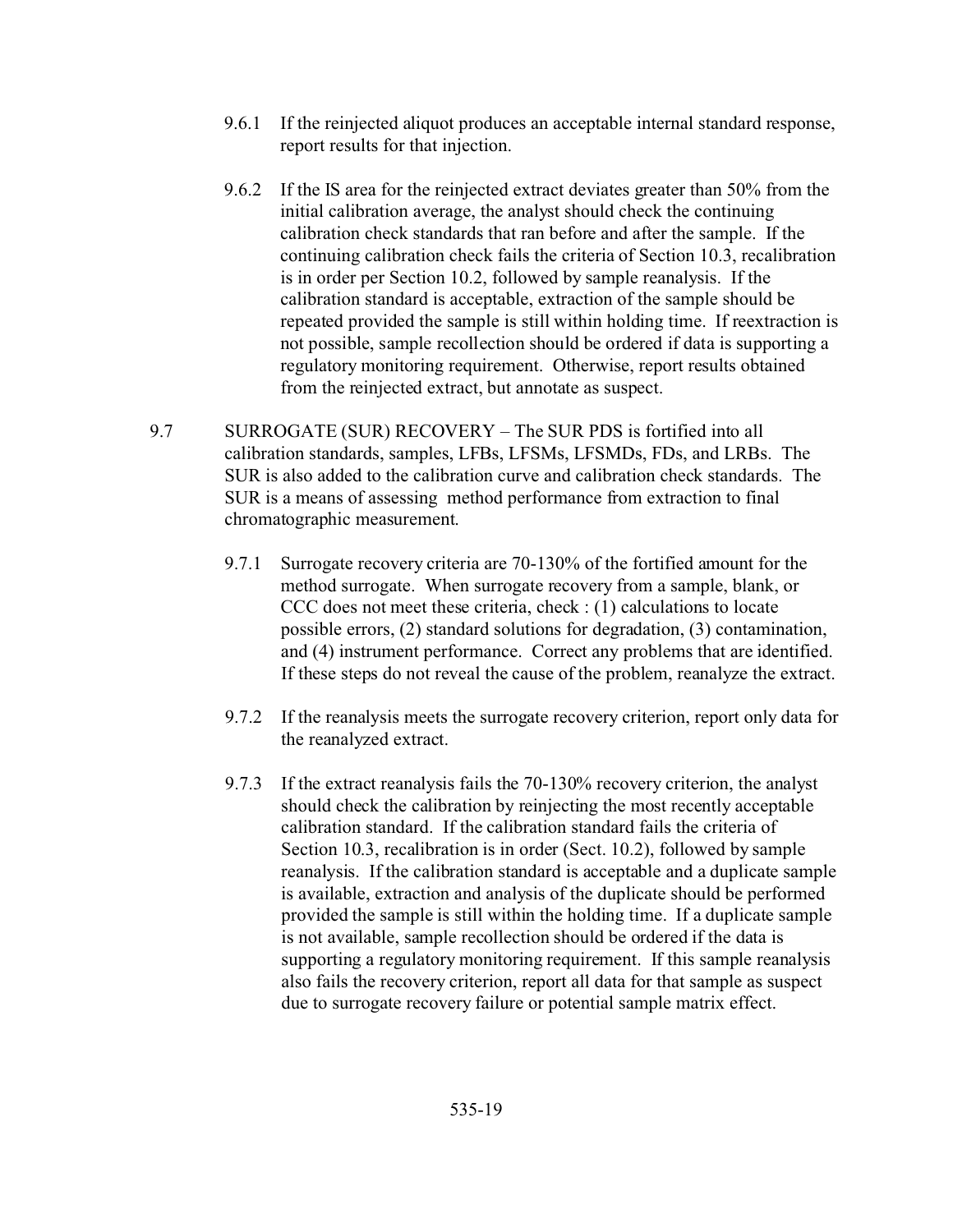9.6.1 If the reinjected aliquot produces an acceptable internal standard response, report results for that injection.

9.6.2 If the IS area for the reinjected extract deviates greater than 50% from the initial calibration average, the analyst should check the continuing calibration check standards that ran before and after the sample. If the continuing calibration check fails the criteria of Section 10.3, recalibration is in order per Section 10.2, followed by sample reanalysis. If the calibration standard is acceptable, extraction of the sample should be repeated provided the sample is still within holding time. If reextraction is not possible, sample recollection should be ordered if data is supporting a regulatory monitoring requirement. Otherwise, report results obtained from the reinjected extract, but annotate as suspect.

9.7 SURROGATE (SUR) RECOVERY – The SUR PDS is fortified into all calibration standards, samples, LFBs, LFSMs, LFSMDs, FDs, and LRBs. The SUR is also added to the calibration curve and calibration check standards. The SUR is a means of assessing method performance from extraction to final chromatographic measurement.

9.7.1 Surrogate recovery criteria are 70-130% of the fortified amount for the method surrogate. When surrogate recovery from a sample, blank, or CCC does not meet these criteria, check : (1) calculations to locate possible errors, (2) standard solutions for degradation, (3) contamination, and (4) instrument performance. Correct any problems that are identified. If these steps do not reveal the cause of the problem, reanalyze the extract.

9.7.2 If the reanalysis meets the surrogate recovery criterion, report only data for the reanalyzed extract.

9.7.3 If the extract reanalysis fails the 70-130% recovery criterion, the analyst should check the calibration by reinjecting the most recently acceptable calibration standard. If the calibration standard fails the criteria of Section 10.3, recalibration is in order (Sect. 10.2), followed by sample reanalysis. If the calibration standard is acceptable and a duplicate sample is available, extraction and analysis of the duplicate should be performed provided the sample is still within the holding time. If a duplicate sample is not available, sample recollection should be ordered if the data is supporting a regulatory monitoring requirement. If this sample reanalysis also fails the recovery criterion, report all data for that sample as suspect due to surrogate recovery failure or potential sample matrix effect.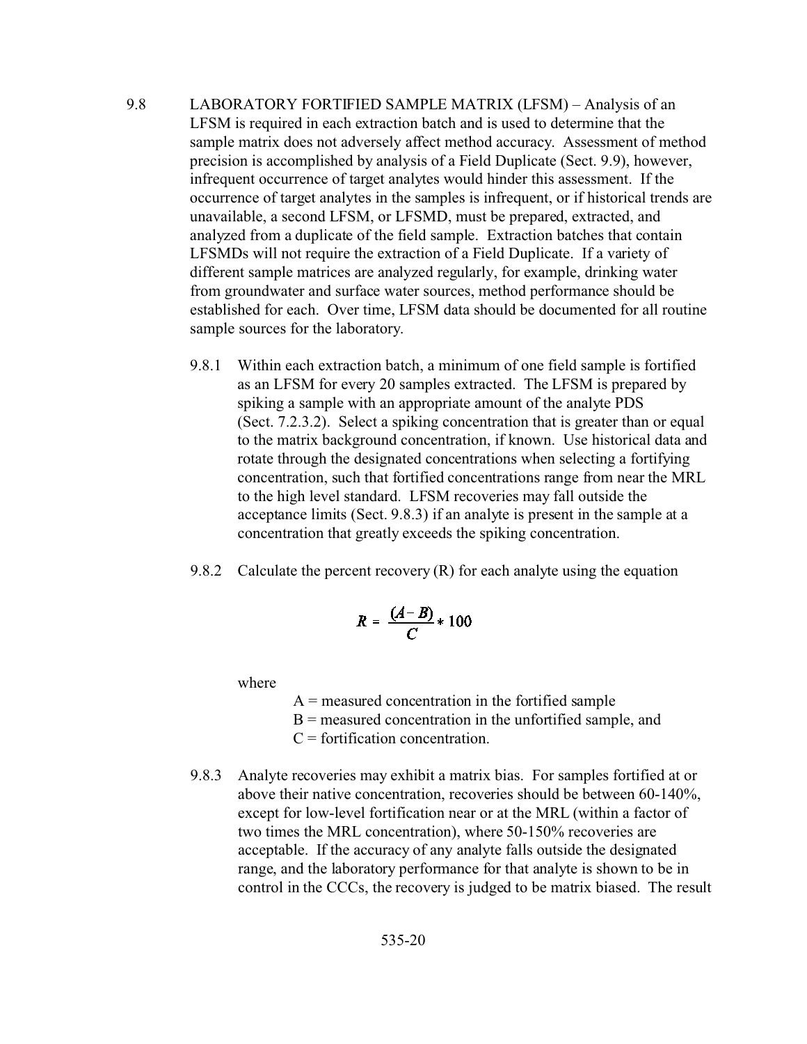9.8 LABORATORY FORTIFIED SAMPLE MATRIX (LFSM) – Analysis of an LFSM is required in each extraction batch and is used to determine that the sample matrix does not adversely affect method accuracy. Assessment of method precision is accomplished by analysis of a Field Duplicate (Sect. 9.9), however, infrequent occurrence of target analytes would hinder this assessment. If the occurrence of target analytes in the samples is infrequent, or if historical trends are unavailable, a second LFSM, or LFSMD, must be prepared, extracted, and analyzed from a duplicate of the field sample. Extraction batches that contain LFSMDs will not require the extraction of a Field Duplicate. If a variety of different sample matrices are analyzed regularly, for example, drinking water from groundwater and surface water sources, method performance should be established for each. Over time, LFSM data should be documented for all routine sample sources for the laboratory.

9.8.1 Within each extraction batch, a minimum of one field sample is fortified as an LFSM for every 20 samples extracted. The LFSM is prepared by spiking a sample with an appropriate amount of the analyte PDS (Sect. 7.2.3.2). Select a spiking concentration that is greater than or equal to the matrix background concentration, if known. Use historical data and rotate through the designated concentrations when selecting a fortifying concentration, such that fortified concentrations range from near the MRL to the high level standard. LFSM recoveries may fall outside the acceptance limits (Sect. 9.8.3) if an analyte is present in the sample at a concentration that greatly exceeds the spiking concentration.

9.8.2 Calculate the percent recovery (R) for each analyte using the equation

$$R = \frac{(A - B)}{C} * 100$$

where

A = measured concentration in the fortified sample
B = measured concentration in the unfortified sample, and
C = fortification concentration.

9.8.3 Analyte recoveries may exhibit a matrix bias. For samples fortified at or above their native concentration, recoveries should be between 60-140%, except for low-level fortification near or at the MRL (within a factor of two times the MRL concentration), where 50-150% recoveries are acceptable. If the accuracy of any analyte falls outside the designated range, and the laboratory performance for that analyte is shown to be in control in the CCCs, the recovery is judged to be matrix biased. The result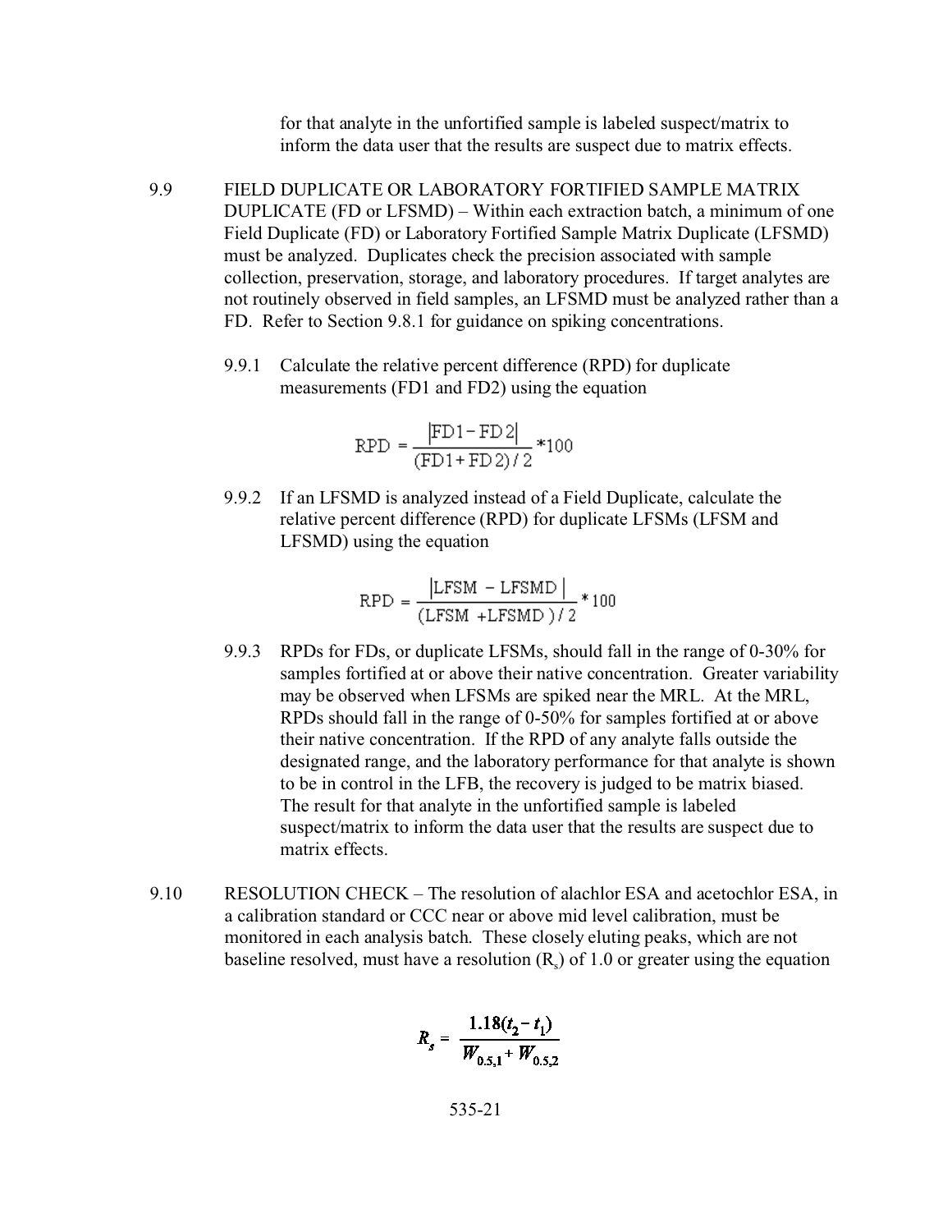for that analyte in the unfortified sample is labeled suspect/matrix to inform the data user that the results are suspect due to matrix effects.

9.9 FIELD DUPLICATE OR LABORATORY FORTIFIED SAMPLE MATRIX DUPLICATE (FD or LFSMD) – Within each extraction batch, a minimum of one Field Duplicate (FD) or Laboratory Fortified Sample Matrix Duplicate (LFSMD) must be analyzed. Duplicates check the precision associated with sample collection, preservation, storage, and laboratory procedures. If target analytes are not routinely observed in field samples, an LFSMD must be analyzed rather than a FD. Refer to Section 9.8.1 for guidance on spiking concentrations.

9.9.1 Calculate the relative percent difference (RPD) for duplicate measurements (FD1 and FD2) using the equation

$$\text{RPD} = \frac{|\text{FD1} - \text{FD2}|}{(\text{FD1} + \text{FD2})/2} * 100$$

9.9.2 If an LFSMD is analyzed instead of a Field Duplicate, calculate the relative percent difference (RPD) for duplicate LFSMs (LFSM and LFSMD) using the equation

$$\text{RPD} = \frac{|\text{LFSM} - \text{LFSMD}|}{(\text{LFSM} + \text{LFSMD})/2} * 100$$

9.9.3 RPDs for FDs, or duplicate LFSMs, should fall in the range of 0-30% for samples fortified at or above their native concentration. Greater variability may be observed when LFSMs are spiked near the MRL. At the MRL, RPDs should fall in the range of 0-50% for samples fortified at or above their native concentration. If the RPD of any analyte falls outside the designated range, and the laboratory performance for that analyte is shown to be in control in the LFB, the recovery is judged to be matrix biased. The result for that analyte in the unfortified sample is labeled suspect/matrix to inform the data user that the results are suspect due to matrix effects.

9.10 RESOLUTION CHECK – The resolution of alachlor ESA and acetochlor ESA, in a calibration standard or CCC near or above mid level calibration, must be monitored in each analysis batch. These closely eluting peaks, which are not baseline resolved, must have a resolution ($R_s$) of 1.0 or greater using the equation

$$R_s = \frac{1.18(t_2 - t_1)}{W_{0.5,1} + W_{0.5,2}}$$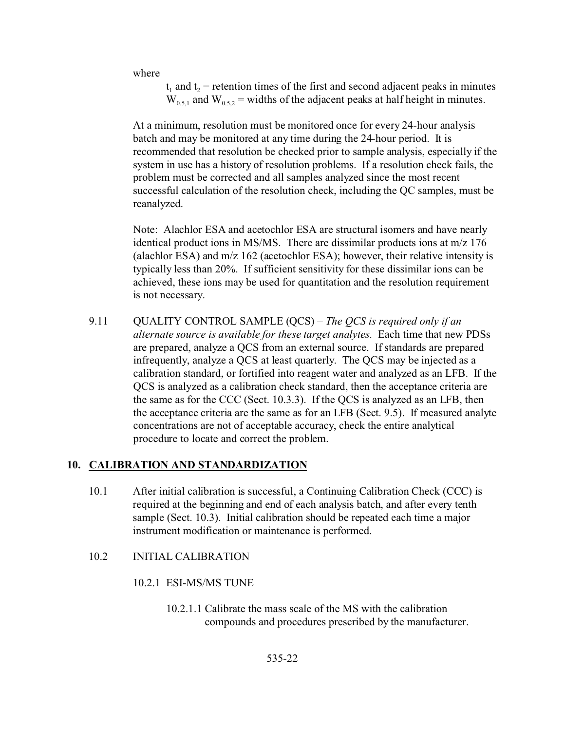where

$t_1$ and $t_2$ = retention times of the first and second adjacent peaks in minutes
$W_{0.5,1}$ and $W_{0.5,2}$ = widths of the adjacent peaks at half height in minutes.

At a minimum, resolution must be monitored once for every 24-hour analysis batch and may be monitored at any time during the 24-hour period. It is recommended that resolution be checked prior to sample analysis, especially if the system in use has a history of resolution problems. If a resolution check fails, the problem must be corrected and all samples analyzed since the most recent successful calculation of the resolution check, including the QC samples, must be reanalyzed.

Note: Alachlor ESA and acetochlor ESA are structural isomers and have nearly identical product ions in MS/MS. There are dissimilar products ions at m/z 176 (alachlor ESA) and m/z 162 (acetochlor ESA); however, their relative intensity is typically less than 20%. If sufficient sensitivity for these dissimilar ions can be achieved, these ions may be used for quantitation and the resolution requirement is not necessary.

9.11 QUALITY CONTROL SAMPLE (QCS) – *The QCS is required only if an alternate source is available for these target analytes.* Each time that new PDSs are prepared, analyze a QCS from an external source. If standards are prepared infrequently, analyze a QCS at least quarterly. The QCS may be injected as a calibration standard, or fortified into reagent water and analyzed as an LFB. If the QCS is analyzed as a calibration check standard, then the acceptance criteria are the same as for the CCC (Sect. 10.3.3). If the QCS is analyzed as an LFB, then the acceptance criteria are the same as for an LFB (Sect. 9.5). If measured analyte concentrations are not of acceptable accuracy, check the entire analytical procedure to locate and correct the problem.

## 10. CALIBRATION AND STANDARDIZATION

10.1 After initial calibration is successful, a Continuing Calibration Check (CCC) is required at the beginning and end of each analysis batch, and after every tenth sample (Sect. 10.3). Initial calibration should be repeated each time a major instrument modification or maintenance is performed.

10.2 INITIAL CALIBRATION

10.2.1 ESI-MS/MS TUNE

10.2.1.1 Calibrate the mass scale of the MS with the calibration compounds and procedures prescribed by the manufacturer.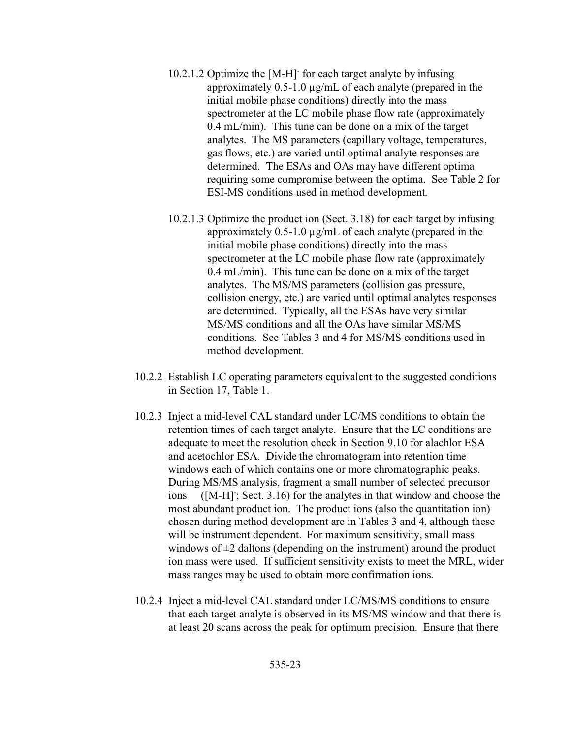10.2.1.2 Optimize the $[M-H]^-$ for each target analyte by infusing approximately 0.5-1.0 µg/mL of each analyte (prepared in the initial mobile phase conditions) directly into the mass spectrometer at the LC mobile phase flow rate (approximately 0.4 mL/min). This tune can be done on a mix of the target analytes. The MS parameters (capillary voltage, temperatures, gas flows, etc.) are varied until optimal analyte responses are determined. The ESAs and OAs may have different optima requiring some compromise between the optima. See Table 2 for ESI-MS conditions used in method development.

10.2.1.3 Optimize the product ion (Sect. 3.18) for each target by infusing approximately 0.5-1.0 µg/mL of each analyte (prepared in the initial mobile phase conditions) directly into the mass spectrometer at the LC mobile phase flow rate (approximately 0.4 mL/min). This tune can be done on a mix of the target analytes. The MS/MS parameters (collision gas pressure, collision energy, etc.) are varied until optimal analytes responses are determined. Typically, all the ESAs have very similar MS/MS conditions and all the OAs have similar MS/MS conditions. See Tables 3 and 4 for MS/MS conditions used in method development.

10.2.2 Establish LC operating parameters equivalent to the suggested conditions in Section 17, Table 1.

10.2.3 Inject a mid-level CAL standard under LC/MS conditions to obtain the retention times of each target analyte. Ensure that the LC conditions are adequate to meet the resolution check in Section 9.10 for alachlor ESA and acetochlor ESA. Divide the chromatogram into retention time windows each of which contains one or more chromatographic peaks. During MS/MS analysis, fragment a small number of selected precursor ions ($[M-H]^-$; Sect. 3.16) for the analytes in that window and choose the most abundant product ion. The product ions (also the quantitation ion) chosen during method development are in Tables 3 and 4, although these will be instrument dependent. For maximum sensitivity, small mass windows of ±2 daltons (depending on the instrument) around the product ion mass were used. If sufficient sensitivity exists to meet the MRL, wider mass ranges may be used to obtain more confirmation ions.

10.2.4 Inject a mid-level CAL standard under LC/MS/MS conditions to ensure that each target analyte is observed in its MS/MS window and that there is at least 20 scans across the peak for optimum precision. Ensure that there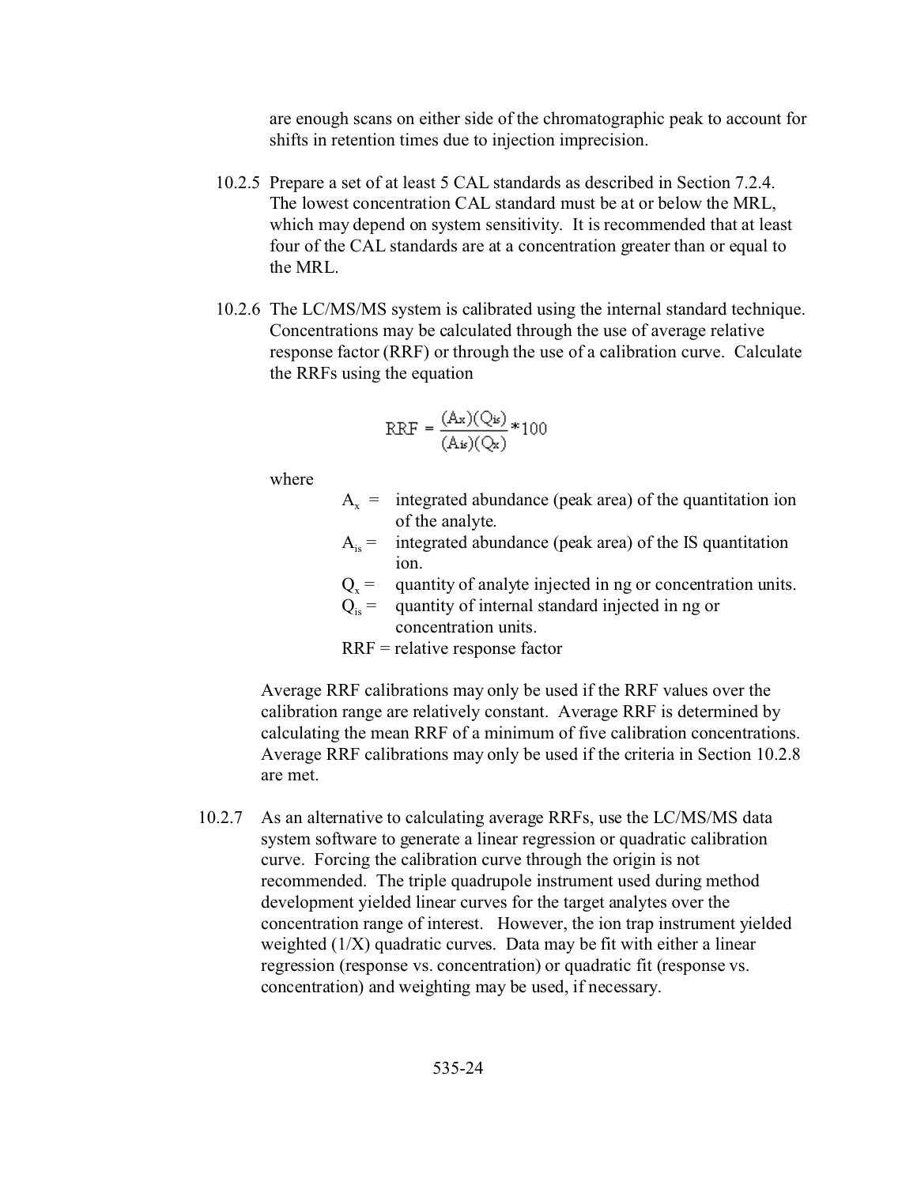are enough scans on either side of the chromatographic peak to account for shifts in retention times due to injection imprecision.

10.2.5 Prepare a set of at least 5 CAL standards as described in Section 7.2.4. The lowest concentration CAL standard must be at or below the MRL, which may depend on system sensitivity. It is recommended that at least four of the CAL standards are at a concentration greater than or equal to the MRL.

10.2.6 The LC/MS/MS system is calibrated using the internal standard technique. Concentrations may be calculated through the use of average relative response factor (RRF) or through the use of a calibration curve. Calculate the RRFs using the equation

$$RRF = \frac{(A_x)(Q_{is})}{(A_{is})(Q_x)} * 100$$

where

- $A_x$ = integrated abundance (peak area) of the quantitation ion of the analyte.
- $A_{is}$ = integrated abundance (peak area) of the IS quantitation ion.
- $Q_x$ = quantity of analyte injected in ng or concentration units.
- $Q_{is}$ = quantity of internal standard injected in ng or concentration units.
- RRF = relative response factor

Average RRF calibrations may only be used if the RRF values over the calibration range are relatively constant. Average RRF is determined by calculating the mean RRF of a minimum of five calibration concentrations. Average RRF calibrations may only be used if the criteria in Section 10.2.8 are met.

10.2.7 As an alternative to calculating average RRFs, use the LC/MS/MS data system software to generate a linear regression or quadratic calibration curve. Forcing the calibration curve through the origin is not recommended. The triple quadrupole instrument used during method development yielded linear curves for the target analytes over the concentration range of interest. However, the ion trap instrument yielded weighted (1/X) quadratic curves. Data may be fit with either a linear regression (response vs. concentration) or quadratic fit (response vs. concentration) and weighting may be used, if necessary.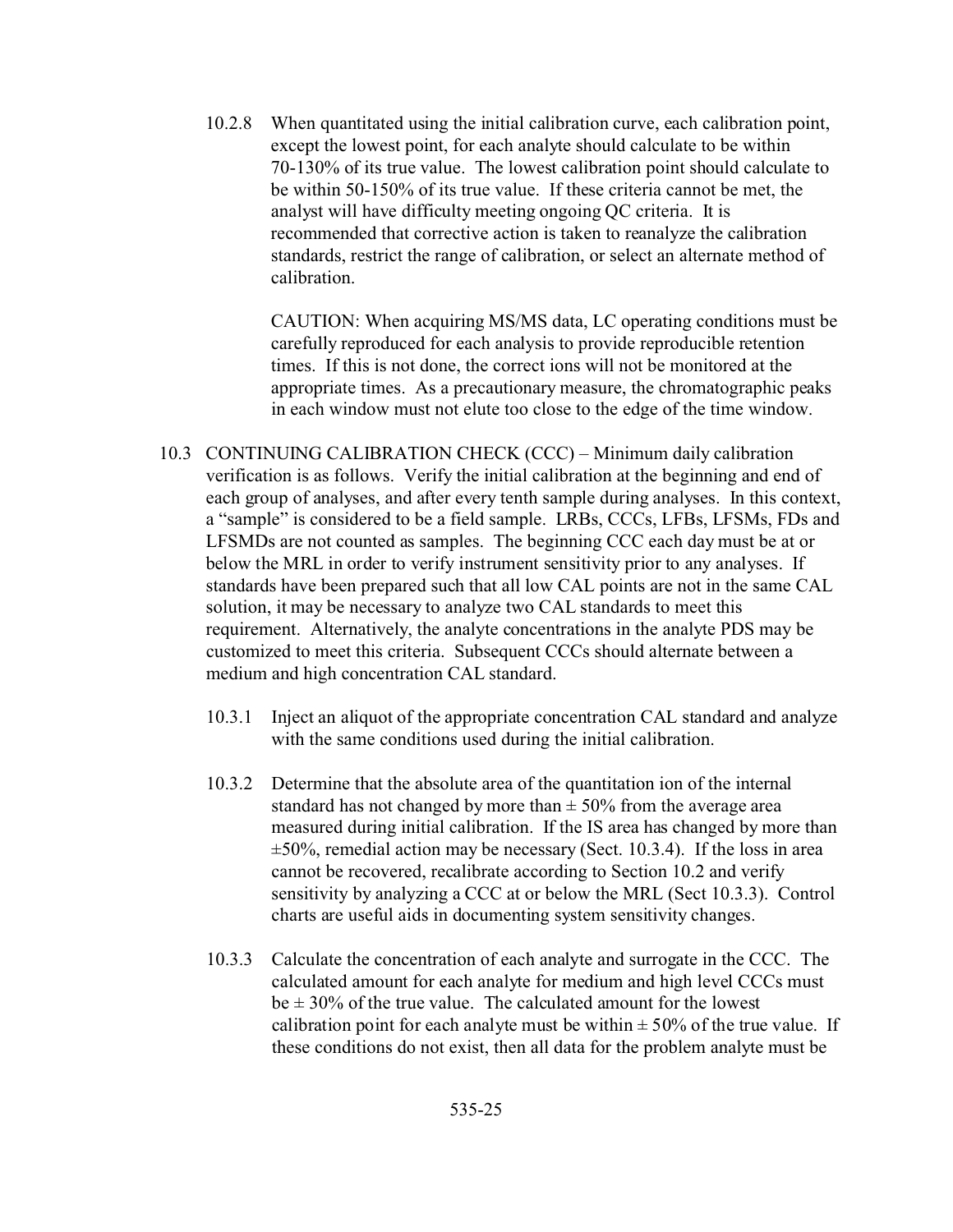10.2.8 When quantitated using the initial calibration curve, each calibration point, except the lowest point, for each analyte should calculate to be within 70-130% of its true value. The lowest calibration point should calculate to be within 50-150% of its true value. If these criteria cannot be met, the analyst will have difficulty meeting ongoing QC criteria. It is recommended that corrective action is taken to reanalyze the calibration standards, restrict the range of calibration, or select an alternate method of calibration.

CAUTION: When acquiring MS/MS data, LC operating conditions must be carefully reproduced for each analysis to provide reproducible retention times. If this is not done, the correct ions will not be monitored at the appropriate times. As a precautionary measure, the chromatographic peaks in each window must not elute too close to the edge of the time window.

10.3 CONTINUING CALIBRATION CHECK (CCC) – Minimum daily calibration verification is as follows. Verify the initial calibration at the beginning and end of each group of analyses, and after every tenth sample during analyses. In this context, a "sample" is considered to be a field sample. LRBs, CCCs, LFBs, LFSMs, FDs and LFSMDs are not counted as samples. The beginning CCC each day must be at or below the MRL in order to verify instrument sensitivity prior to any analyses. If standards have been prepared such that all low CAL points are not in the same CAL solution, it may be necessary to analyze two CAL standards to meet this requirement. Alternatively, the analyte concentrations in the analyte PDS may be customized to meet this criteria. Subsequent CCCs should alternate between a medium and high concentration CAL standard.

10.3.1 Inject an aliquot of the appropriate concentration CAL standard and analyze with the same conditions used during the initial calibration.

10.3.2 Determine that the absolute area of the quantitation ion of the internal standard has not changed by more than ± 50% from the average area measured during initial calibration. If the IS area has changed by more than ±50%, remedial action may be necessary (Sect. 10.3.4). If the loss in area cannot be recovered, recalibrate according to Section 10.2 and verify sensitivity by analyzing a CCC at or below the MRL (Sect 10.3.3). Control charts are useful aids in documenting system sensitivity changes.

10.3.3 Calculate the concentration of each analyte and surrogate in the CCC. The calculated amount for each analyte for medium and high level CCCs must be ± 30% of the true value. The calculated amount for the lowest calibration point for each analyte must be within ± 50% of the true value. If these conditions do not exist, then all data for the problem analyte must be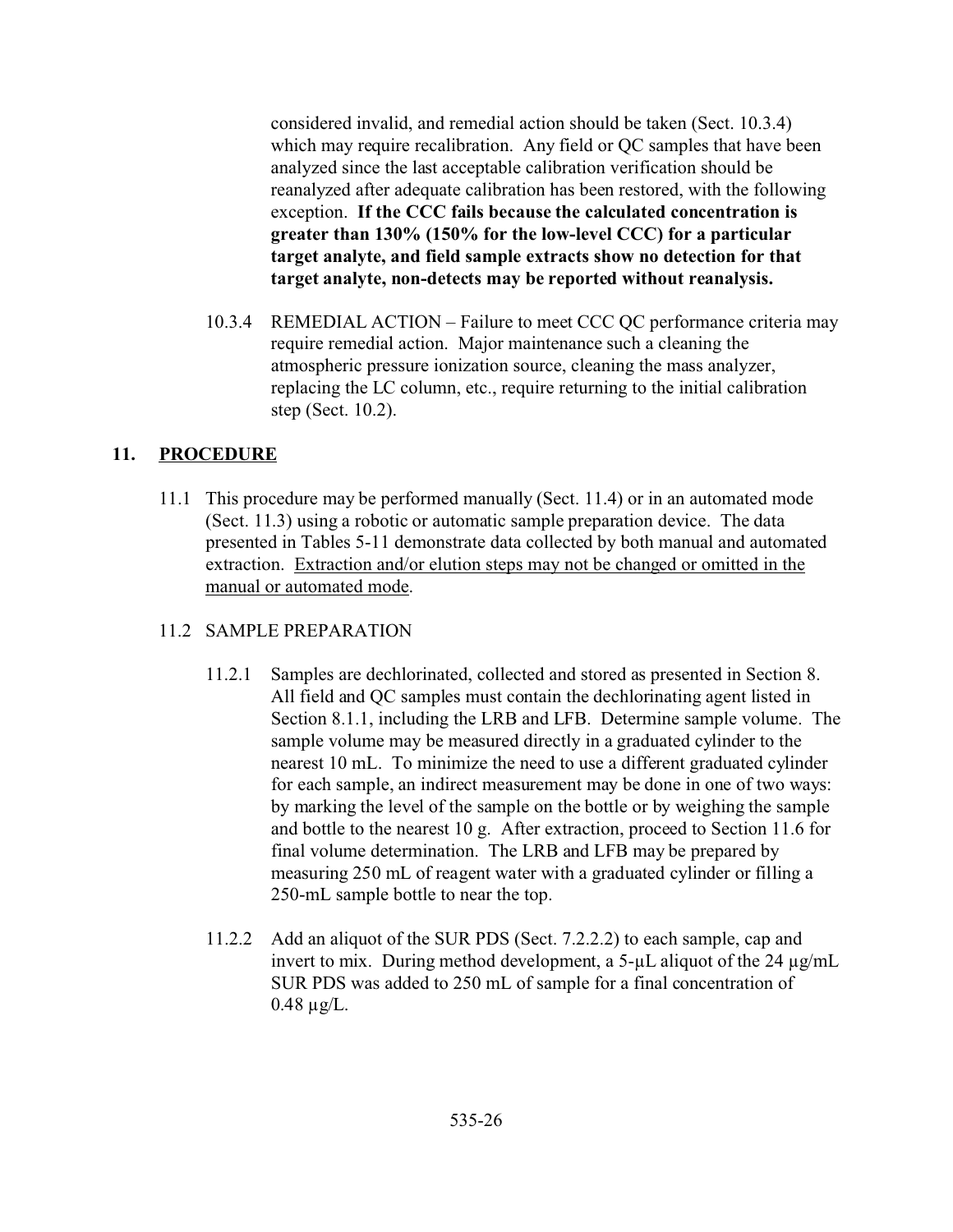considered invalid, and remedial action should be taken (Sect. 10.3.4) which may require recalibration. Any field or QC samples that have been analyzed since the last acceptable calibration verification should be reanalyzed after adequate calibration has been restored, with the following exception. **If the CCC fails because the calculated concentration is greater than 130% (150% for the low-level CCC) for a particular target analyte, and field sample extracts show no detection for that target analyte, non-detects may be reported without reanalysis.**

10.3.4 REMEDIAL ACTION – Failure to meet CCC QC performance criteria may require remedial action. Major maintenance such a cleaning the atmospheric pressure ionization source, cleaning the mass analyzer, replacing the LC column, etc., require returning to the initial calibration step (Sect. 10.2).

## 11. PROCEDURE

11.1 This procedure may be performed manually (Sect. 11.4) or in an automated mode (Sect. 11.3) using a robotic or automatic sample preparation device. The data presented in Tables 5-11 demonstrate data collected by both manual and automated extraction. <u>Extraction and/or elution steps may not be changed or omitted in the manual or automated mode</u>.

### 11.2 SAMPLE PREPARATION

11.2.1 Samples are dechlorinated, collected and stored as presented in Section 8. All field and QC samples must contain the dechlorinating agent listed in Section 8.1.1, including the LRB and LFB. Determine sample volume. The sample volume may be measured directly in a graduated cylinder to the nearest 10 mL. To minimize the need to use a different graduated cylinder for each sample, an indirect measurement may be done in one of two ways: by marking the level of the sample on the bottle or by weighing the sample and bottle to the nearest 10 g. After extraction, proceed to Section 11.6 for final volume determination. The LRB and LFB may be prepared by measuring 250 mL of reagent water with a graduated cylinder or filling a 250-mL sample bottle to near the top.

11.2.2 Add an aliquot of the SUR PDS (Sect. 7.2.2.2) to each sample, cap and invert to mix. During method development, a 5-µL aliquot of the 24 µg/mL SUR PDS was added to 250 mL of sample for a final concentration of 0.48 µg/L.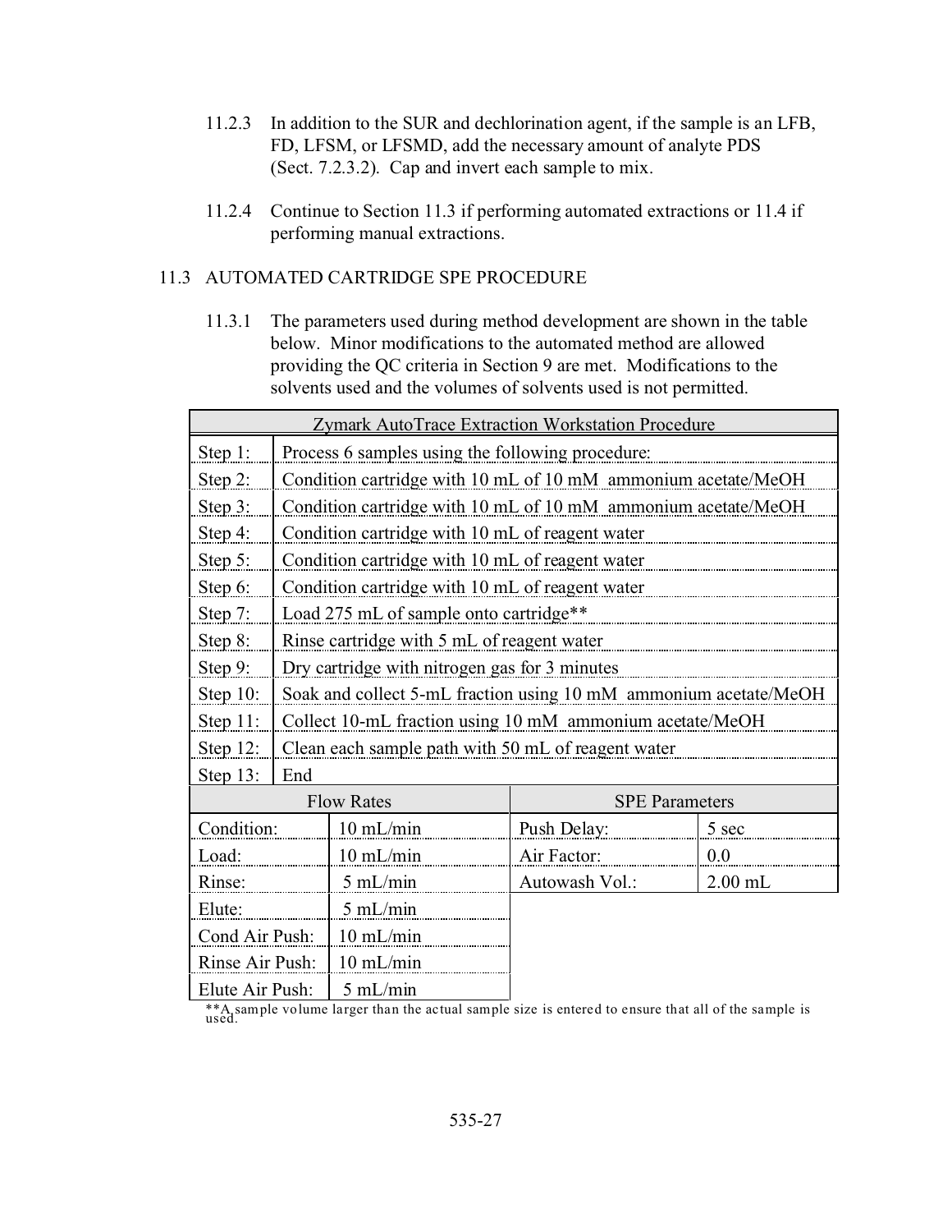11.2.3 In addition to the SUR and dechlorination agent, if the sample is an LFB, FD, LFSM, or LFSMD, add the necessary amount of analyte PDS (Sect. 7.2.3.2). Cap and invert each sample to mix.

11.2.4 Continue to Section 11.3 if performing automated extractions or 11.4 if performing manual extractions.

## 11.3 AUTOMATED CARTRIDGE SPE PROCEDURE

11.3.1 The parameters used during method development are shown in the table below. Minor modifications to the automated method are allowed providing the QC criteria in Section 9 are met. Modifications to the solvents used and the volumes of solvents used is not permitted.

| Zymark AutoTrace Extraction Workstation Procedure | |
|---|---|
| Step 1: | Process 6 samples using the following procedure: |
| Step 2: | Condition cartridge with 10 mL of 10 mM ammonium acetate/MeOH |
| Step 3: | Condition cartridge with 10 mL of 10 mM ammonium acetate/MeOH |
| Step 4: | Condition cartridge with 10 mL of reagent water |
| Step 5: | Condition cartridge with 10 mL of reagent water |
| Step 6: | Condition cartridge with 10 mL of reagent water |
| Step 7: | Load 275 mL of sample onto cartridge** |
| Step 8: | Rinse cartridge with 5 mL of reagent water |
| Step 9: | Dry cartridge with nitrogen gas for 3 minutes |
| Step 10: | Soak and collect 5-mL fraction using 10 mM ammonium acetate/MeOH |
| Step 11: | Collect 10-mL fraction using 10 mM ammonium acetate/MeOH |
| Step 12: | Clean each sample path with 50 mL of reagent water |
| Step 13: | End |

| Flow Rates | | SPE Parameters | |
|---|---|---|---|
| Condition: | 10 mL/min | Push Delay: | 5 sec |
| Load: | 10 mL/min | Air Factor: | 0.0 |
| Rinse: | 5 mL/min | Autowash Vol.: | 2.00 mL |
| Elute: | 5 mL/min | | |
| Cond Air Push: | 10 mL/min | | |
| Rinse Air Push: | 10 mL/min | | |
| Elute Air Push: | 5 mL/min | | |

**A sample volume larger than the actual sample size is entered to ensure that all of the sample is used.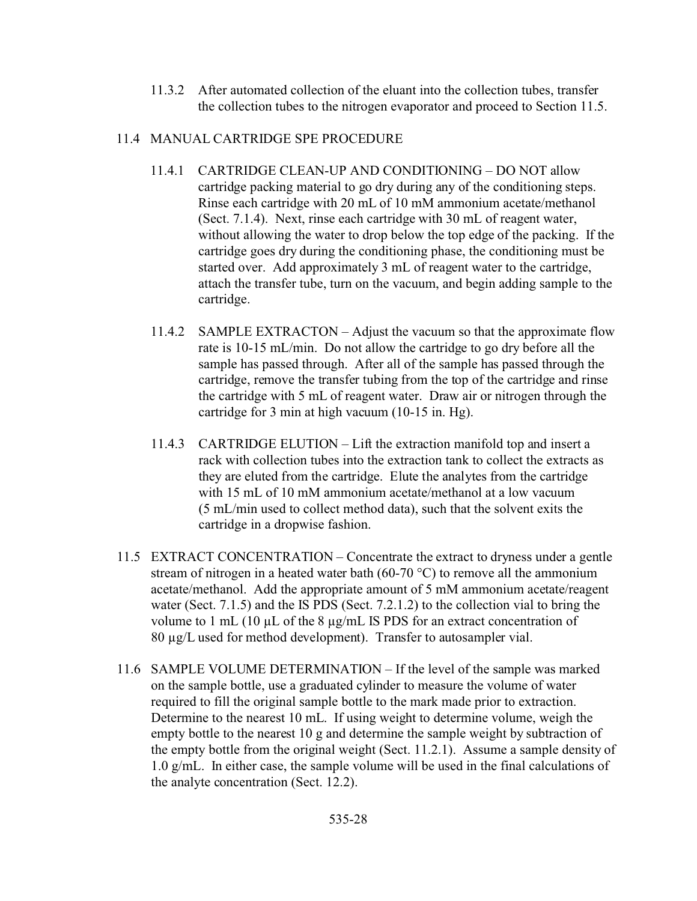11.3.2 After automated collection of the eluant into the collection tubes, transfer the collection tubes to the nitrogen evaporator and proceed to Section 11.5.

11.4 MANUAL CARTRIDGE SPE PROCEDURE

11.4.1 CARTRIDGE CLEAN-UP AND CONDITIONING – DO NOT allow cartridge packing material to go dry during any of the conditioning steps. Rinse each cartridge with 20 mL of 10 mM ammonium acetate/methanol (Sect. 7.1.4). Next, rinse each cartridge with 30 mL of reagent water, without allowing the water to drop below the top edge of the packing. If the cartridge goes dry during the conditioning phase, the conditioning must be started over. Add approximately 3 mL of reagent water to the cartridge, attach the transfer tube, turn on the vacuum, and begin adding sample to the cartridge.

11.4.2 SAMPLE EXTRACTON – Adjust the vacuum so that the approximate flow rate is 10-15 mL/min. Do not allow the cartridge to go dry before all the sample has passed through. After all of the sample has passed through the cartridge, remove the transfer tubing from the top of the cartridge and rinse the cartridge with 5 mL of reagent water. Draw air or nitrogen through the cartridge for 3 min at high vacuum (10-15 in. Hg).

11.4.3 CARTRIDGE ELUTION – Lift the extraction manifold top and insert a rack with collection tubes into the extraction tank to collect the extracts as they are eluted from the cartridge. Elute the analytes from the cartridge with 15 mL of 10 mM ammonium acetate/methanol at a low vacuum (5 mL/min used to collect method data), such that the solvent exits the cartridge in a dropwise fashion.

11.5 EXTRACT CONCENTRATION – Concentrate the extract to dryness under a gentle stream of nitrogen in a heated water bath (60-70 °C) to remove all the ammonium acetate/methanol. Add the appropriate amount of 5 mM ammonium acetate/reagent water (Sect. 7.1.5) and the IS PDS (Sect. 7.2.1.2) to the collection vial to bring the volume to 1 mL (10 µL of the 8 µg/mL IS PDS for an extract concentration of 80 µg/L used for method development). Transfer to autosampler vial.

11.6 SAMPLE VOLUME DETERMINATION – If the level of the sample was marked on the sample bottle, use a graduated cylinder to measure the volume of water required to fill the original sample bottle to the mark made prior to extraction. Determine to the nearest 10 mL. If using weight to determine volume, weigh the empty bottle to the nearest 10 g and determine the sample weight by subtraction of the empty bottle from the original weight (Sect. 11.2.1). Assume a sample density of 1.0 g/mL. In either case, the sample volume will be used in the final calculations of the analyte concentration (Sect. 12.2).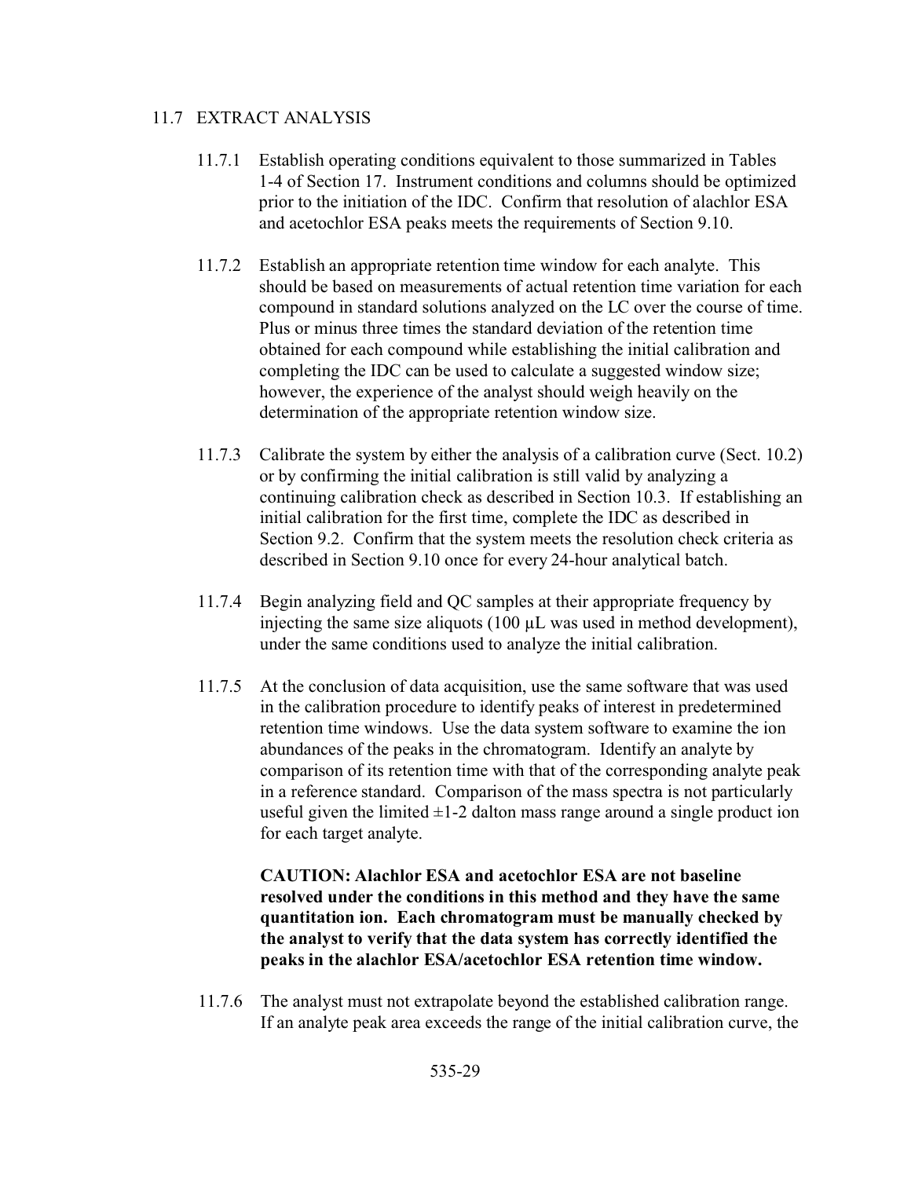## 11.7 EXTRACT ANALYSIS

11.7.1 Establish operating conditions equivalent to those summarized in Tables 1-4 of Section 17. Instrument conditions and columns should be optimized prior to the initiation of the IDC. Confirm that resolution of alachlor ESA and acetochlor ESA peaks meets the requirements of Section 9.10.

11.7.2 Establish an appropriate retention time window for each analyte. This should be based on measurements of actual retention time variation for each compound in standard solutions analyzed on the LC over the course of time. Plus or minus three times the standard deviation of the retention time obtained for each compound while establishing the initial calibration and completing the IDC can be used to calculate a suggested window size; however, the experience of the analyst should weigh heavily on the determination of the appropriate retention window size.

11.7.3 Calibrate the system by either the analysis of a calibration curve (Sect. 10.2) or by confirming the initial calibration is still valid by analyzing a continuing calibration check as described in Section 10.3. If establishing an initial calibration for the first time, complete the IDC as described in Section 9.2. Confirm that the system meets the resolution check criteria as described in Section 9.10 once for every 24-hour analytical batch.

11.7.4 Begin analyzing field and QC samples at their appropriate frequency by injecting the same size aliquots (100 µL was used in method development), under the same conditions used to analyze the initial calibration.

11.7.5 At the conclusion of data acquisition, use the same software that was used in the calibration procedure to identify peaks of interest in predetermined retention time windows. Use the data system software to examine the ion abundances of the peaks in the chromatogram. Identify an analyte by comparison of its retention time with that of the corresponding analyte peak in a reference standard. Comparison of the mass spectra is not particularly useful given the limited ±1-2 dalton mass range around a single product ion for each target analyte.

**CAUTION: Alachlor ESA and acetochlor ESA are not baseline resolved under the conditions in this method and they have the same quantitation ion. Each chromatogram must be manually checked by the analyst to verify that the data system has correctly identified the peaks in the alachlor ESA/acetochlor ESA retention time window.**

11.7.6 The analyst must not extrapolate beyond the established calibration range. If an analyte peak area exceeds the range of the initial calibration curve, the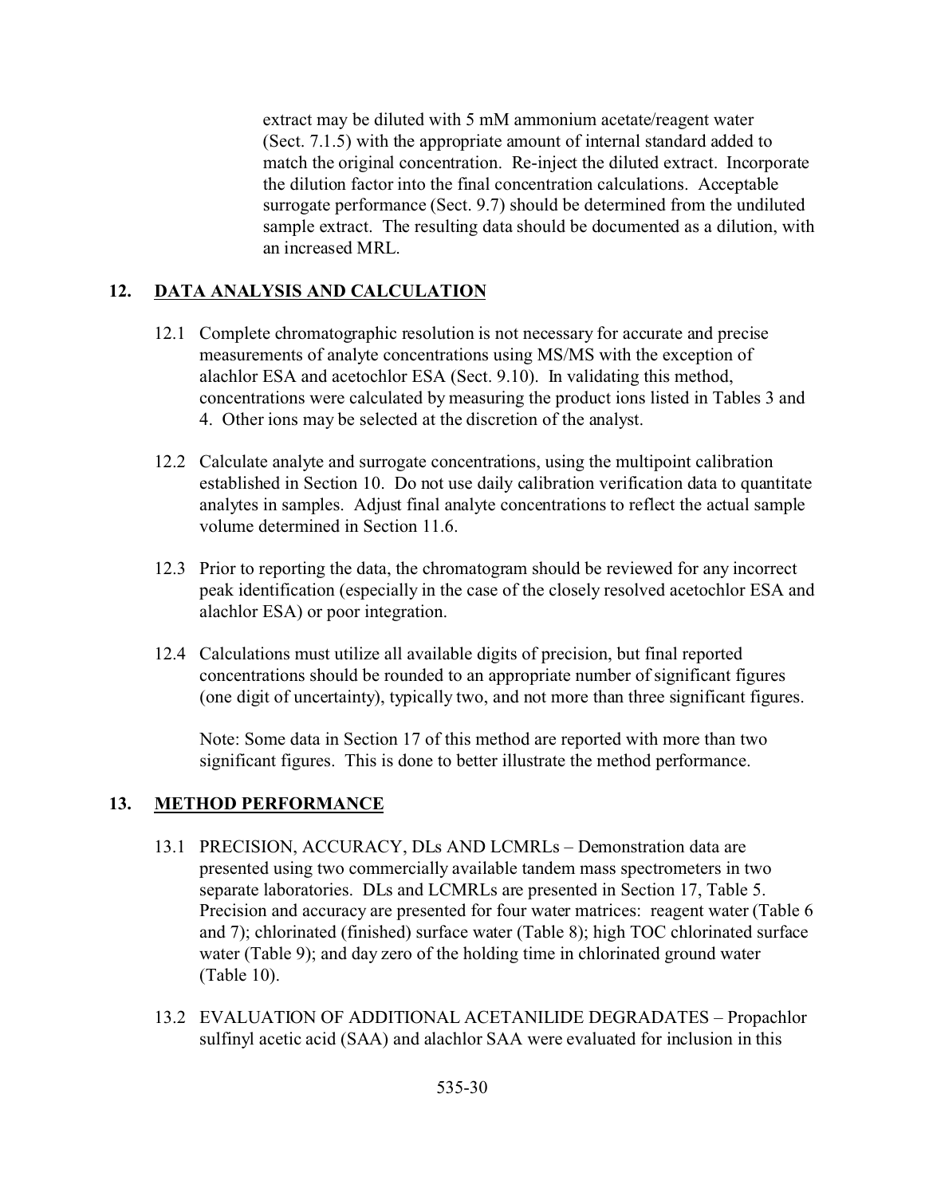extract may be diluted with 5 mM ammonium acetate/reagent water (Sect. 7.1.5) with the appropriate amount of internal standard added to match the original concentration. Re-inject the diluted extract. Incorporate the dilution factor into the final concentration calculations. Acceptable surrogate performance (Sect. 9.7) should be determined from the undiluted sample extract. The resulting data should be documented as a dilution, with an increased MRL.

## 12. DATA ANALYSIS AND CALCULATION

12.1 Complete chromatographic resolution is not necessary for accurate and precise measurements of analyte concentrations using MS/MS with the exception of alachlor ESA and acetochlor ESA (Sect. 9.10). In validating this method, concentrations were calculated by measuring the product ions listed in Tables 3 and 4. Other ions may be selected at the discretion of the analyst.

12.2 Calculate analyte and surrogate concentrations, using the multipoint calibration established in Section 10. Do not use daily calibration verification data to quantitate analytes in samples. Adjust final analyte concentrations to reflect the actual sample volume determined in Section 11.6.

12.3 Prior to reporting the data, the chromatogram should be reviewed for any incorrect peak identification (especially in the case of the closely resolved acetochlor ESA and alachlor ESA) or poor integration.

12.4 Calculations must utilize all available digits of precision, but final reported concentrations should be rounded to an appropriate number of significant figures (one digit of uncertainty), typically two, and not more than three significant figures.

Note: Some data in Section 17 of this method are reported with more than two significant figures. This is done to better illustrate the method performance.

## 13. METHOD PERFORMANCE

13.1 PRECISION, ACCURACY, DLs AND LCMRLs – Demonstration data are presented using two commercially available tandem mass spectrometers in two separate laboratories. DLs and LCMRLs are presented in Section 17, Table 5. Precision and accuracy are presented for four water matrices: reagent water (Table 6 and 7); chlorinated (finished) surface water (Table 8); high TOC chlorinated surface water (Table 9); and day zero of the holding time in chlorinated ground water (Table 10).

13.2 EVALUATION OF ADDITIONAL ACETANILIDE DEGRADATES – Propachlor sulfinyl acetic acid (SAA) and alachlor SAA were evaluated for inclusion in this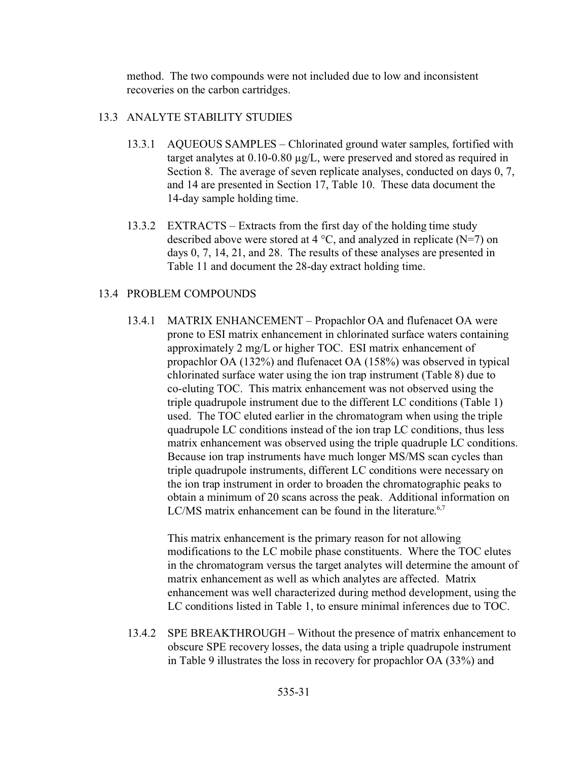method. The two compounds were not included due to low and inconsistent recoveries on the carbon cartridges.

## 13.3 ANALYTE STABILITY STUDIES

13.3.1 AQUEOUS SAMPLES – Chlorinated ground water samples, fortified with target analytes at 0.10-0.80 µg/L, were preserved and stored as required in Section 8. The average of seven replicate analyses, conducted on days 0, 7, and 14 are presented in Section 17, Table 10. These data document the 14-day sample holding time.

13.3.2 EXTRACTS – Extracts from the first day of the holding time study described above were stored at 4 °C, and analyzed in replicate (N=7) on days 0, 7, 14, 21, and 28. The results of these analyses are presented in Table 11 and document the 28-day extract holding time.

## 13.4 PROBLEM COMPOUNDS

13.4.1 MATRIX ENHANCEMENT – Propachlor OA and flufenacet OA were prone to ESI matrix enhancement in chlorinated surface waters containing approximately 2 mg/L or higher TOC. ESI matrix enhancement of propachlor OA (132%) and flufenacet OA (158%) was observed in typical chlorinated surface water using the ion trap instrument (Table 8) due to co-eluting TOC. This matrix enhancement was not observed using the triple quadrupole instrument due to the different LC conditions (Table 1) used. The TOC eluted earlier in the chromatogram when using the triple quadrupole LC conditions instead of the ion trap LC conditions, thus less matrix enhancement was observed using the triple quadruple LC conditions. Because ion trap instruments have much longer MS/MS scan cycles than triple quadrupole instruments, different LC conditions were necessary on the ion trap instrument in order to broaden the chromatographic peaks to obtain a minimum of 20 scans across the peak. Additional information on LC/MS matrix enhancement can be found in the literature.[6,7]

This matrix enhancement is the primary reason for not allowing modifications to the LC mobile phase constituents. Where the TOC elutes in the chromatogram versus the target analytes will determine the amount of matrix enhancement as well as which analytes are affected. Matrix enhancement was well characterized during method development, using the LC conditions listed in Table 1, to ensure minimal inferences due to TOC.

13.4.2 SPE BREAKTHROUGH – Without the presence of matrix enhancement to obscure SPE recovery losses, the data using a triple quadrupole instrument in Table 9 illustrates the loss in recovery for propachlor OA (33%) and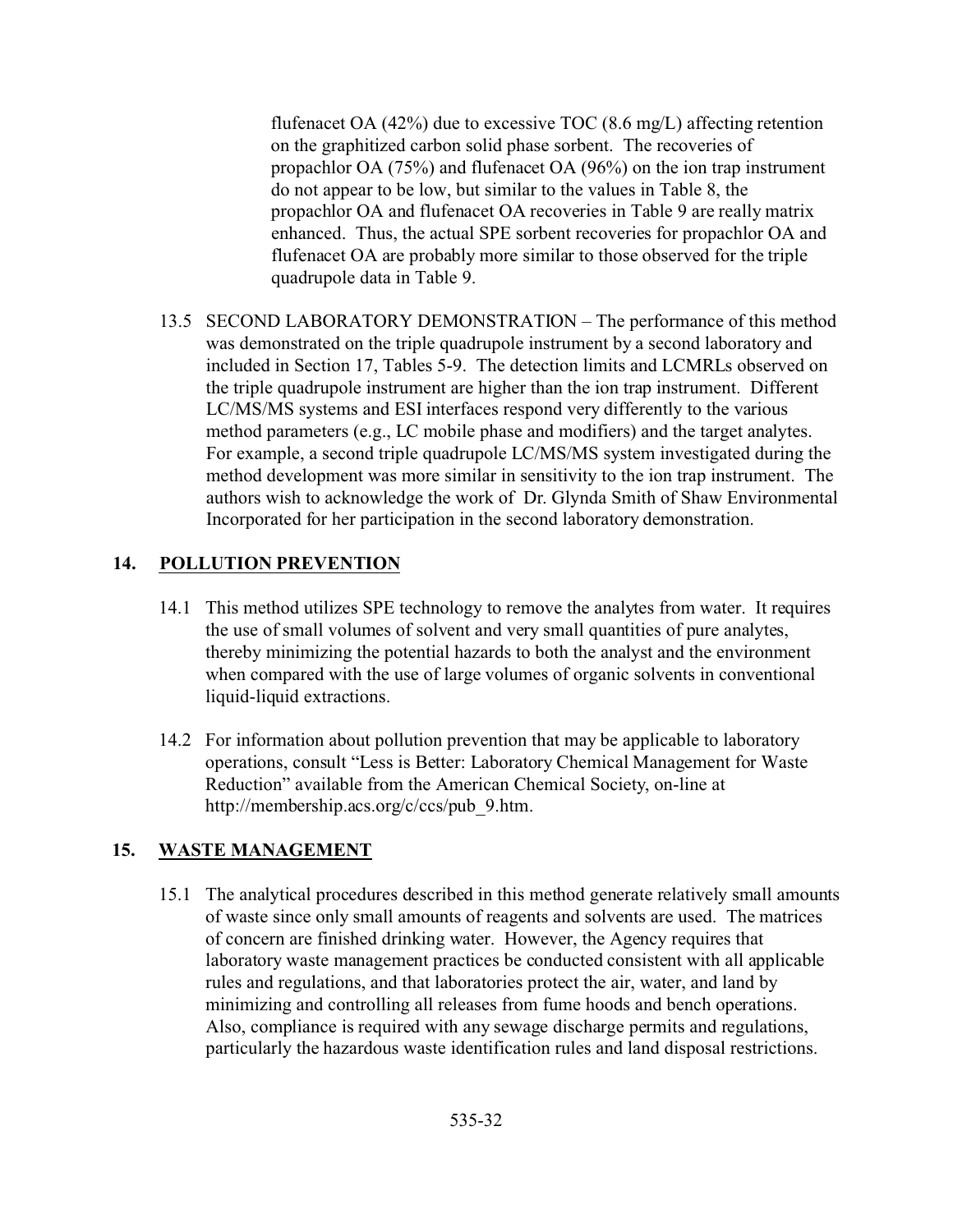flufenacet OA (42%) due to excessive TOC (8.6 mg/L) affecting retention on the graphitized carbon solid phase sorbent. The recoveries of propachlor OA (75%) and flufenacet OA (96%) on the ion trap instrument do not appear to be low, but similar to the values in Table 8, the propachlor OA and flufenacet OA recoveries in Table 9 are really matrix enhanced. Thus, the actual SPE sorbent recoveries for propachlor OA and flufenacet OA are probably more similar to those observed for the triple quadrupole data in Table 9.

13.5 SECOND LABORATORY DEMONSTRATION – The performance of this method was demonstrated on the triple quadrupole instrument by a second laboratory and included in Section 17, Tables 5-9. The detection limits and LCMRLs observed on the triple quadrupole instrument are higher than the ion trap instrument. Different LC/MS/MS systems and ESI interfaces respond very differently to the various method parameters (e.g., LC mobile phase and modifiers) and the target analytes. For example, a second triple quadrupole LC/MS/MS system investigated during the method development was more similar in sensitivity to the ion trap instrument. The authors wish to acknowledge the work of Dr. Glynda Smith of Shaw Environmental Incorporated for her participation in the second laboratory demonstration.

## 14. POLLUTION PREVENTION

14.1 This method utilizes SPE technology to remove the analytes from water. It requires the use of small volumes of solvent and very small quantities of pure analytes, thereby minimizing the potential hazards to both the analyst and the environment when compared with the use of large volumes of organic solvents in conventional liquid-liquid extractions.

14.2 For information about pollution prevention that may be applicable to laboratory operations, consult "Less is Better: Laboratory Chemical Management for Waste Reduction" available from the American Chemical Society, on-line at http://membership.acs.org/c/ccs/pub_9.htm.

## 15. WASTE MANAGEMENT

15.1 The analytical procedures described in this method generate relatively small amounts of waste since only small amounts of reagents and solvents are used. The matrices of concern are finished drinking water. However, the Agency requires that laboratory waste management practices be conducted consistent with all applicable rules and regulations, and that laboratories protect the air, water, and land by minimizing and controlling all releases from fume hoods and bench operations. Also, compliance is required with any sewage discharge permits and regulations, particularly the hazardous waste identification rules and land disposal restrictions.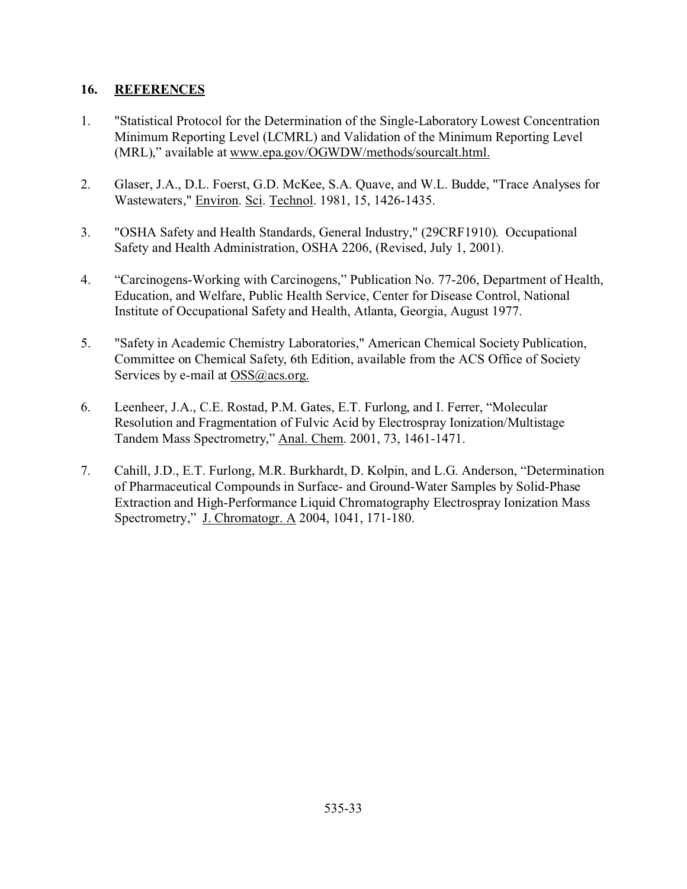## 16. REFERENCES

1. "Statistical Protocol for the Determination of the Single-Laboratory Lowest Concentration Minimum Reporting Level (LCMRL) and Validation of the Minimum Reporting Level (MRL)," available at www.epa.gov/OGWDW/methods/sourcalt.html.

2. Glaser, J.A., D.L. Foerst, G.D. McKee, S.A. Quave, and W.L. Budde, "Trace Analyses for Wastewaters," Environ. Sci. Technol. 1981, 15, 1426-1435.

3. "OSHA Safety and Health Standards, General Industry," (29CRF1910). Occupational Safety and Health Administration, OSHA 2206, (Revised, July 1, 2001).

4. "Carcinogens-Working with Carcinogens," Publication No. 77-206, Department of Health, Education, and Welfare, Public Health Service, Center for Disease Control, National Institute of Occupational Safety and Health, Atlanta, Georgia, August 1977.

5. "Safety in Academic Chemistry Laboratories," American Chemical Society Publication, Committee on Chemical Safety, 6th Edition, available from the ACS Office of Society Services by e-mail at OSS@acs.org.

6. Leenheer, J.A., C.E. Rostad, P.M. Gates, E.T. Furlong, and I. Ferrer, "Molecular Resolution and Fragmentation of Fulvic Acid by Electrospray Ionization/Multistage Tandem Mass Spectrometry," Anal. Chem. 2001, 73, 1461-1471.

7. Cahill, J.D., E.T. Furlong, M.R. Burkhardt, D. Kolpin, and L.G. Anderson, "Determination of Pharmaceutical Compounds in Surface- and Ground-Water Samples by Solid-Phase Extraction and High-Performance Liquid Chromatography Electrospray Ionization Mass Spectrometry," J. Chromatogr. A 2004, 1041, 171-180.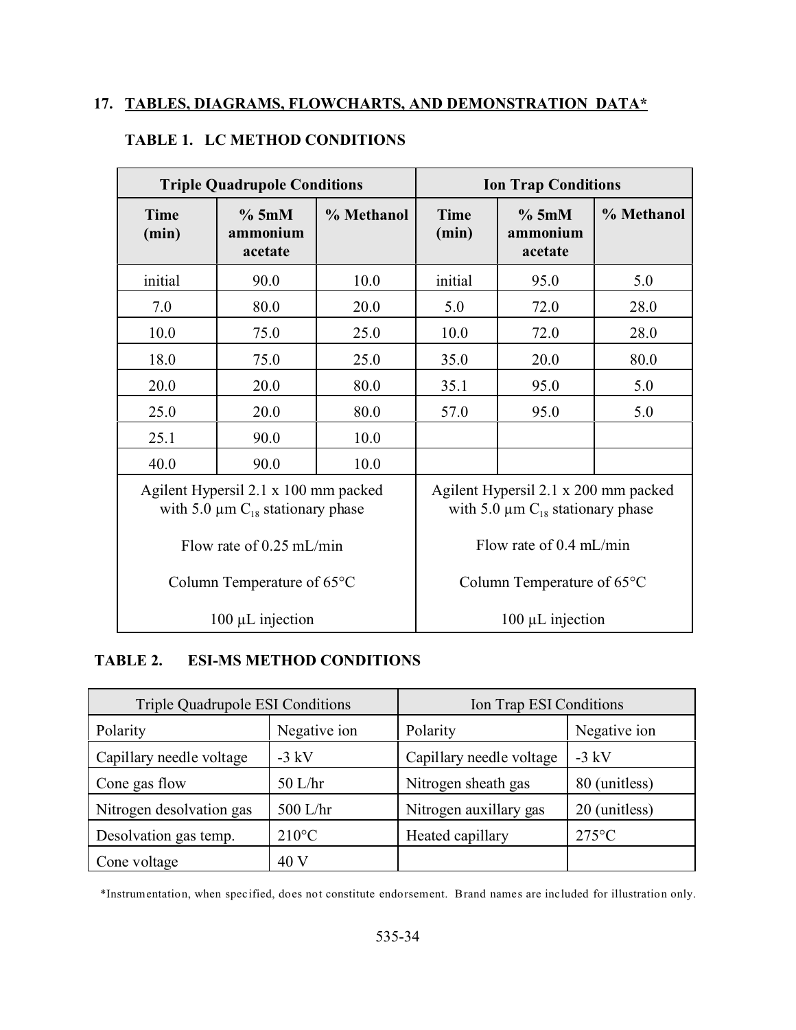## 17. TABLES, DIAGRAMS, FLOWCHARTS, AND DEMONSTRATION DATA*

### TABLE 1. LC METHOD CONDITIONS

| Triple Quadrupole Conditions | | | Ion Trap Conditions | | |
|---|---|---|---|---|---|
| **Time (min)** | **% 5mM ammonium acetate** | **% Methanol** | **Time (min)** | **% 5mM ammonium acetate** | **% Methanol** |
| initial | 90.0 | 10.0 | initial | 95.0 | 5.0 |
| 7.0 | 80.0 | 20.0 | 5.0 | 72.0 | 28.0 |
| 10.0 | 75.0 | 25.0 | 10.0 | 72.0 | 28.0 |
| 18.0 | 75.0 | 25.0 | 35.0 | 20.0 | 80.0 |
| 20.0 | 20.0 | 80.0 | 35.1 | 95.0 | 5.0 |
| 25.0 | 20.0 | 80.0 | 57.0 | 95.0 | 5.0 |
| 25.1 | 90.0 | 10.0 | | | |
| 40.0 | 90.0 | 10.0 | | | |
| Agilent Hypersil 2.1 x 100 mm packed with 5.0 µm $C_{18}$ stationary phase | | | Agilent Hypersil 2.1 x 200 mm packed with 5.0 µm $C_{18}$ stationary phase | | |
| Flow rate of 0.25 mL/min | | | Flow rate of 0.4 mL/min | | |
| Column Temperature of 65°C | | | Column Temperature of 65°C | | |
| 100 µL injection | | | 100 µL injection | | |

### TABLE 2. ESI-MS METHOD CONDITIONS

| Triple Quadrupole ESI Conditions | | Ion Trap ESI Conditions | |
|---|---|---|---|
| Polarity | Negative ion | Polarity | Negative ion |
| Capillary needle voltage | -3 kV | Capillary needle voltage | -3 kV |
| Cone gas flow | 50 L/hr | Nitrogen sheath gas | 80 (unitless) |
| Nitrogen desolvation gas | 500 L/hr | Nitrogen auxillary gas | 20 (unitless) |
| Desolvation gas temp. | 210°C | Heated capillary | 275°C |
| Cone voltage | 40 V | | |

*Instrumentation, when specified, does not constitute endorsement. Brand names are included for illustration only.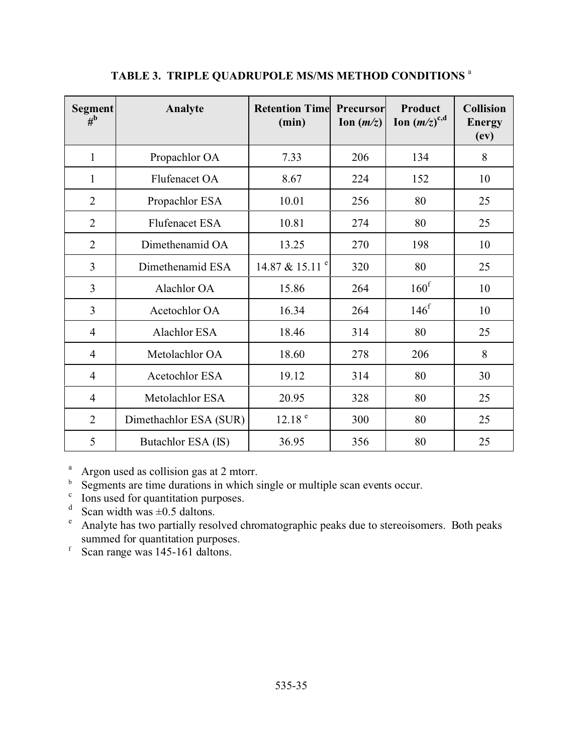### TABLE 3. TRIPLE QUADRUPOLE MS/MS METHOD CONDITIONS [a]

| Segment #[b] | Analyte | Retention Time (min) | Precursor Ion (*m/z*) | Product Ion (*m/z*)[c,d] | Collision Energy (ev) |
|---|---|---|---|---|---|
| 1 | Propachlor OA | 7.33 | 206 | 134 | 8 |
| 1 | Flufenacet OA | 8.67 | 224 | 152 | 10 |
| 2 | Propachlor ESA | 10.01 | 256 | 80 | 25 |
| 2 | Flufenacet ESA | 10.81 | 274 | 80 | 25 |
| 2 | Dimethenamid OA | 13.25 | 270 | 198 | 10 |
| 3 | Dimethenamid ESA | 14.87 & 15.11 [e] | 320 | 80 | 25 |
| 3 | Alachlor OA | 15.86 | 264 | 160[f] | 10 |
| 3 | Acetochlor OA | 16.34 | 264 | 146[f] | 10 |
| 4 | Alachlor ESA | 18.46 | 314 | 80 | 25 |
| 4 | Metolachlor OA | 18.60 | 278 | 206 | 8 |
| 4 | Acetochlor ESA | 19.12 | 314 | 80 | 30 |
| 4 | Metolachlor ESA | 20.95 | 328 | 80 | 25 |
| 2 | Dimethachlor ESA (SUR) | 12.18 [e] | 300 | 80 | 25 |
| 5 | Butachlor ESA (IS) | 36.95 | 356 | 80 | 25 |

[a] Argon used as collision gas at 2 mtorr.
[b] Segments are time durations in which single or multiple scan events occur.
[c] Ions used for quantitation purposes.
[d] Scan width was ±0.5 daltons.
[e] Analyte has two partially resolved chromatographic peaks due to stereoisomers. Both peaks summed for quantitation purposes.
[f] Scan range was 145-161 daltons.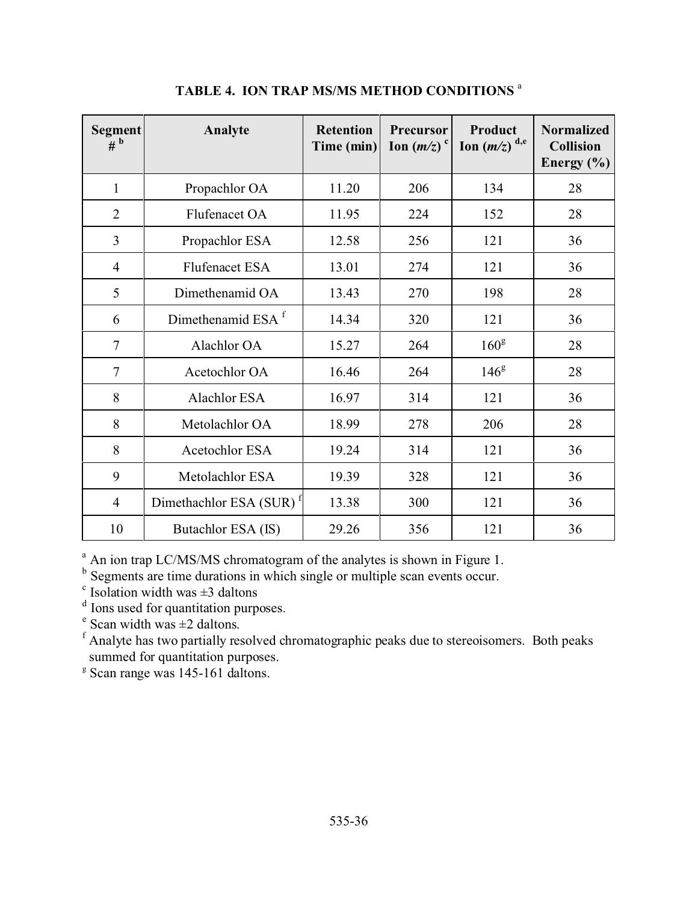# TABLE 4. ION TRAP MS/MS METHOD CONDITIONS [a]

| Segment # [b] | Analyte | Retention Time (min) | Precursor Ion (*m/z*) [c] | Product Ion (*m/z*) [d,e] | Normalized Collision Energy (%) |
|---|---|---|---|---|---|
| 1 | Propachlor OA | 11.20 | 206 | 134 | 28 |
| 2 | Flufenacet OA | 11.95 | 224 | 152 | 28 |
| 3 | Propachlor ESA | 12.58 | 256 | 121 | 36 |
| 4 | Flufenacet ESA | 13.01 | 274 | 121 | 36 |
| 5 | Dimethenamid OA | 13.43 | 270 | 198 | 28 |
| 6 | Dimethenamid ESA [f] | 14.34 | 320 | 121 | 36 |
| 7 | Alachlor OA | 15.27 | 264 | 160[g] | 28 |
| 7 | Acetochlor OA | 16.46 | 264 | 146[g] | 28 |
| 8 | Alachlor ESA | 16.97 | 314 | 121 | 36 |
| 8 | Metolachlor OA | 18.99 | 278 | 206 | 28 |
| 8 | Acetochlor ESA | 19.24 | 314 | 121 | 36 |
| 9 | Metolachlor ESA | 19.39 | 328 | 121 | 36 |
| 4 | Dimethachlor ESA (SUR) [f] | 13.38 | 300 | 121 | 36 |
| 10 | Butachlor ESA (IS) | 29.26 | 356 | 121 | 36 |

[a] An ion trap LC/MS/MS chromatogram of the analytes is shown in Figure 1.
[b] Segments are time durations in which single or multiple scan events occur.
[c] Isolation width was ±3 daltons
[d] Ions used for quantitation purposes.
[e] Scan width was ±2 daltons.
[f] Analyte has two partially resolved chromatographic peaks due to stereoisomers. Both peaks summed for quantitation purposes.
[g] Scan range was 145-161 daltons.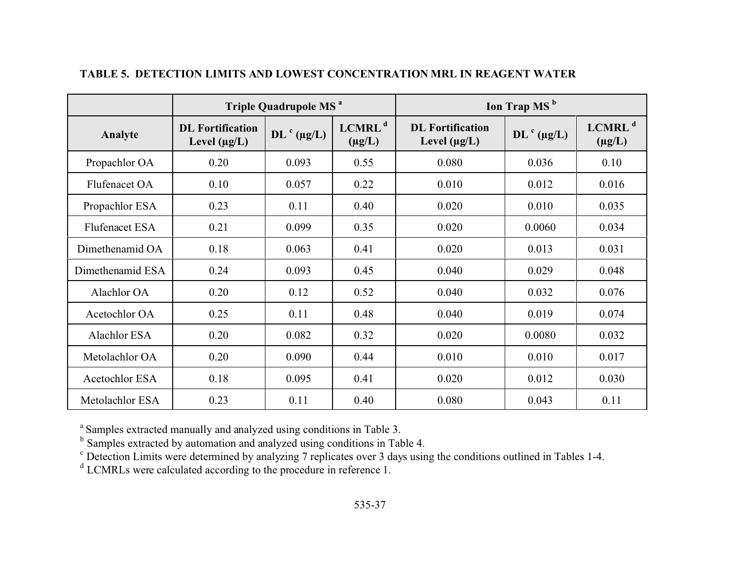**TABLE 5. DETECTION LIMITS AND LOWEST CONCENTRATION MRL IN REAGENT WATER**

| | Triple Quadrupole MS [a] | | | Ion Trap MS [b] | | |
|---|---|---|---|---|---|---|
| Analyte | DL Fortification Level (µg/L) | DL [c] (µg/L) | LCMRL [d] (µg/L) | DL Fortification Level (µg/L) | DL [c] (µg/L) | LCMRL [d] (µg/L) |
| Propachlor OA | 0.20 | 0.093 | 0.55 | 0.080 | 0.036 | 0.10 |
| Flufenacet OA | 0.10 | 0.057 | 0.22 | 0.010 | 0.012 | 0.016 |
| Propachlor ESA | 0.23 | 0.11 | 0.40 | 0.020 | 0.010 | 0.035 |
| Flufenacet ESA | 0.21 | 0.099 | 0.35 | 0.020 | 0.0060 | 0.034 |
| Dimethenamid OA | 0.18 | 0.063 | 0.41 | 0.020 | 0.013 | 0.031 |
| Dimethenamid ESA | 0.24 | 0.093 | 0.45 | 0.040 | 0.029 | 0.048 |
| Alachlor OA | 0.20 | 0.12 | 0.52 | 0.040 | 0.032 | 0.076 |
| Acetochlor OA | 0.25 | 0.11 | 0.48 | 0.040 | 0.019 | 0.074 |
| Alachlor ESA | 0.20 | 0.082 | 0.32 | 0.020 | 0.0080 | 0.032 |
| Metolachlor OA | 0.20 | 0.090 | 0.44 | 0.010 | 0.010 | 0.017 |
| Acetochlor ESA | 0.18 | 0.095 | 0.41 | 0.020 | 0.012 | 0.030 |
| Metolachlor ESA | 0.23 | 0.11 | 0.40 | 0.080 | 0.043 | 0.11 |

[a] Samples extracted manually and analyzed using conditions in Table 3.
[b] Samples extracted by automation and analyzed using conditions in Table 4.
[c] Detection Limits were determined by analyzing 7 replicates over 3 days using the conditions outlined in Tables 1-4.
[d] LCMRLs were calculated according to the procedure in reference 1.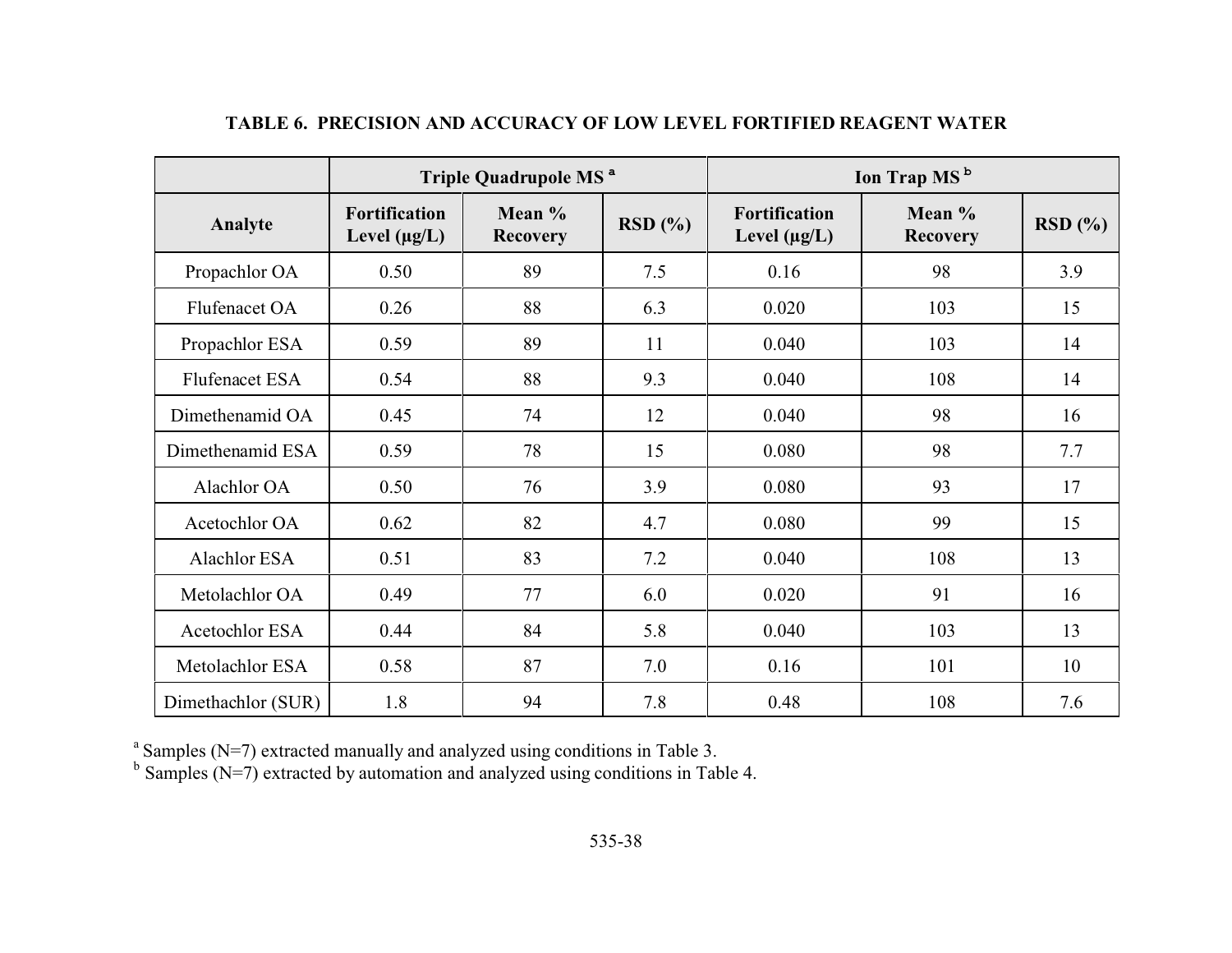## TABLE 6. PRECISION AND ACCURACY OF LOW LEVEL FORTIFIED REAGENT WATER

| | Triple Quadrupole MS [a] | | | Ion Trap MS [b] | | |
|---|---|---|---|---|---|---|
| **Analyte** | **Fortification Level (µg/L)** | **Mean % Recovery** | **RSD (%)** | **Fortification Level (µg/L)** | **Mean % Recovery** | **RSD (%)** |
| Propachlor OA | 0.50 | 89 | 7.5 | 0.16 | 98 | 3.9 |
| Flufenacet OA | 0.26 | 88 | 6.3 | 0.020 | 103 | 15 |
| Propachlor ESA | 0.59 | 89 | 11 | 0.040 | 103 | 14 |
| Flufenacet ESA | 0.54 | 88 | 9.3 | 0.040 | 108 | 14 |
| Dimethenamid OA | 0.45 | 74 | 12 | 0.040 | 98 | 16 |
| Dimethenamid ESA | 0.59 | 78 | 15 | 0.080 | 98 | 7.7 |
| Alachlor OA | 0.50 | 76 | 3.9 | 0.080 | 93 | 17 |
| Acetochlor OA | 0.62 | 82 | 4.7 | 0.080 | 99 | 15 |
| Alachlor ESA | 0.51 | 83 | 7.2 | 0.040 | 108 | 13 |
| Metolachlor OA | 0.49 | 77 | 6.0 | 0.020 | 91 | 16 |
| Acetochlor ESA | 0.44 | 84 | 5.8 | 0.040 | 103 | 13 |
| Metolachlor ESA | 0.58 | 87 | 7.0 | 0.16 | 101 | 10 |
| Dimethachlor (SUR) | 1.8 | 94 | 7.8 | 0.48 | 108 | 7.6 |

[a] Samples (N=7) extracted manually and analyzed using conditions in Table 3.
[b] Samples (N=7) extracted by automation and analyzed using conditions in Table 4.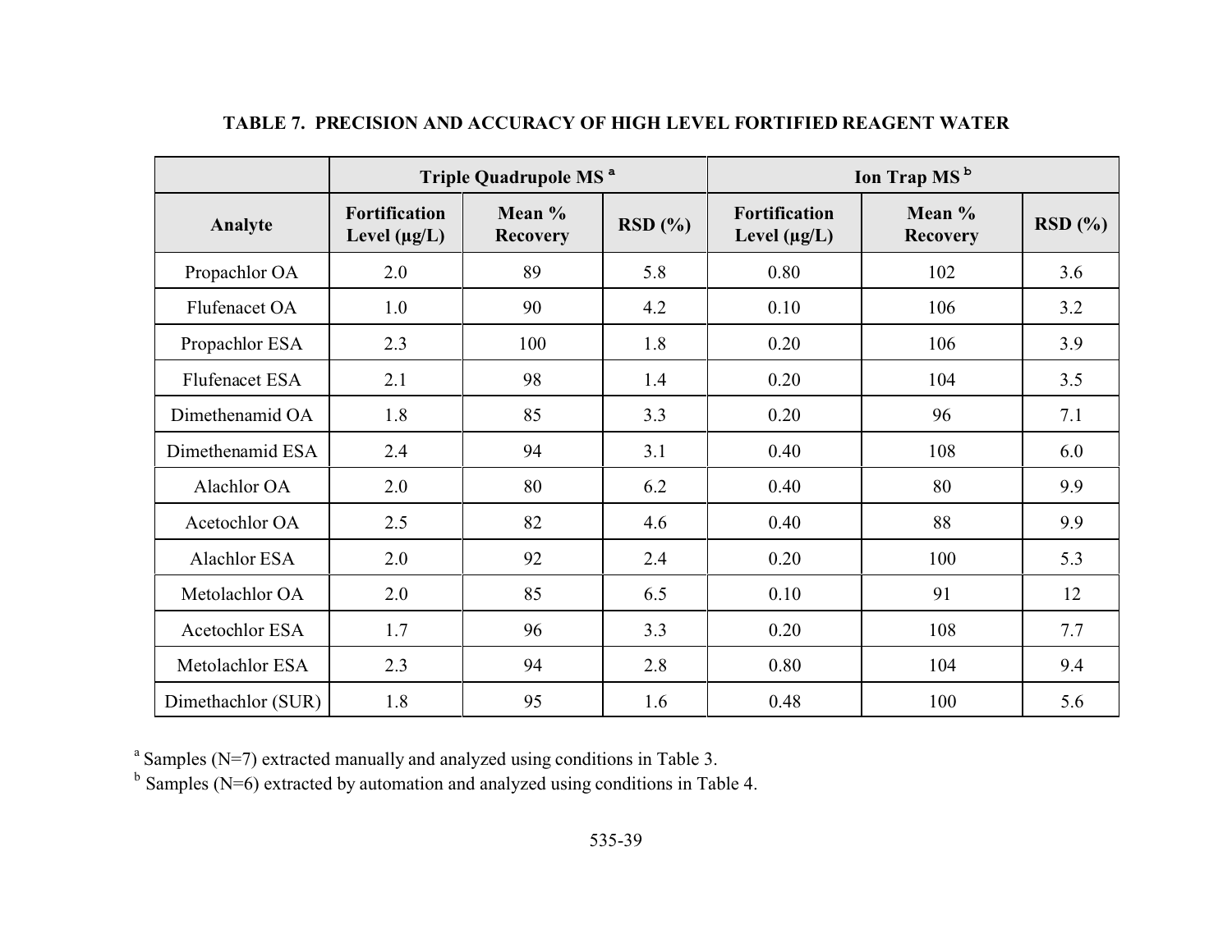**TABLE 7. PRECISION AND ACCURACY OF HIGH LEVEL FORTIFIED REAGENT WATER**

| | Triple Quadrupole MS [a] | | | Ion Trap MS [b] | | |
|---|---|---|---|---|---|---|
| Analyte | Fortification Level (µg/L) | Mean % Recovery | RSD (%) | Fortification Level (µg/L) | Mean % Recovery | RSD (%) |
| Propachlor OA | 2.0 | 89 | 5.8 | 0.80 | 102 | 3.6 |
| Flufenacet OA | 1.0 | 90 | 4.2 | 0.10 | 106 | 3.2 |
| Propachlor ESA | 2.3 | 100 | 1.8 | 0.20 | 106 | 3.9 |
| Flufenacet ESA | 2.1 | 98 | 1.4 | 0.20 | 104 | 3.5 |
| Dimethenamid OA | 1.8 | 85 | 3.3 | 0.20 | 96 | 7.1 |
| Dimethenamid ESA | 2.4 | 94 | 3.1 | 0.40 | 108 | 6.0 |
| Alachlor OA | 2.0 | 80 | 6.2 | 0.40 | 80 | 9.9 |
| Acetochlor OA | 2.5 | 82 | 4.6 | 0.40 | 88 | 9.9 |
| Alachlor ESA | 2.0 | 92 | 2.4 | 0.20 | 100 | 5.3 |
| Metolachlor OA | 2.0 | 85 | 6.5 | 0.10 | 91 | 12 |
| Acetochlor ESA | 1.7 | 96 | 3.3 | 0.20 | 108 | 7.7 |
| Metolachlor ESA | 2.3 | 94 | 2.8 | 0.80 | 104 | 9.4 |
| Dimethachlor (SUR) | 1.8 | 95 | 1.6 | 0.48 | 100 | 5.6 |

[a] Samples (N=7) extracted manually and analyzed using conditions in Table 3.
[b] Samples (N=6) extracted by automation and analyzed using conditions in Table 4.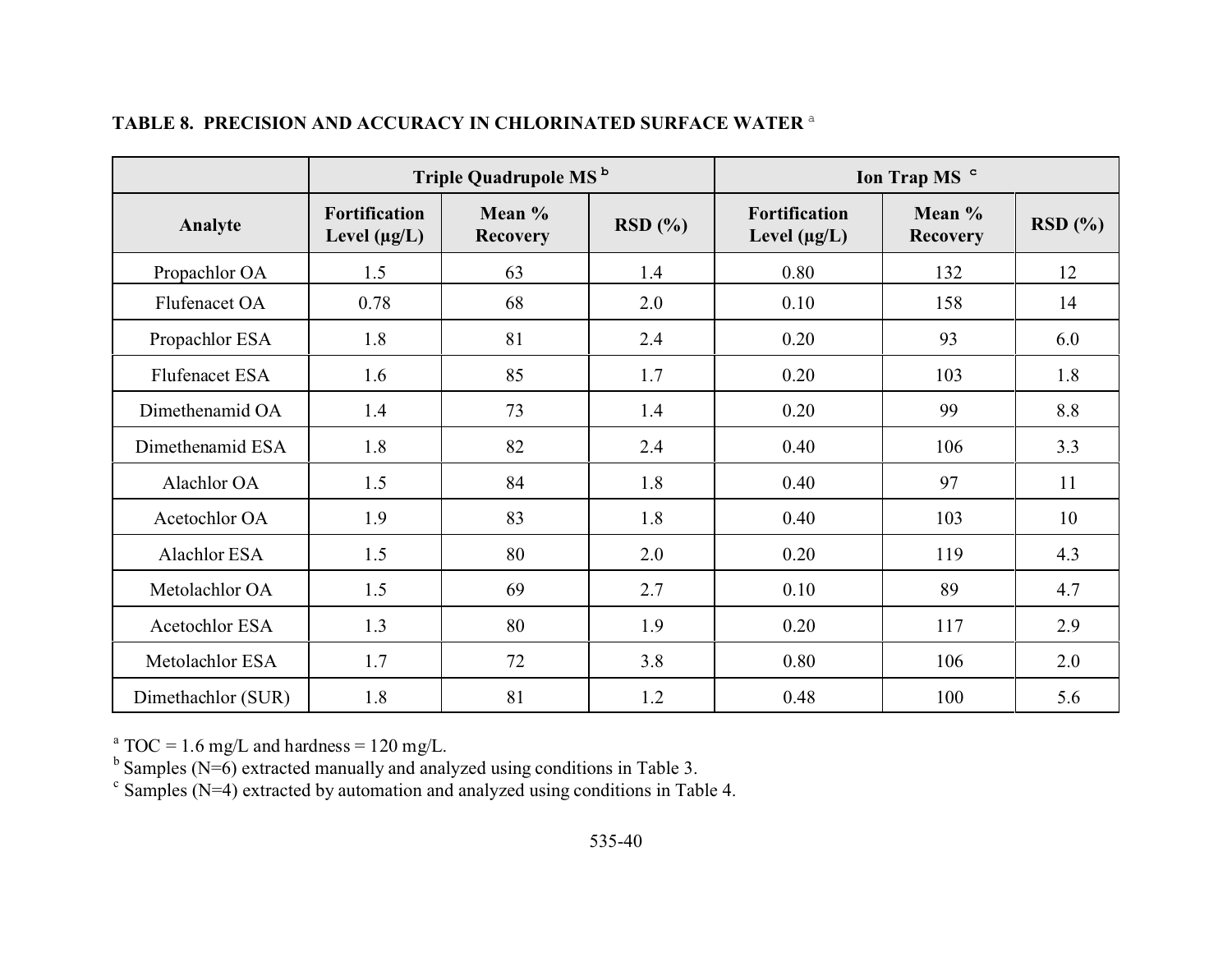**TABLE 8. PRECISION AND ACCURACY IN CHLORINATED SURFACE WATER [a]**

| | Triple Quadrupole MS [b] | | | Ion Trap MS [c] | | |
|---|---|---|---|---|---|---|
| Analyte | Fortification Level (µg/L) | Mean % Recovery | RSD (%) | Fortification Level (µg/L) | Mean % Recovery | RSD (%) |
| Propachlor OA | 1.5 | 63 | 1.4 | 0.80 | 132 | 12 |
| Flufenacet OA | 0.78 | 68 | 2.0 | 0.10 | 158 | 14 |
| Propachlor ESA | 1.8 | 81 | 2.4 | 0.20 | 93 | 6.0 |
| Flufenacet ESA | 1.6 | 85 | 1.7 | 0.20 | 103 | 1.8 |
| Dimethenamid OA | 1.4 | 73 | 1.4 | 0.20 | 99 | 8.8 |
| Dimethenamid ESA | 1.8 | 82 | 2.4 | 0.40 | 106 | 3.3 |
| Alachlor OA | 1.5 | 84 | 1.8 | 0.40 | 97 | 11 |
| Acetochlor OA | 1.9 | 83 | 1.8 | 0.40 | 103 | 10 |
| Alachlor ESA | 1.5 | 80 | 2.0 | 0.20 | 119 | 4.3 |
| Metolachlor OA | 1.5 | 69 | 2.7 | 0.10 | 89 | 4.7 |
| Acetochlor ESA | 1.3 | 80 | 1.9 | 0.20 | 117 | 2.9 |
| Metolachlor ESA | 1.7 | 72 | 3.8 | 0.80 | 106 | 2.0 |
| Dimethachlor (SUR) | 1.8 | 81 | 1.2 | 0.48 | 100 | 5.6 |

[a] TOC = 1.6 mg/L and hardness = 120 mg/L.
[b] Samples (N=6) extracted manually and analyzed using conditions in Table 3.
[c] Samples (N=4) extracted by automation and analyzed using conditions in Table 4.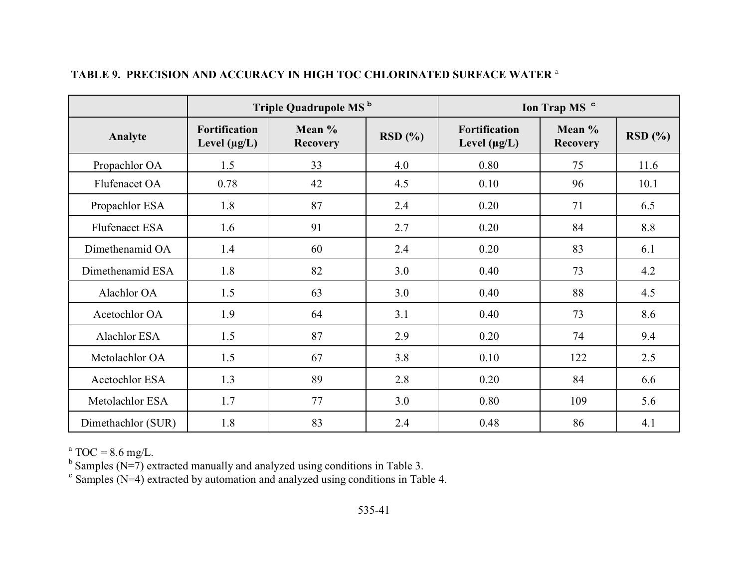**TABLE 9. PRECISION AND ACCURACY IN HIGH TOC CHLORINATED SURFACE WATER [a]**

| | Triple Quadrupole MS [b] | | | Ion Trap MS [c] | | |
|---|---|---|---|---|---|---|
| **Analyte** | **Fortification Level (µg/L)** | **Mean % Recovery** | **RSD (%)** | **Fortification Level (µg/L)** | **Mean % Recovery** | **RSD (%)** |
| Propachlor OA | 1.5 | 33 | 4.0 | 0.80 | 75 | 11.6 |
| Flufenacet OA | 0.78 | 42 | 4.5 | 0.10 | 96 | 10.1 |
| Propachlor ESA | 1.8 | 87 | 2.4 | 0.20 | 71 | 6.5 |
| Flufenacet ESA | 1.6 | 91 | 2.7 | 0.20 | 84 | 8.8 |
| Dimethenamid OA | 1.4 | 60 | 2.4 | 0.20 | 83 | 6.1 |
| Dimethenamid ESA | 1.8 | 82 | 3.0 | 0.40 | 73 | 4.2 |
| Alachlor OA | 1.5 | 63 | 3.0 | 0.40 | 88 | 4.5 |
| Acetochlor OA | 1.9 | 64 | 3.1 | 0.40 | 73 | 8.6 |
| Alachlor ESA | 1.5 | 87 | 2.9 | 0.20 | 74 | 9.4 |
| Metolachlor OA | 1.5 | 67 | 3.8 | 0.10 | 122 | 2.5 |
| Acetochlor ESA | 1.3 | 89 | 2.8 | 0.20 | 84 | 6.6 |
| Metolachlor ESA | 1.7 | 77 | 3.0 | 0.80 | 109 | 5.6 |
| Dimethachlor (SUR) | 1.8 | 83 | 2.4 | 0.48 | 86 | 4.1 |

[a] TOC = 8.6 mg/L.
[b] Samples (N=7) extracted manually and analyzed using conditions in Table 3.
[c] Samples (N=4) extracted by automation and analyzed using conditions in Table 4.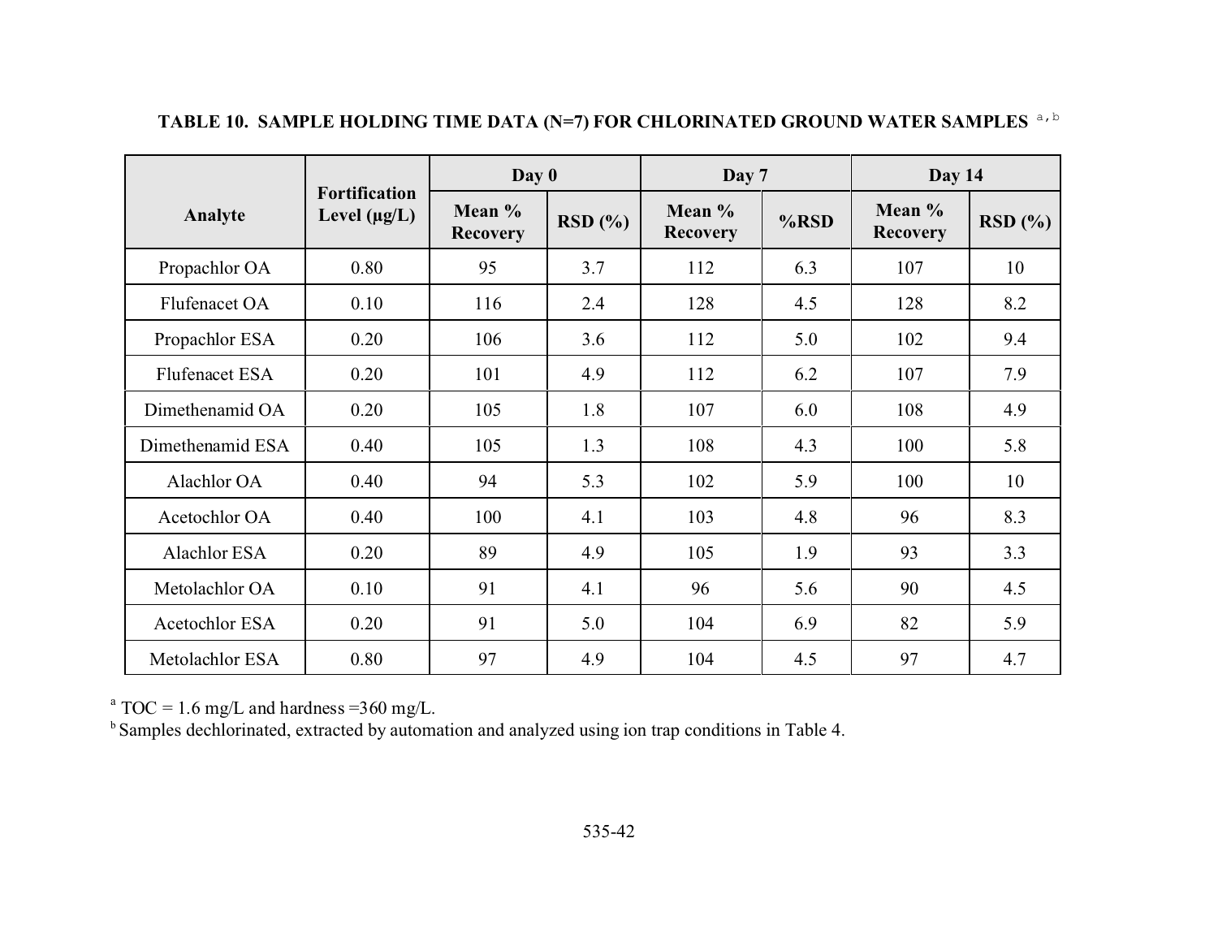**TABLE 10. SAMPLE HOLDING TIME DATA (N=7) FOR CHLORINATED GROUND WATER SAMPLES [a,b]**

| Analyte | Fortification Level (µg/L) | Day 0 | | Day 7 | | Day 14 | |
|---|---|---|---|---|---|---|---|
| | | Mean % Recovery | RSD (%) | Mean % Recovery | %RSD | Mean % Recovery | RSD (%) |
| Propachlor OA | 0.80 | 95 | 3.7 | 112 | 6.3 | 107 | 10 |
| Flufenacet OA | 0.10 | 116 | 2.4 | 128 | 4.5 | 128 | 8.2 |
| Propachlor ESA | 0.20 | 106 | 3.6 | 112 | 5.0 | 102 | 9.4 |
| Flufenacet ESA | 0.20 | 101 | 4.9 | 112 | 6.2 | 107 | 7.9 |
| Dimethenamid OA | 0.20 | 105 | 1.8 | 107 | 6.0 | 108 | 4.9 |
| Dimethenamid ESA | 0.40 | 105 | 1.3 | 108 | 4.3 | 100 | 5.8 |
| Alachlor OA | 0.40 | 94 | 5.3 | 102 | 5.9 | 100 | 10 |
| Acetochlor OA | 0.40 | 100 | 4.1 | 103 | 4.8 | 96 | 8.3 |
| Alachlor ESA | 0.20 | 89 | 4.9 | 105 | 1.9 | 93 | 3.3 |
| Metolachlor OA | 0.10 | 91 | 4.1 | 96 | 5.6 | 90 | 4.5 |
| Acetochlor ESA | 0.20 | 91 | 5.0 | 104 | 6.9 | 82 | 5.9 |
| Metolachlor ESA | 0.80 | 97 | 4.9 | 104 | 4.5 | 97 | 4.7 |

[a] TOC = 1.6 mg/L and hardness =360 mg/L.
[b] Samples dechlorinated, extracted by automation and analyzed using ion trap conditions in Table 4.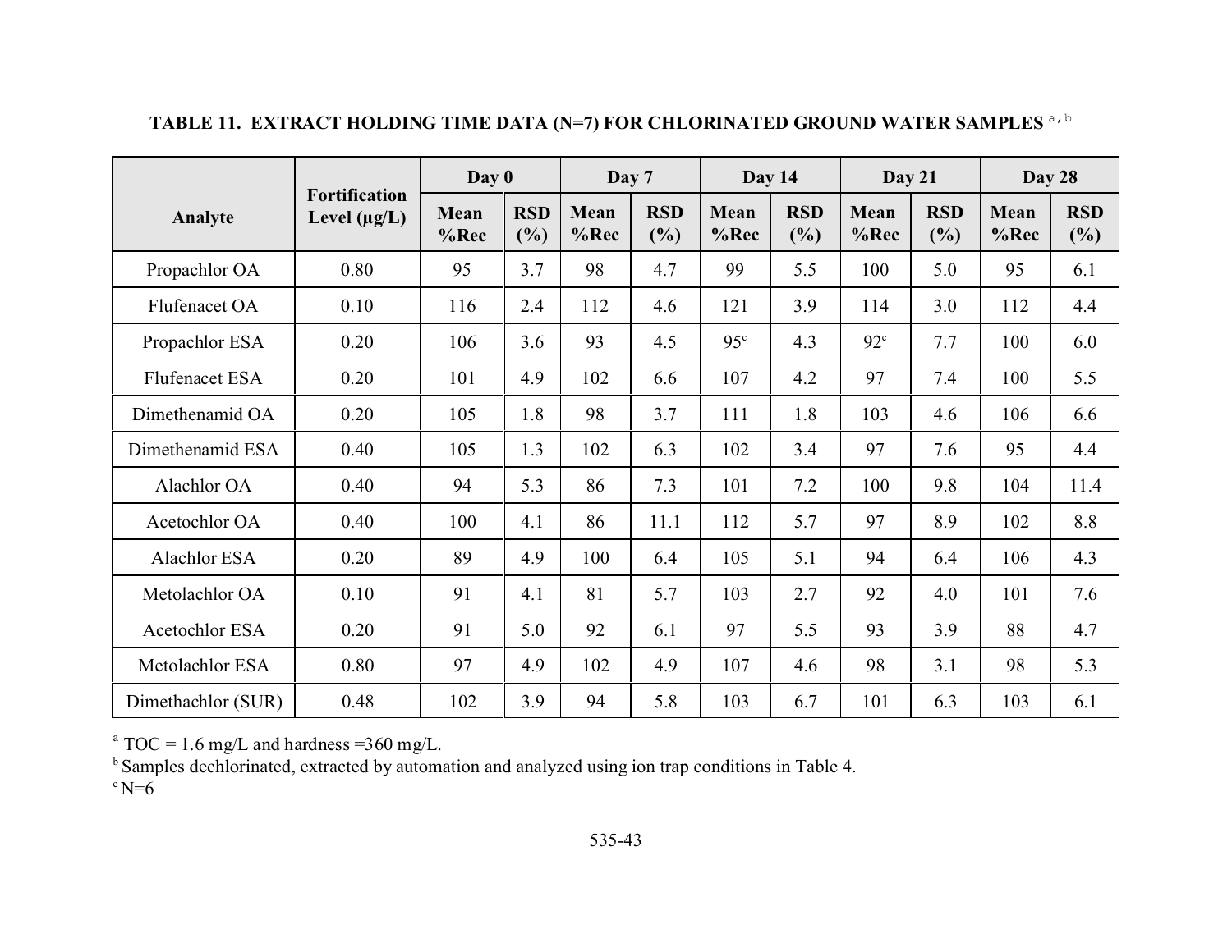**TABLE 11. EXTRACT HOLDING TIME DATA (N=7) FOR CHLORINATED GROUND WATER SAMPLES [a,b]**

| Analyte | Fortification Level (µg/L) | Day 0 | | Day 7 | | Day 14 | | Day 21 | | Day 28 | |
|---|---|---|---|---|---|---|---|---|---|---|---|
| | | Mean %Rec | RSD (%) | Mean %Rec | RSD (%) | Mean %Rec | RSD (%) | Mean %Rec | RSD (%) | Mean %Rec | RSD (%) |
| Propachlor OA | 0.80 | 95 | 3.7 | 98 | 4.7 | 99 | 5.5 | 100 | 5.0 | 95 | 6.1 |
| Flufenacet OA | 0.10 | 116 | 2.4 | 112 | 4.6 | 121 | 3.9 | 114 | 3.0 | 112 | 4.4 |
| Propachlor ESA | 0.20 | 106 | 3.6 | 93 | 4.5 | 95[c] | 4.3 | 92[c] | 7.7 | 100 | 6.0 |
| Flufenacet ESA | 0.20 | 101 | 4.9 | 102 | 6.6 | 107 | 4.2 | 97 | 7.4 | 100 | 5.5 |
| Dimethenamid OA | 0.20 | 105 | 1.8 | 98 | 3.7 | 111 | 1.8 | 103 | 4.6 | 106 | 6.6 |
| Dimethenamid ESA | 0.40 | 105 | 1.3 | 102 | 6.3 | 102 | 3.4 | 97 | 7.6 | 95 | 4.4 |
| Alachlor OA | 0.40 | 94 | 5.3 | 86 | 7.3 | 101 | 7.2 | 100 | 9.8 | 104 | 11.4 |
| Acetochlor OA | 0.40 | 100 | 4.1 | 86 | 11.1 | 112 | 5.7 | 97 | 8.9 | 102 | 8.8 |
| Alachlor ESA | 0.20 | 89 | 4.9 | 100 | 6.4 | 105 | 5.1 | 94 | 6.4 | 106 | 4.3 |
| Metolachlor OA | 0.10 | 91 | 4.1 | 81 | 5.7 | 103 | 2.7 | 92 | 4.0 | 101 | 7.6 |
| Acetochlor ESA | 0.20 | 91 | 5.0 | 92 | 6.1 | 97 | 5.5 | 93 | 3.9 | 88 | 4.7 |
| Metolachlor ESA | 0.80 | 97 | 4.9 | 102 | 4.9 | 107 | 4.6 | 98 | 3.1 | 98 | 5.3 |
| Dimethachlor (SUR) | 0.48 | 102 | 3.9 | 94 | 5.8 | 103 | 6.7 | 101 | 6.3 | 103 | 6.1 |

[a] TOC = 1.6 mg/L and hardness =360 mg/L.
[b] Samples dechlorinated, extracted by automation and analyzed using ion trap conditions in Table 4.
[c] N=6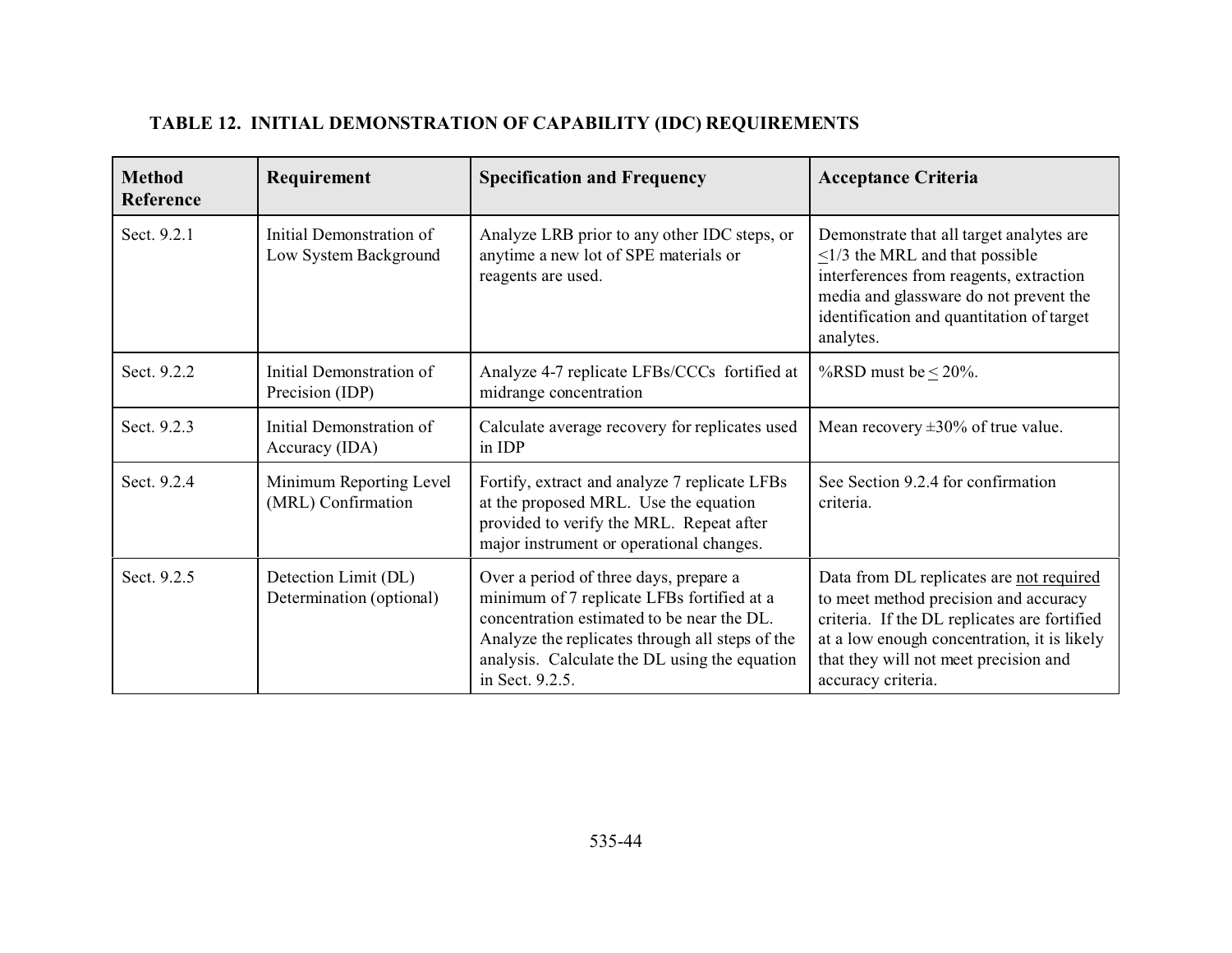**TABLE 12. INITIAL DEMONSTRATION OF CAPABILITY (IDC) REQUIREMENTS**

| Method Reference | Requirement | Specification and Frequency | Acceptance Criteria |
|---|---|---|---|
| Sect. 9.2.1 | Initial Demonstration of Low System Background | Analyze LRB prior to any other IDC steps, or anytime a new lot of SPE materials or reagents are used. | Demonstrate that all target analytes are $\leq$1/3 the MRL and that possible interferences from reagents, extraction media and glassware do not prevent the identification and quantitation of target analytes. |
| Sect. 9.2.2 | Initial Demonstration of Precision (IDP) | Analyze 4-7 replicate LFBs/CCCs fortified at midrange concentration | %RSD must be $\leq$ 20%. |
| Sect. 9.2.3 | Initial Demonstration of Accuracy (IDA) | Calculate average recovery for replicates used in IDP | Mean recovery ±30% of true value. |
| Sect. 9.2.4 | Minimum Reporting Level (MRL) Confirmation | Fortify, extract and analyze 7 replicate LFBs at the proposed MRL. Use the equation provided to verify the MRL. Repeat after major instrument or operational changes. | See Section 9.2.4 for confirmation criteria. |
| Sect. 9.2.5 | Detection Limit (DL) Determination (optional) | Over a period of three days, prepare a minimum of 7 replicate LFBs fortified at a concentration estimated to be near the DL. Analyze the replicates through all steps of the analysis. Calculate the DL using the equation in Sect. 9.2.5. | Data from DL replicates are not required to meet method precision and accuracy criteria. If the DL replicates are fortified at a low enough concentration, it is likely that they will not meet precision and accuracy criteria. |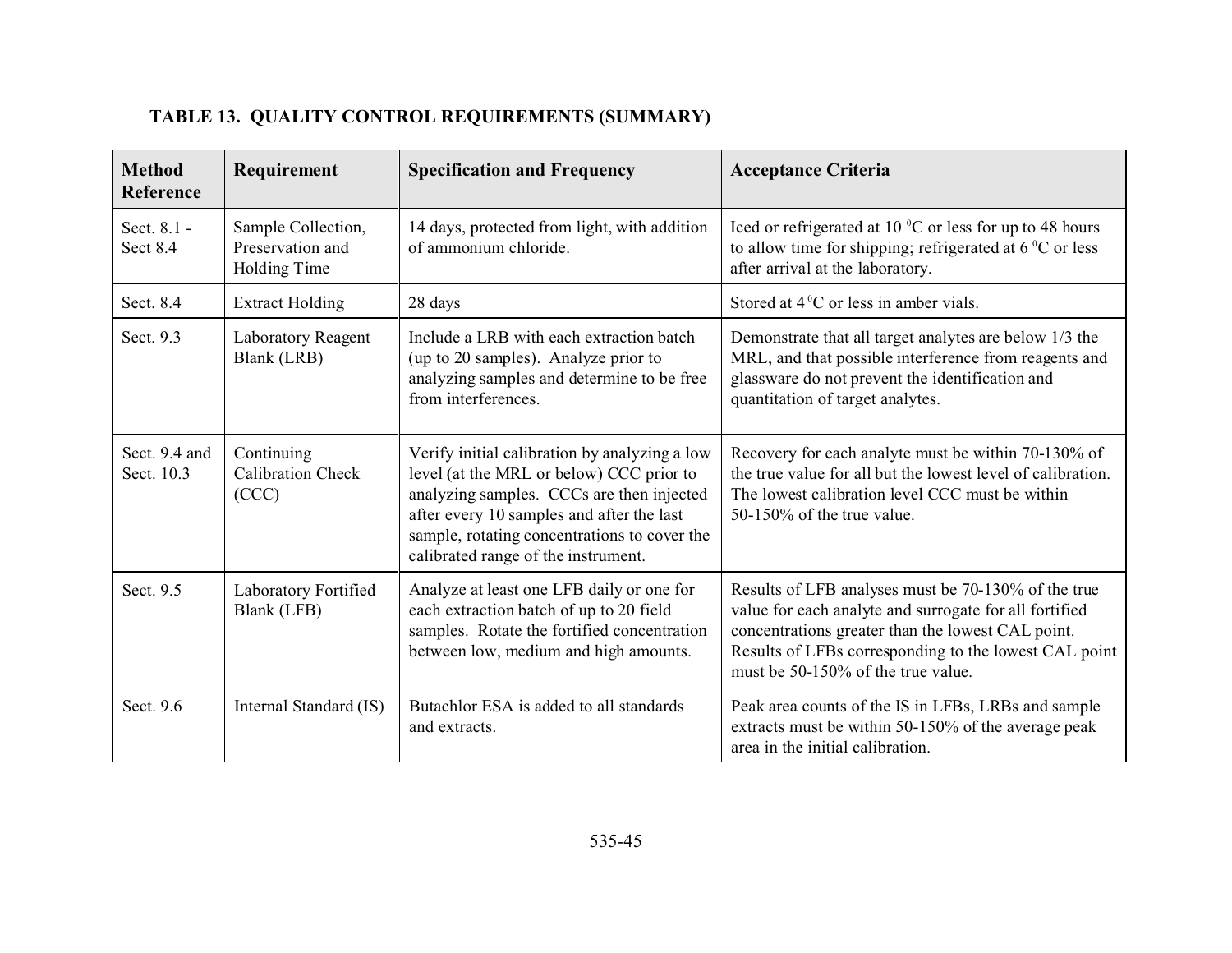**TABLE 13. QUALITY CONTROL REQUIREMENTS (SUMMARY)**

| Method Reference | Requirement | Specification and Frequency | Acceptance Criteria |
|---|---|---|---|
| Sect. 8.1 - Sect 8.4 | Sample Collection, Preservation and Holding Time | 14 days, protected from light, with addition of ammonium chloride. | Iced or refrigerated at 10 $^0$C or less for up to 48 hours to allow time for shipping; refrigerated at 6 $^0$C or less after arrival at the laboratory. |
| Sect. 8.4 | Extract Holding | 28 days | Stored at 4 $^0$C or less in amber vials. |
| Sect. 9.3 | Laboratory Reagent Blank (LRB) | Include a LRB with each extraction batch (up to 20 samples). Analyze prior to analyzing samples and determine to be free from interferences. | Demonstrate that all target analytes are below 1/3 the MRL, and that possible interference from reagents and glassware do not prevent the identification and quantitation of target analytes. |
| Sect. 9.4 and Sect. 10.3 | Continuing Calibration Check (CCC) | Verify initial calibration by analyzing a low level (at the MRL or below) CCC prior to analyzing samples. CCCs are then injected after every 10 samples and after the last sample, rotating concentrations to cover the calibrated range of the instrument. | Recovery for each analyte must be within 70-130% of the true value for all but the lowest level of calibration. The lowest calibration level CCC must be within 50-150% of the true value. |
| Sect. 9.5 | Laboratory Fortified Blank (LFB) | Analyze at least one LFB daily or one for each extraction batch of up to 20 field samples. Rotate the fortified concentration between low, medium and high amounts. | Results of LFB analyses must be 70-130% of the true value for each analyte and surrogate for all fortified concentrations greater than the lowest CAL point. Results of LFBs corresponding to the lowest CAL point must be 50-150% of the true value. |
| Sect. 9.6 | Internal Standard (IS) | Butachlor ESA is added to all standards and extracts. | Peak area counts of the IS in LFBs, LRBs and sample extracts must be within 50-150% of the average peak area in the initial calibration. |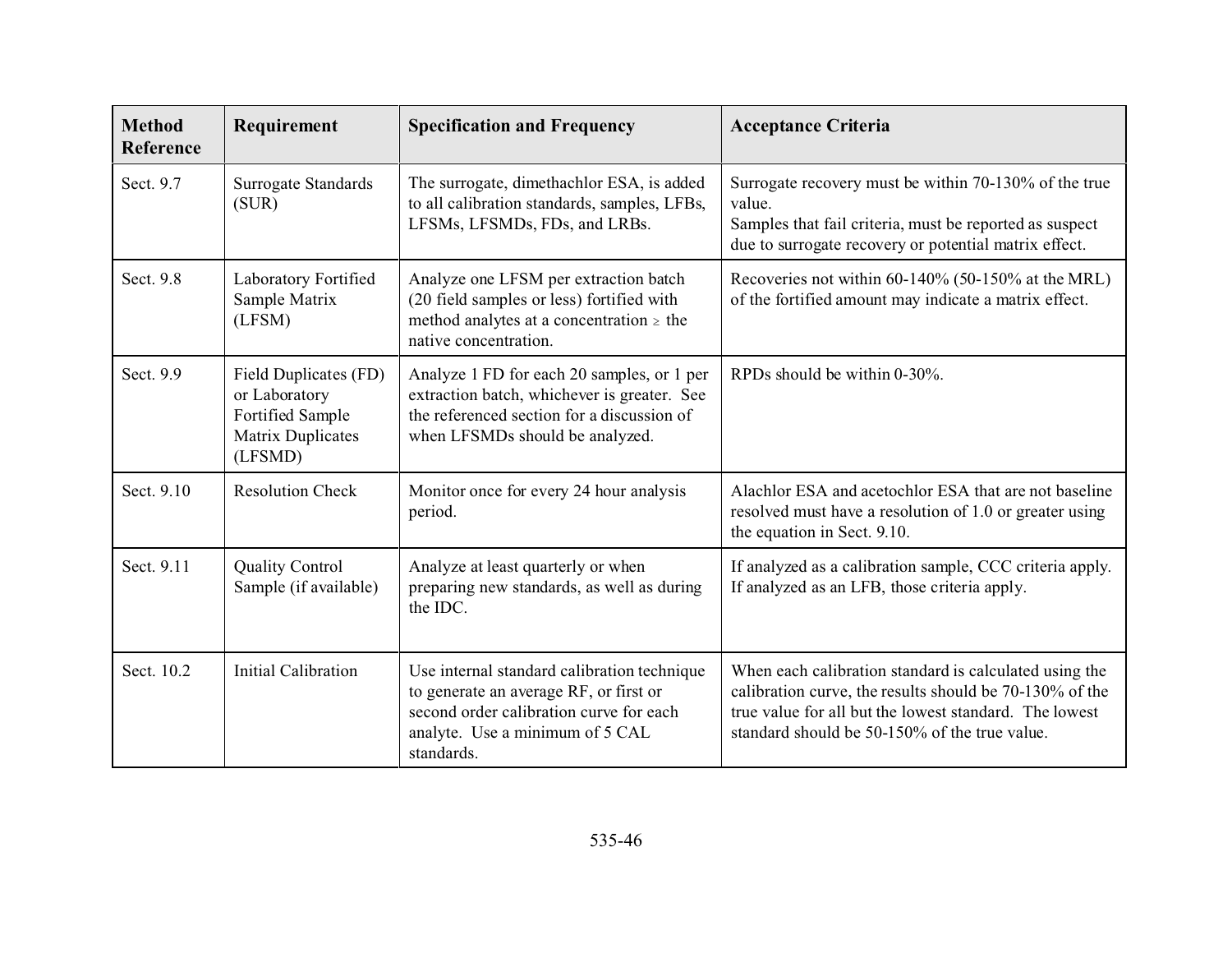| Method Reference | Requirement | Specification and Frequency | Acceptance Criteria |
|---|---|---|---|
| Sect. 9.7 | Surrogate Standards (SUR) | The surrogate, dimethachlor ESA, is added to all calibration standards, samples, LFBs, LFSMs, LFSMDs, FDs, and LRBs. | Surrogate recovery must be within 70-130% of the true value.<br>Samples that fail criteria, must be reported as suspect due to surrogate recovery or potential matrix effect. |
| Sect. 9.8 | Laboratory Fortified Sample Matrix (LFSM) | Analyze one LFSM per extraction batch (20 field samples or less) fortified with method analytes at a concentration ≥ the native concentration. | Recoveries not within 60-140% (50-150% at the MRL) of the fortified amount may indicate a matrix effect. |
| Sect. 9.9 | Field Duplicates (FD) or Laboratory Fortified Sample Matrix Duplicates (LFSMD) | Analyze 1 FD for each 20 samples, or 1 per extraction batch, whichever is greater. See the referenced section for a discussion of when LFSMDs should be analyzed. | RPDs should be within 0-30%. |
| Sect. 9.10 | Resolution Check | Monitor once for every 24 hour analysis period. | Alachlor ESA and acetochlor ESA that are not baseline resolved must have a resolution of 1.0 or greater using the equation in Sect. 9.10. |
| Sect. 9.11 | Quality Control Sample (if available) | Analyze at least quarterly or when preparing new standards, as well as during the IDC. | If analyzed as a calibration sample, CCC criteria apply. If analyzed as an LFB, those criteria apply. |
| Sect. 10.2 | Initial Calibration | Use internal standard calibration technique to generate an average RF, or first or second order calibration curve for each analyte. Use a minimum of 5 CAL standards. | When each calibration standard is calculated using the calibration curve, the results should be 70-130% of the true value for all but the lowest standard. The lowest standard should be 50-150% of the true value. |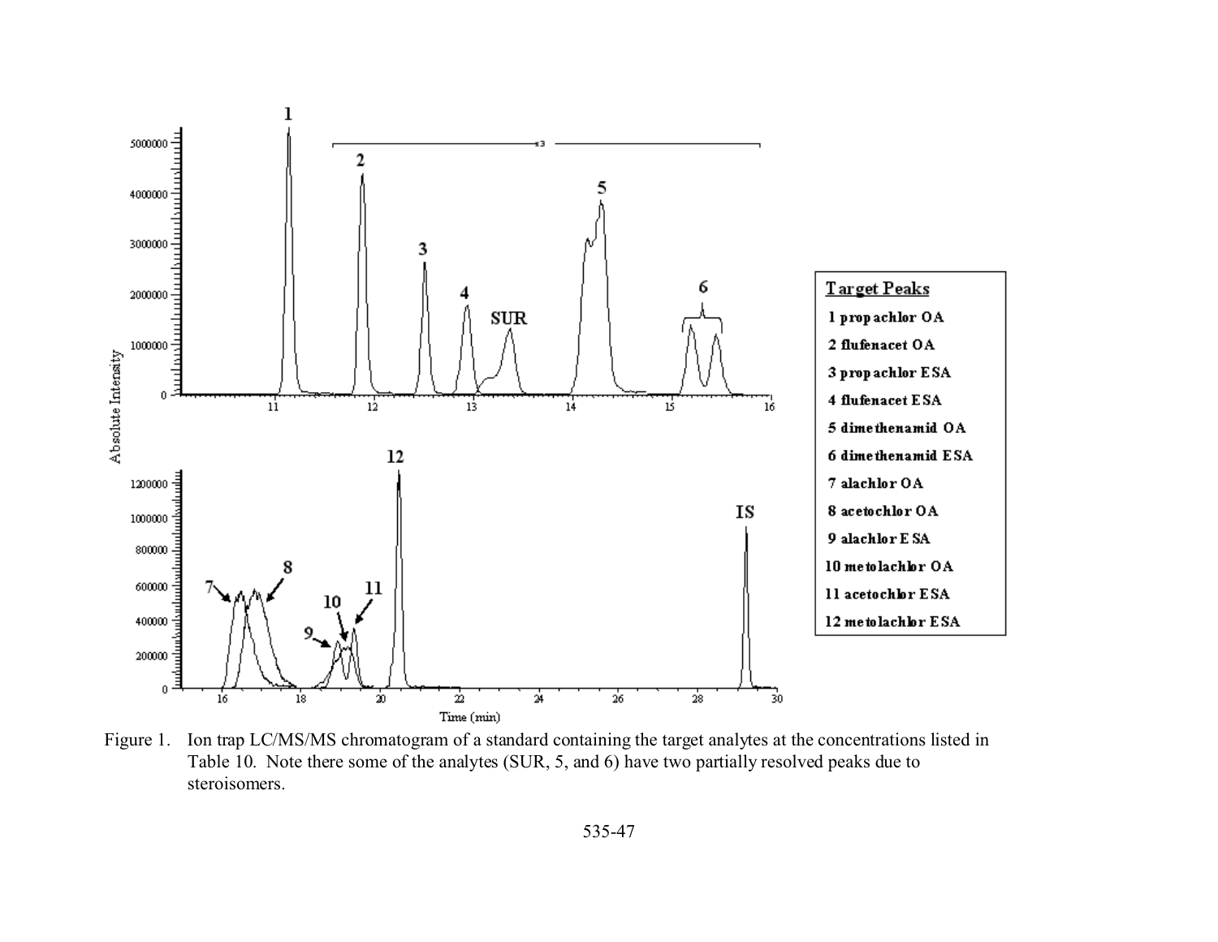Figure 1. Ion trap LC/MS/MS chromatogram of a standard containing the target analytes at the concentrations listed in Table 10. Note there some of the analytes (SUR, 5, and 6) have two partially resolved peaks due to steroisomers.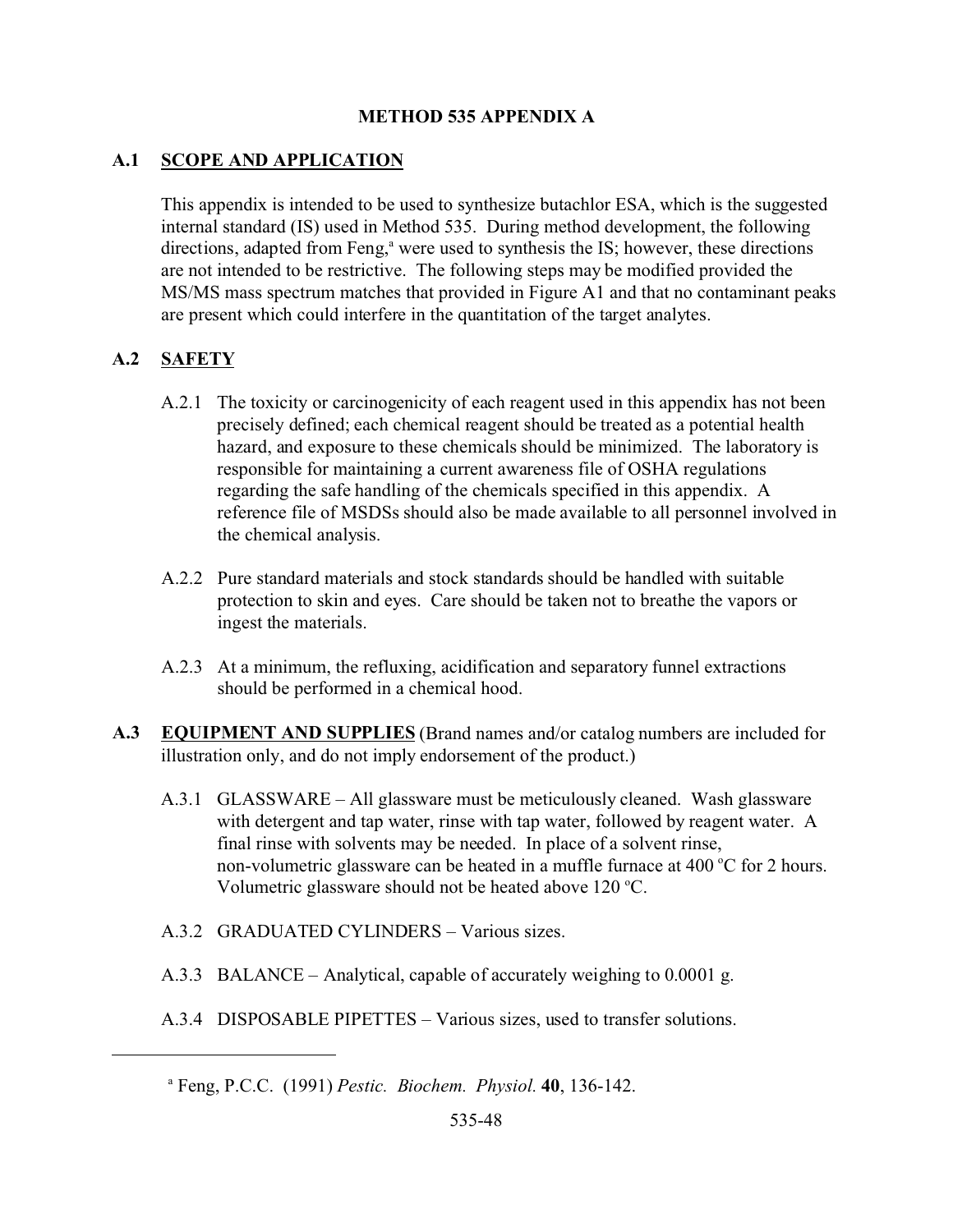# METHOD 535 APPENDIX A

## A.1 SCOPE AND APPLICATION

This appendix is intended to be used to synthesize butachlor ESA, which is the suggested internal standard (IS) used in Method 535. During method development, the following directions, adapted from Feng,[a] were used to synthesis the IS; however, these directions are not intended to be restrictive. The following steps may be modified provided the MS/MS mass spectrum matches that provided in Figure A1 and that no contaminant peaks are present which could interfere in the quantitation of the target analytes.

## A.2 SAFETY

A.2.1 The toxicity or carcinogenicity of each reagent used in this appendix has not been precisely defined; each chemical reagent should be treated as a potential health hazard, and exposure to these chemicals should be minimized. The laboratory is responsible for maintaining a current awareness file of OSHA regulations regarding the safe handling of the chemicals specified in this appendix. A reference file of MSDSs should also be made available to all personnel involved in the chemical analysis.

A.2.2 Pure standard materials and stock standards should be handled with suitable protection to skin and eyes. Care should be taken not to breathe the vapors or ingest the materials.

A.2.3 At a minimum, the refluxing, acidification and separatory funnel extractions should be performed in a chemical hood.

## A.3 EQUIPMENT AND SUPPLIES (Brand names and/or catalog numbers are included for illustration only, and do not imply endorsement of the product.)

A.3.1 GLASSWARE – All glassware must be meticulously cleaned. Wash glassware with detergent and tap water, rinse with tap water, followed by reagent water. A final rinse with solvents may be needed. In place of a solvent rinse, non-volumetric glassware can be heated in a muffle furnace at 400 °C for 2 hours. Volumetric glassware should not be heated above 120 °C.

A.3.2 GRADUATED CYLINDERS – Various sizes.

A.3.3 BALANCE – Analytical, capable of accurately weighing to 0.0001 g.

A.3.4 DISPOSABLE PIPETTES – Various sizes, used to transfer solutions.

---

[a] Feng, P.C.C. (1991) *Pestic. Biochem. Physiol.* **40**, 136-142.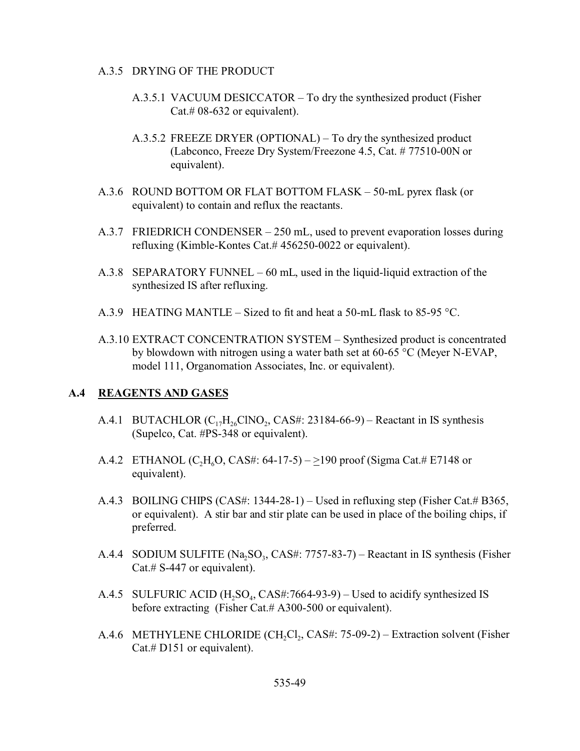A.3.5 DRYING OF THE PRODUCT

A.3.5.1 VACUUM DESICCATOR – To dry the synthesized product (Fisher Cat.# 08-632 or equivalent).

A.3.5.2 FREEZE DRYER (OPTIONAL) – To dry the synthesized product (Labconco, Freeze Dry System/Freezone 4.5, Cat. # 77510-00N or equivalent).

A.3.6 ROUND BOTTOM OR FLAT BOTTOM FLASK – 50-mL pyrex flask (or equivalent) to contain and reflux the reactants.

A.3.7 FRIEDRICH CONDENSER – 250 mL, used to prevent evaporation losses during refluxing (Kimble-Kontes Cat.# 456250-0022 or equivalent).

A.3.8 SEPARATORY FUNNEL – 60 mL, used in the liquid-liquid extraction of the synthesized IS after refluxing.

A.3.9 HEATING MANTLE – Sized to fit and heat a 50-mL flask to 85-95 °C.

A.3.10 EXTRACT CONCENTRATION SYSTEM – Synthesized product is concentrated by blowdown with nitrogen using a water bath set at 60-65 °C (Meyer N-EVAP, model 111, Organomation Associates, Inc. or equivalent).

## A.4 REAGENTS AND GASES

A.4.1 BUTACHLOR ($C_{17}H_{26}ClNO_2$, CAS#: 23184-66-9) – Reactant in IS synthesis (Supelco, Cat. #PS-348 or equivalent).

A.4.2 ETHANOL ($C_2H_6O$, CAS#: 64-17-5) – $\geq$190 proof (Sigma Cat.# E7148 or equivalent).

A.4.3 BOILING CHIPS (CAS#: 1344-28-1) – Used in refluxing step (Fisher Cat.# B365, or equivalent). A stir bar and stir plate can be used in place of the boiling chips, if preferred.

A.4.4 SODIUM SULFITE ($Na_2SO_3$, CAS#: 7757-83-7) – Reactant in IS synthesis (Fisher Cat.# S-447 or equivalent).

A.4.5 SULFURIC ACID ($H_2SO_4$, CAS#:7664-93-9) – Used to acidify synthesized IS before extracting (Fisher Cat.# A300-500 or equivalent).

A.4.6 METHYLENE CHLORIDE ($CH_2Cl_2$, CAS#: 75-09-2) – Extraction solvent (Fisher Cat.# D151 or equivalent).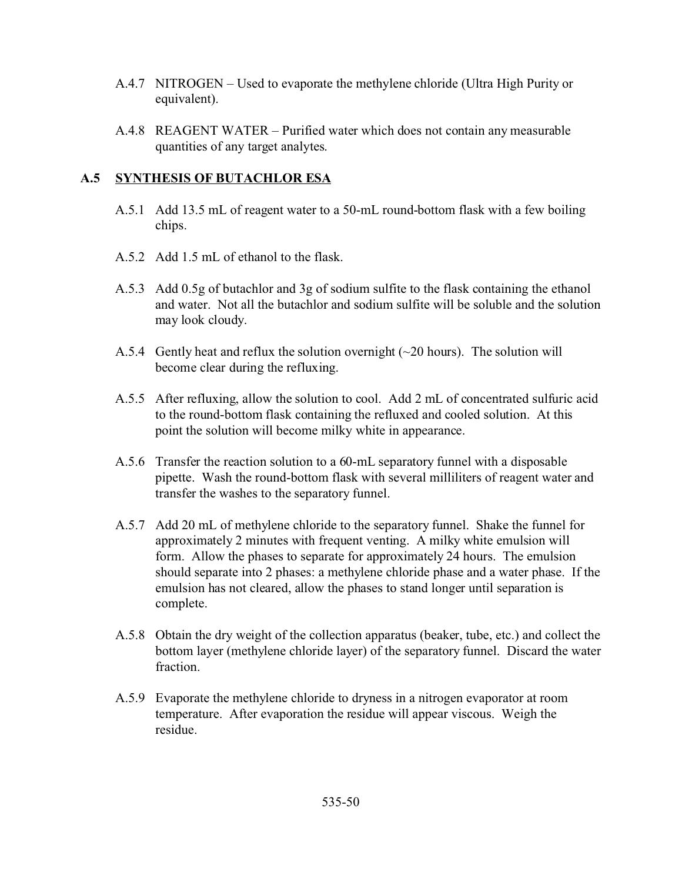A.4.7 NITROGEN – Used to evaporate the methylene chloride (Ultra High Purity or equivalent).

A.4.8 REAGENT WATER – Purified water which does not contain any measurable quantities of any target analytes.

## A.5 SYNTHESIS OF BUTACHLOR ESA

A.5.1 Add 13.5 mL of reagent water to a 50-mL round-bottom flask with a few boiling chips.

A.5.2 Add 1.5 mL of ethanol to the flask.

A.5.3 Add 0.5g of butachlor and 3g of sodium sulfite to the flask containing the ethanol and water. Not all the butachlor and sodium sulfite will be soluble and the solution may look cloudy.

A.5.4 Gently heat and reflux the solution overnight (~20 hours). The solution will become clear during the refluxing.

A.5.5 After refluxing, allow the solution to cool. Add 2 mL of concentrated sulfuric acid to the round-bottom flask containing the refluxed and cooled solution. At this point the solution will become milky white in appearance.

A.5.6 Transfer the reaction solution to a 60-mL separatory funnel with a disposable pipette. Wash the round-bottom flask with several milliliters of reagent water and transfer the washes to the separatory funnel.

A.5.7 Add 20 mL of methylene chloride to the separatory funnel. Shake the funnel for approximately 2 minutes with frequent venting. A milky white emulsion will form. Allow the phases to separate for approximately 24 hours. The emulsion should separate into 2 phases: a methylene chloride phase and a water phase. If the emulsion has not cleared, allow the phases to stand longer until separation is complete.

A.5.8 Obtain the dry weight of the collection apparatus (beaker, tube, etc.) and collect the bottom layer (methylene chloride layer) of the separatory funnel. Discard the water fraction.

A.5.9 Evaporate the methylene chloride to dryness in a nitrogen evaporator at room temperature. After evaporation the residue will appear viscous. Weigh the residue.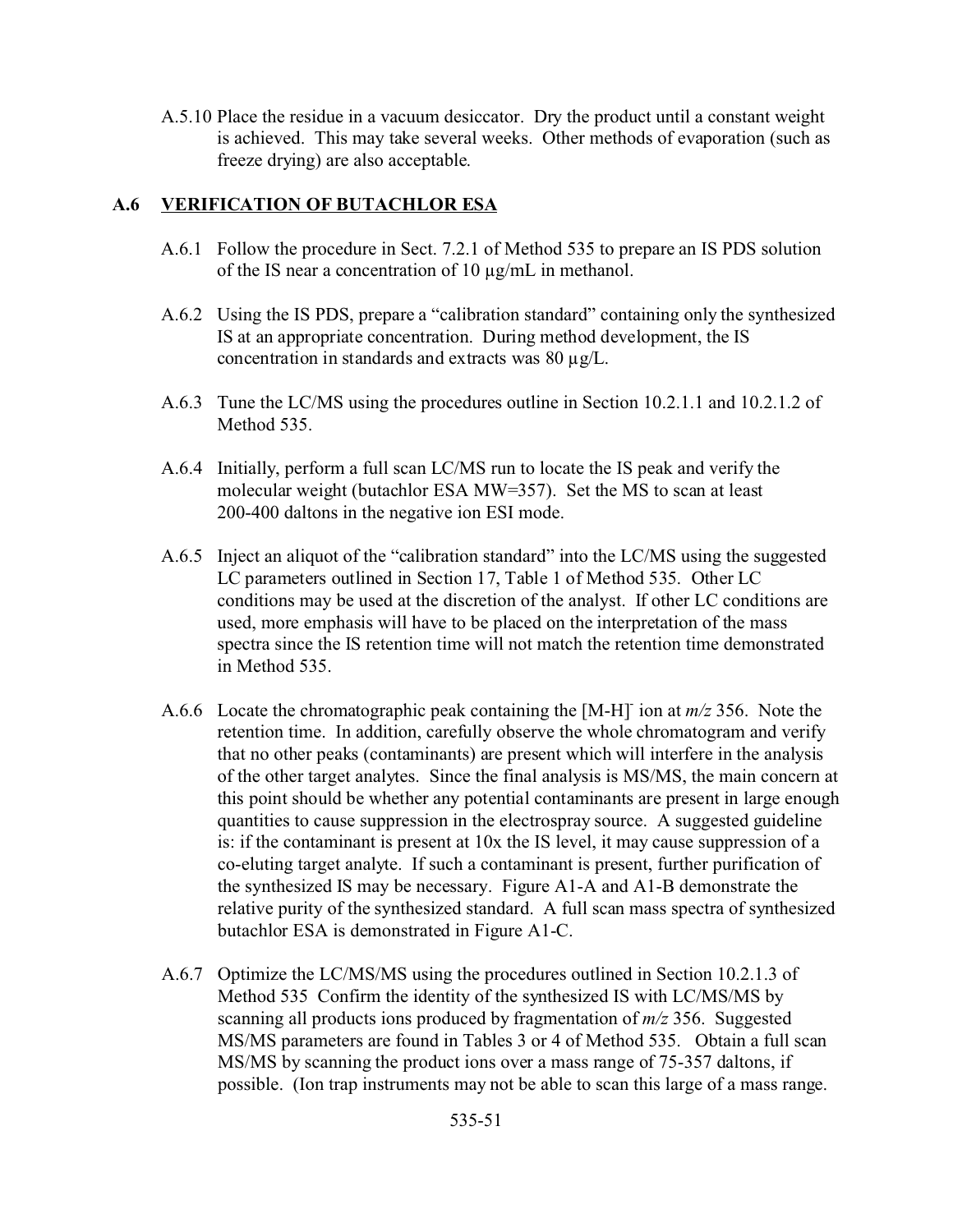A.5.10 Place the residue in a vacuum desiccator. Dry the product until a constant weight is achieved. This may take several weeks. Other methods of evaporation (such as freeze drying) are also acceptable.

## A.6 VERIFICATION OF BUTACHLOR ESA

A.6.1 Follow the procedure in Sect. 7.2.1 of Method 535 to prepare an IS PDS solution of the IS near a concentration of 10 µg/mL in methanol.

A.6.2 Using the IS PDS, prepare a "calibration standard" containing only the synthesized IS at an appropriate concentration. During method development, the IS concentration in standards and extracts was 80 µg/L.

A.6.3 Tune the LC/MS using the procedures outline in Section 10.2.1.1 and 10.2.1.2 of Method 535.

A.6.4 Initially, perform a full scan LC/MS run to locate the IS peak and verify the molecular weight (butachlor ESA MW=357). Set the MS to scan at least 200-400 daltons in the negative ion ESI mode.

A.6.5 Inject an aliquot of the "calibration standard" into the LC/MS using the suggested LC parameters outlined in Section 17, Table 1 of Method 535. Other LC conditions may be used at the discretion of the analyst. If other LC conditions are used, more emphasis will have to be placed on the interpretation of the mass spectra since the IS retention time will not match the retention time demonstrated in Method 535.

A.6.6 Locate the chromatographic peak containing the $[M\text{-}H]^-$ ion at *m/z* 356. Note the retention time. In addition, carefully observe the whole chromatogram and verify that no other peaks (contaminants) are present which will interfere in the analysis of the other target analytes. Since the final analysis is MS/MS, the main concern at this point should be whether any potential contaminants are present in large enough quantities to cause suppression in the electrospray source. A suggested guideline is: if the contaminant is present at 10x the IS level, it may cause suppression of a co-eluting target analyte. If such a contaminant is present, further purification of the synthesized IS may be necessary. Figure A1-A and A1-B demonstrate the relative purity of the synthesized standard. A full scan mass spectra of synthesized butachlor ESA is demonstrated in Figure A1-C.

A.6.7 Optimize the LC/MS/MS using the procedures outlined in Section 10.2.1.3 of Method 535 Confirm the identity of the synthesized IS with LC/MS/MS by scanning all products ions produced by fragmentation of *m/z* 356. Suggested MS/MS parameters are found in Tables 3 or 4 of Method 535. Obtain a full scan MS/MS by scanning the product ions over a mass range of 75-357 daltons, if possible. (Ion trap instruments may not be able to scan this large of a mass range.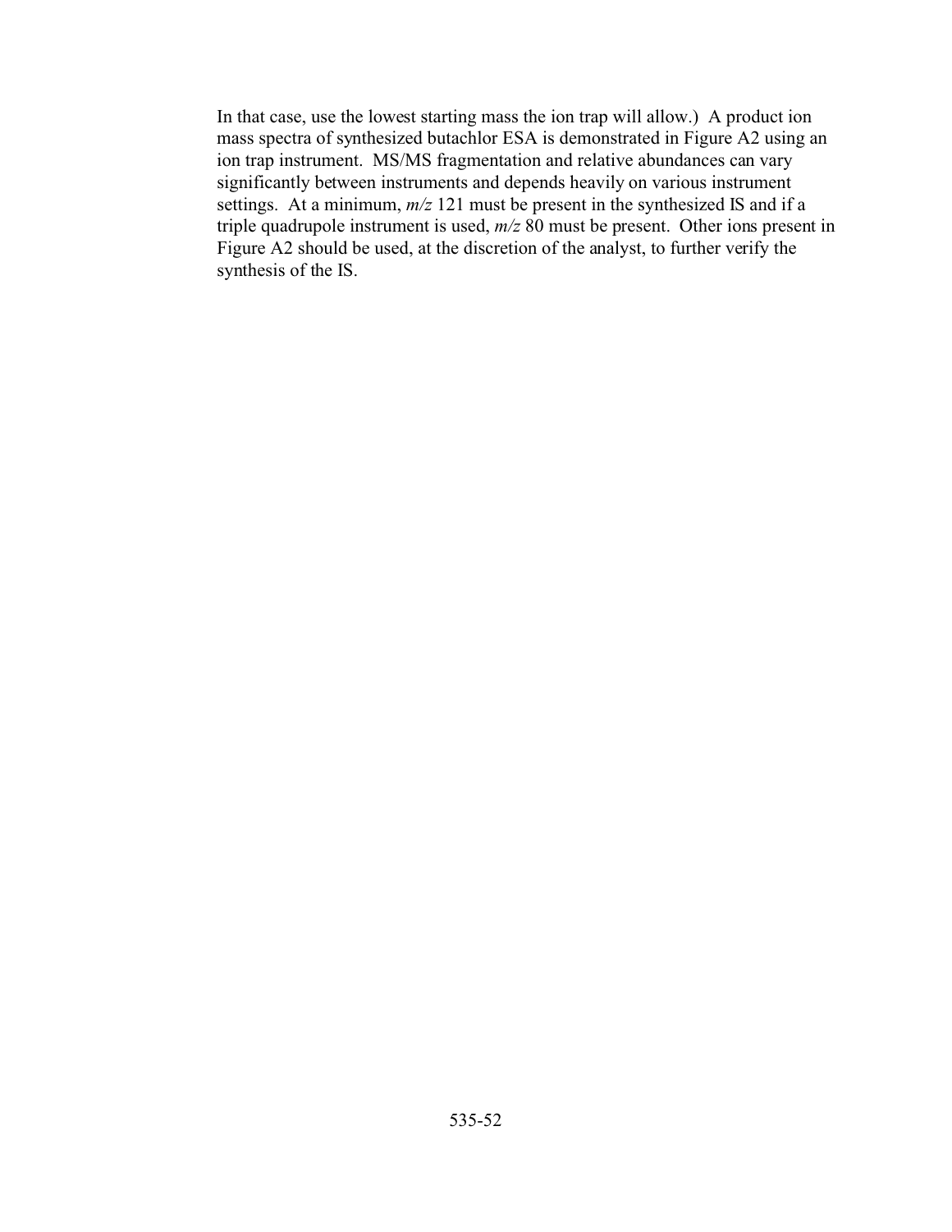In that case, use the lowest starting mass the ion trap will allow.) A product ion mass spectra of synthesized butachlor ESA is demonstrated in Figure A2 using an ion trap instrument. MS/MS fragmentation and relative abundances can vary significantly between instruments and depends heavily on various instrument settings. At a minimum, *m/z* 121 must be present in the synthesized IS and if a triple quadrupole instrument is used, *m/z* 80 must be present. Other ions present in Figure A2 should be used, at the discretion of the analyst, to further verify the synthesis of the IS.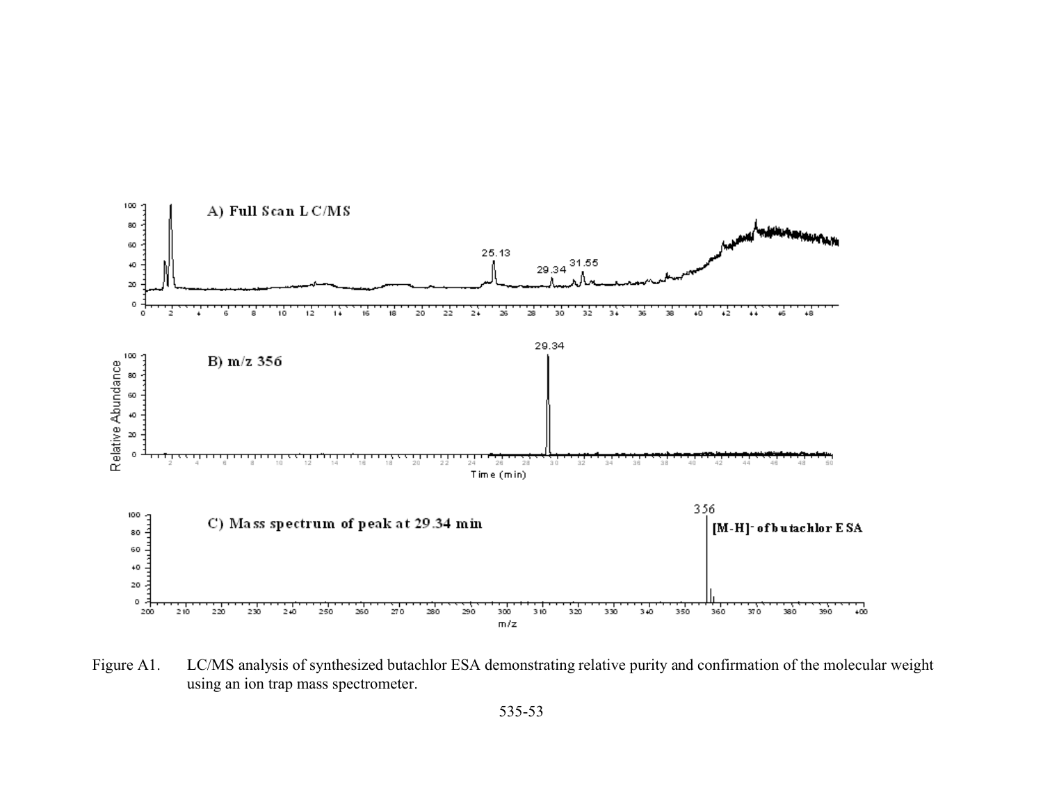Figure A1. LC/MS analysis of synthesized butachlor ESA demonstrating relative purity and confirmation of the molecular weight using an ion trap mass spectrometer.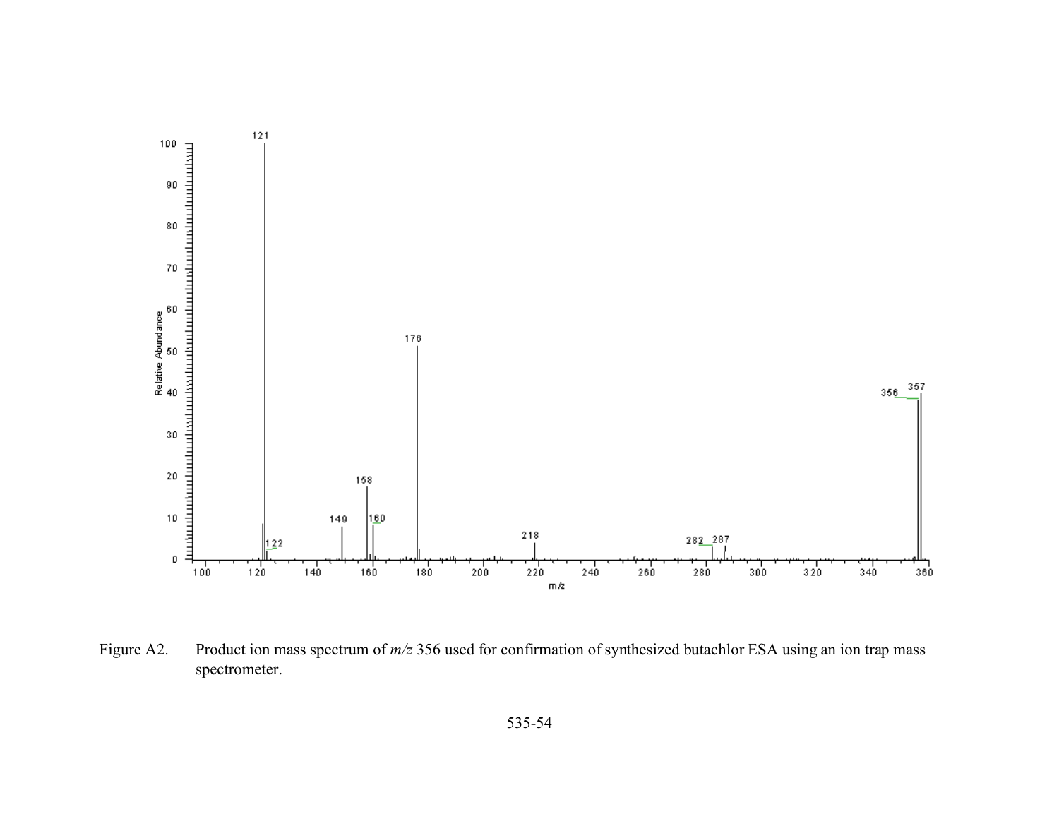Figure A2. Product ion mass spectrum of *m/z* 356 used for confirmation of synthesized butachlor ESA using an ion trap mass spectrometer.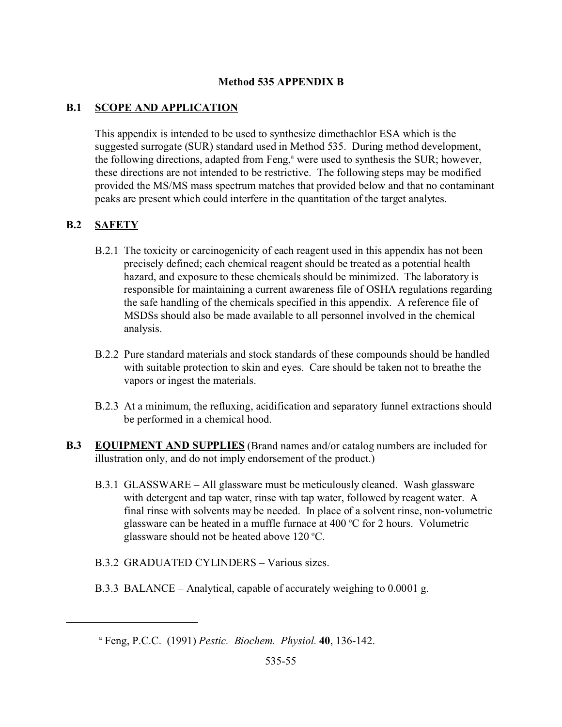# Method 535 APPENDIX B

## B.1 SCOPE AND APPLICATION

This appendix is intended to be used to synthesize dimethachlor ESA which is the suggested surrogate (SUR) standard used in Method 535. During method development, the following directions, adapted from Feng,[a] were used to synthesis the SUR; however, these directions are not intended to be restrictive. The following steps may be modified provided the MS/MS mass spectrum matches that provided below and that no contaminant peaks are present which could interfere in the quantitation of the target analytes.

## B.2 SAFETY

B.2.1 The toxicity or carcinogenicity of each reagent used in this appendix has not been precisely defined; each chemical reagent should be treated as a potential health hazard, and exposure to these chemicals should be minimized. The laboratory is responsible for maintaining a current awareness file of OSHA regulations regarding the safe handling of the chemicals specified in this appendix. A reference file of MSDSs should also be made available to all personnel involved in the chemical analysis.

B.2.2 Pure standard materials and stock standards of these compounds should be handled with suitable protection to skin and eyes. Care should be taken not to breathe the vapors or ingest the materials.

B.2.3 At a minimum, the refluxing, acidification and separatory funnel extractions should be performed in a chemical hood.

## B.3 EQUIPMENT AND SUPPLIES (Brand names and/or catalog numbers are included for illustration only, and do not imply endorsement of the product.)

B.3.1 GLASSWARE – All glassware must be meticulously cleaned. Wash glassware with detergent and tap water, rinse with tap water, followed by reagent water. A final rinse with solvents may be needed. In place of a solvent rinse, non-volumetric glassware can be heated in a muffle furnace at 400 ºC for 2 hours. Volumetric glassware should not be heated above 120 ºC.

B.3.2 GRADUATED CYLINDERS – Various sizes.

B.3.3 BALANCE – Analytical, capable of accurately weighing to 0.0001 g.

---

[a] Feng, P.C.C. (1991) *Pestic. Biochem. Physiol.* **40**, 136-142.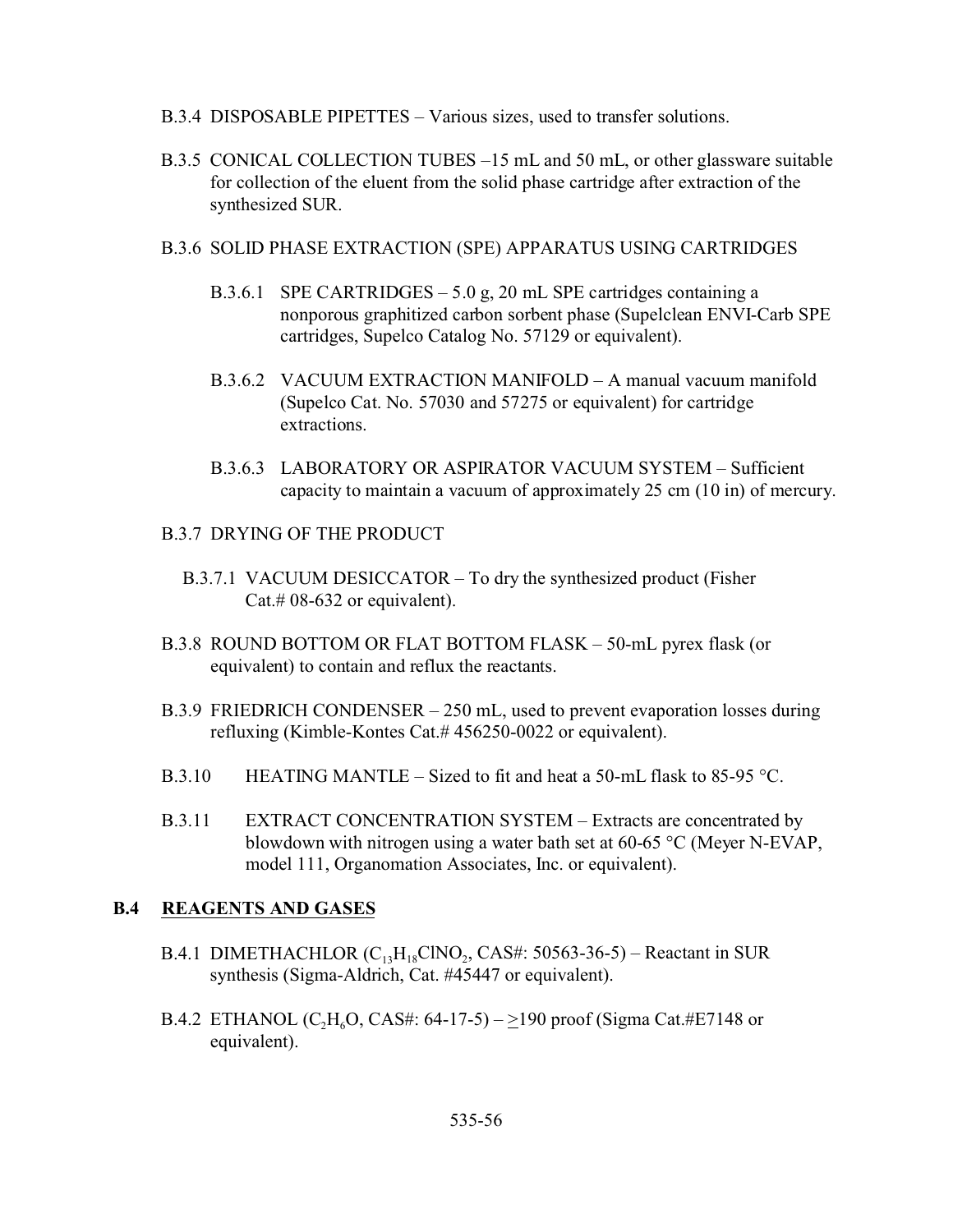B.3.4 DISPOSABLE PIPETTES – Various sizes, used to transfer solutions.

B.3.5 CONICAL COLLECTION TUBES –15 mL and 50 mL, or other glassware suitable for collection of the eluent from the solid phase cartridge after extraction of the synthesized SUR.

B.3.6 SOLID PHASE EXTRACTION (SPE) APPARATUS USING CARTRIDGES

B.3.6.1 SPE CARTRIDGES – 5.0 g, 20 mL SPE cartridges containing a nonporous graphitized carbon sorbent phase (Supelclean ENVI-Carb SPE cartridges, Supelco Catalog No. 57129 or equivalent).

B.3.6.2 VACUUM EXTRACTION MANIFOLD – A manual vacuum manifold (Supelco Cat. No. 57030 and 57275 or equivalent) for cartridge extractions.

B.3.6.3 LABORATORY OR ASPIRATOR VACUUM SYSTEM – Sufficient capacity to maintain a vacuum of approximately 25 cm (10 in) of mercury.

B.3.7 DRYING OF THE PRODUCT

B.3.7.1 VACUUM DESICCATOR – To dry the synthesized product (Fisher Cat.# 08-632 or equivalent).

B.3.8 ROUND BOTTOM OR FLAT BOTTOM FLASK – 50-mL pyrex flask (or equivalent) to contain and reflux the reactants.

B.3.9 FRIEDRICH CONDENSER – 250 mL, used to prevent evaporation losses during refluxing (Kimble-Kontes Cat.# 456250-0022 or equivalent).

B.3.10 HEATING MANTLE – Sized to fit and heat a 50-mL flask to 85-95 °C.

B.3.11 EXTRACT CONCENTRATION SYSTEM – Extracts are concentrated by blowdown with nitrogen using a water bath set at 60-65 °C (Meyer N-EVAP, model 111, Organomation Associates, Inc. or equivalent).

## B.4 REAGENTS AND GASES

B.4.1 DIMETHACHLOR ($C_{13}H_{18}ClNO_2$, CAS#: 50563-36-5) – Reactant in SUR synthesis (Sigma-Aldrich, Cat. #45447 or equivalent).

B.4.2 ETHANOL ($C_2H_6O$, CAS#: 64-17-5) – $\geq$190 proof (Sigma Cat.#E7148 or equivalent).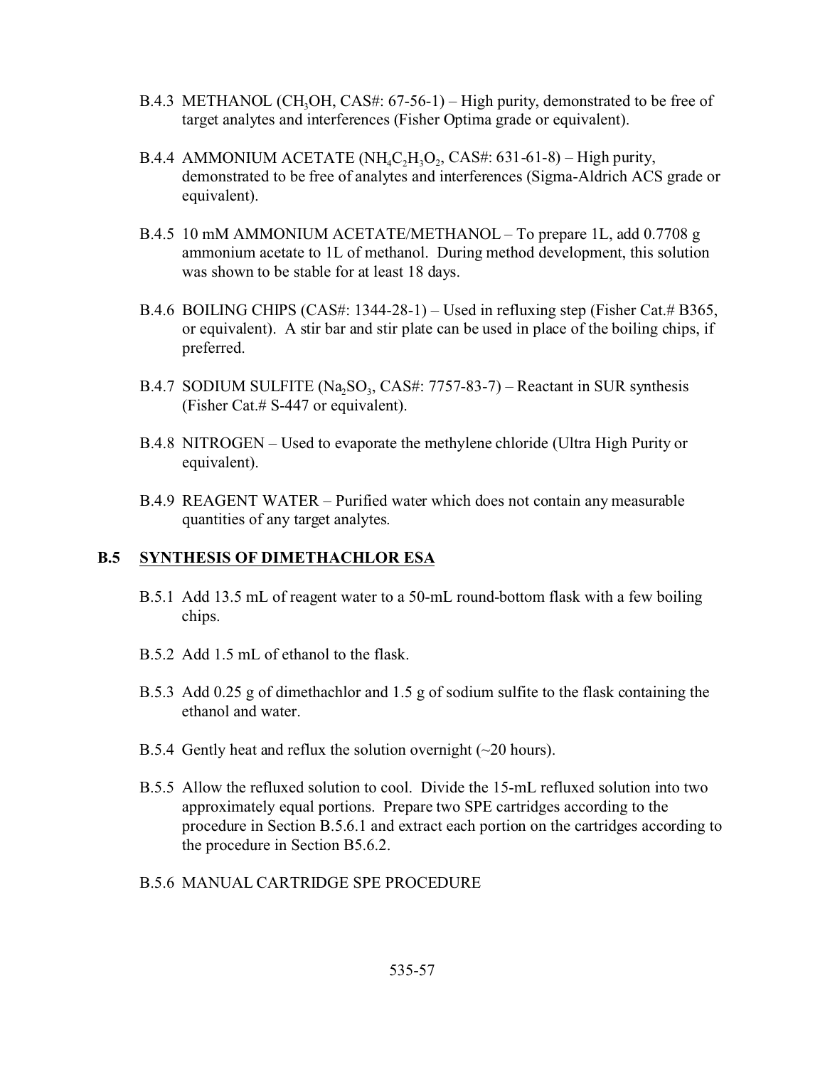B.4.3 METHANOL ($CH_3OH$, CAS#: 67-56-1) – High purity, demonstrated to be free of target analytes and interferences (Fisher Optima grade or equivalent).

B.4.4 AMMONIUM ACETATE ($NH_4C_2H_3O_2$, CAS#: 631-61-8) – High purity, demonstrated to be free of analytes and interferences (Sigma-Aldrich ACS grade or equivalent).

B.4.5 10 mM AMMONIUM ACETATE/METHANOL – To prepare 1L, add 0.7708 g ammonium acetate to 1L of methanol. During method development, this solution was shown to be stable for at least 18 days.

B.4.6 BOILING CHIPS (CAS#: 1344-28-1) – Used in refluxing step (Fisher Cat.# B365, or equivalent). A stir bar and stir plate can be used in place of the boiling chips, if preferred.

B.4.7 SODIUM SULFITE ($Na_2SO_3$, CAS#: 7757-83-7) – Reactant in SUR synthesis (Fisher Cat.# S-447 or equivalent).

B.4.8 NITROGEN – Used to evaporate the methylene chloride (Ultra High Purity or equivalent).

B.4.9 REAGENT WATER – Purified water which does not contain any measurable quantities of any target analytes.

## B.5 SYNTHESIS OF DIMETHACHLOR ESA

B.5.1 Add 13.5 mL of reagent water to a 50-mL round-bottom flask with a few boiling chips.

B.5.2 Add 1.5 mL of ethanol to the flask.

B.5.3 Add 0.25 g of dimethachlor and 1.5 g of sodium sulfite to the flask containing the ethanol and water.

B.5.4 Gently heat and reflux the solution overnight (~20 hours).

B.5.5 Allow the refluxed solution to cool. Divide the 15-mL refluxed solution into two approximately equal portions. Prepare two SPE cartridges according to the procedure in Section B.5.6.1 and extract each portion on the cartridges according to the procedure in Section B5.6.2.

B.5.6 MANUAL CARTRIDGE SPE PROCEDURE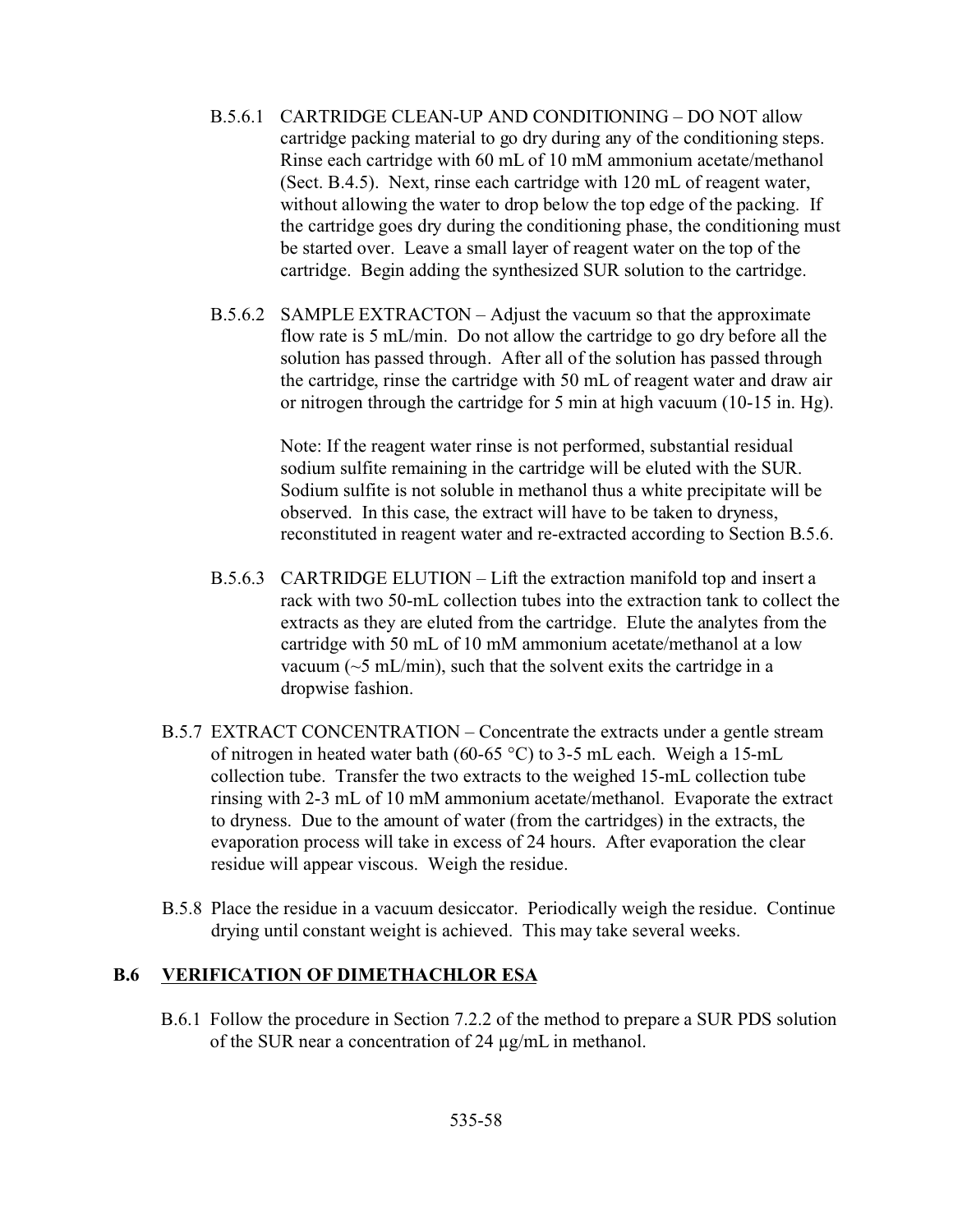B.5.6.1 CARTRIDGE CLEAN-UP AND CONDITIONING – DO NOT allow cartridge packing material to go dry during any of the conditioning steps. Rinse each cartridge with 60 mL of 10 mM ammonium acetate/methanol (Sect. B.4.5). Next, rinse each cartridge with 120 mL of reagent water, without allowing the water to drop below the top edge of the packing. If the cartridge goes dry during the conditioning phase, the conditioning must be started over. Leave a small layer of reagent water on the top of the cartridge. Begin adding the synthesized SUR solution to the cartridge.

B.5.6.2 SAMPLE EXTRACTON – Adjust the vacuum so that the approximate flow rate is 5 mL/min. Do not allow the cartridge to go dry before all the solution has passed through. After all of the solution has passed through the cartridge, rinse the cartridge with 50 mL of reagent water and draw air or nitrogen through the cartridge for 5 min at high vacuum (10-15 in. Hg).

Note: If the reagent water rinse is not performed, substantial residual sodium sulfite remaining in the cartridge will be eluted with the SUR. Sodium sulfite is not soluble in methanol thus a white precipitate will be observed. In this case, the extract will have to be taken to dryness, reconstituted in reagent water and re-extracted according to Section B.5.6.

B.5.6.3 CARTRIDGE ELUTION – Lift the extraction manifold top and insert a rack with two 50-mL collection tubes into the extraction tank to collect the extracts as they are eluted from the cartridge. Elute the analytes from the cartridge with 50 mL of 10 mM ammonium acetate/methanol at a low vacuum (~5 mL/min), such that the solvent exits the cartridge in a dropwise fashion.

B.5.7 EXTRACT CONCENTRATION – Concentrate the extracts under a gentle stream of nitrogen in heated water bath (60-65 °C) to 3-5 mL each. Weigh a 15-mL collection tube. Transfer the two extracts to the weighed 15-mL collection tube rinsing with 2-3 mL of 10 mM ammonium acetate/methanol. Evaporate the extract to dryness. Due to the amount of water (from the cartridges) in the extracts, the evaporation process will take in excess of 24 hours. After evaporation the clear residue will appear viscous. Weigh the residue.

B.5.8 Place the residue in a vacuum desiccator. Periodically weigh the residue. Continue drying until constant weight is achieved. This may take several weeks.

## B.6 VERIFICATION OF DIMETHACHLOR ESA

B.6.1 Follow the procedure in Section 7.2.2 of the method to prepare a SUR PDS solution of the SUR near a concentration of 24 µg/mL in methanol.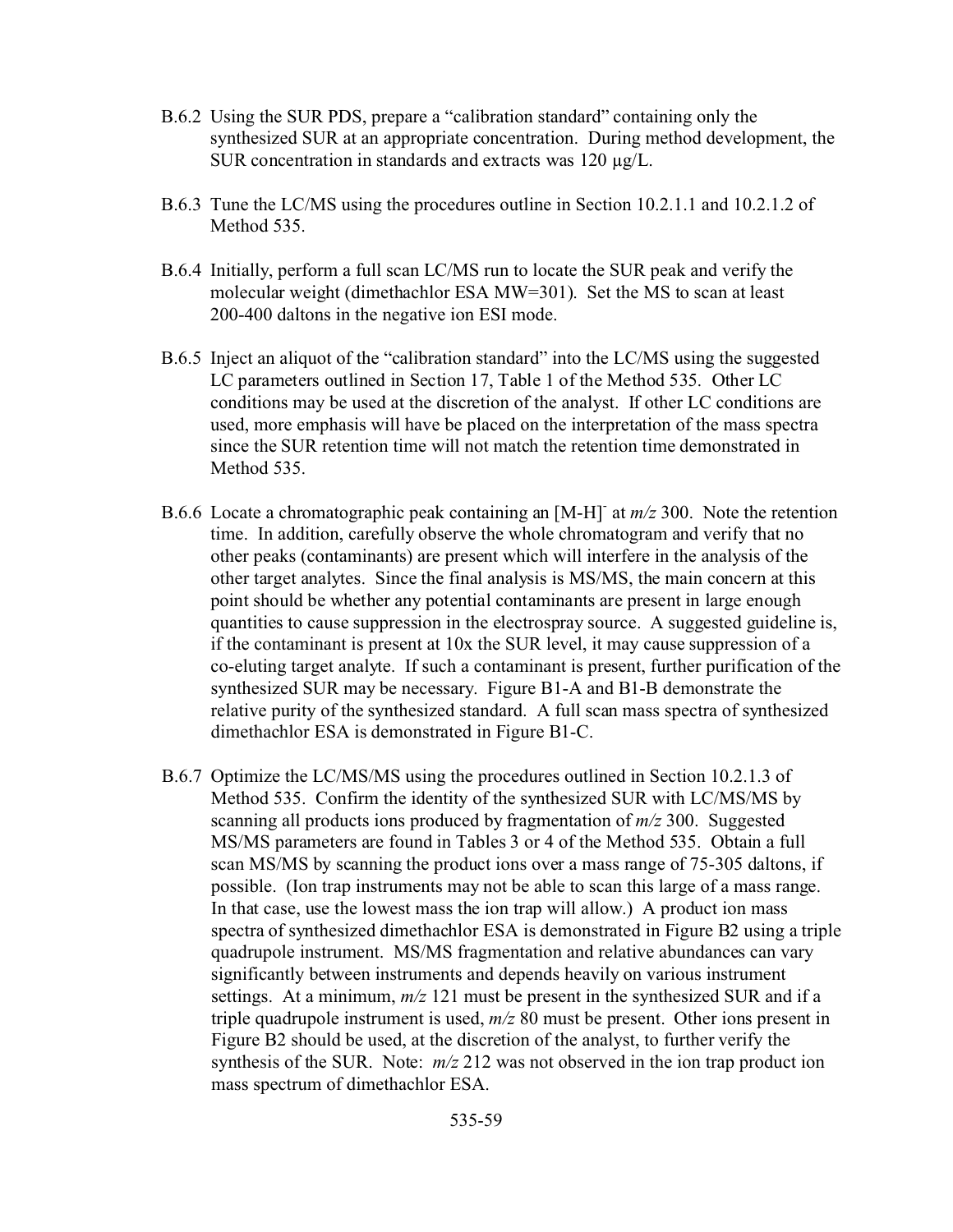B.6.2 Using the SUR PDS, prepare a "calibration standard" containing only the synthesized SUR at an appropriate concentration. During method development, the SUR concentration in standards and extracts was 120 µg/L.

B.6.3 Tune the LC/MS using the procedures outline in Section 10.2.1.1 and 10.2.1.2 of Method 535.

B.6.4 Initially, perform a full scan LC/MS run to locate the SUR peak and verify the molecular weight (dimethachlor ESA MW=301). Set the MS to scan at least 200-400 daltons in the negative ion ESI mode.

B.6.5 Inject an aliquot of the "calibration standard" into the LC/MS using the suggested LC parameters outlined in Section 17, Table 1 of the Method 535. Other LC conditions may be used at the discretion of the analyst. If other LC conditions are used, more emphasis will have be placed on the interpretation of the mass spectra since the SUR retention time will not match the retention time demonstrated in Method 535.

B.6.6 Locate a chromatographic peak containing an $[M-H]^-$ at *m/z* 300. Note the retention time. In addition, carefully observe the whole chromatogram and verify that no other peaks (contaminants) are present which will interfere in the analysis of the other target analytes. Since the final analysis is MS/MS, the main concern at this point should be whether any potential contaminants are present in large enough quantities to cause suppression in the electrospray source. A suggested guideline is, if the contaminant is present at 10x the SUR level, it may cause suppression of a co-eluting target analyte. If such a contaminant is present, further purification of the synthesized SUR may be necessary. Figure B1-A and B1-B demonstrate the relative purity of the synthesized standard. A full scan mass spectra of synthesized dimethachlor ESA is demonstrated in Figure B1-C.

B.6.7 Optimize the LC/MS/MS using the procedures outlined in Section 10.2.1.3 of Method 535. Confirm the identity of the synthesized SUR with LC/MS/MS by scanning all products ions produced by fragmentation of *m/z* 300. Suggested MS/MS parameters are found in Tables 3 or 4 of the Method 535. Obtain a full scan MS/MS by scanning the product ions over a mass range of 75-305 daltons, if possible. (Ion trap instruments may not be able to scan this large of a mass range. In that case, use the lowest mass the ion trap will allow.) A product ion mass spectra of synthesized dimethachlor ESA is demonstrated in Figure B2 using a triple quadrupole instrument. MS/MS fragmentation and relative abundances can vary significantly between instruments and depends heavily on various instrument settings. At a minimum, *m/z* 121 must be present in the synthesized SUR and if a triple quadrupole instrument is used, *m/z* 80 must be present. Other ions present in Figure B2 should be used, at the discretion of the analyst, to further verify the synthesis of the SUR. Note: *m/z* 212 was not observed in the ion trap product ion mass spectrum of dimethachlor ESA.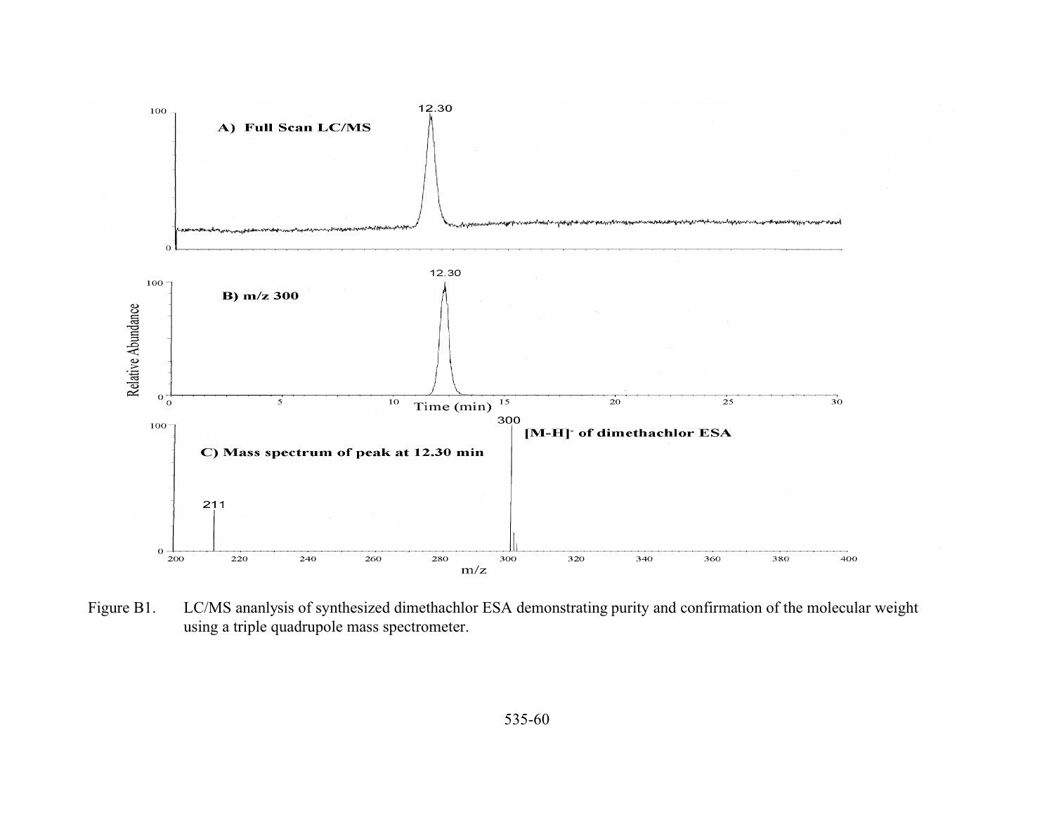Figure B1. LC/MS ananlysis of synthesized dimethachlor ESA demonstrating purity and confirmation of the molecular weight using a triple quadrupole mass spectrometer.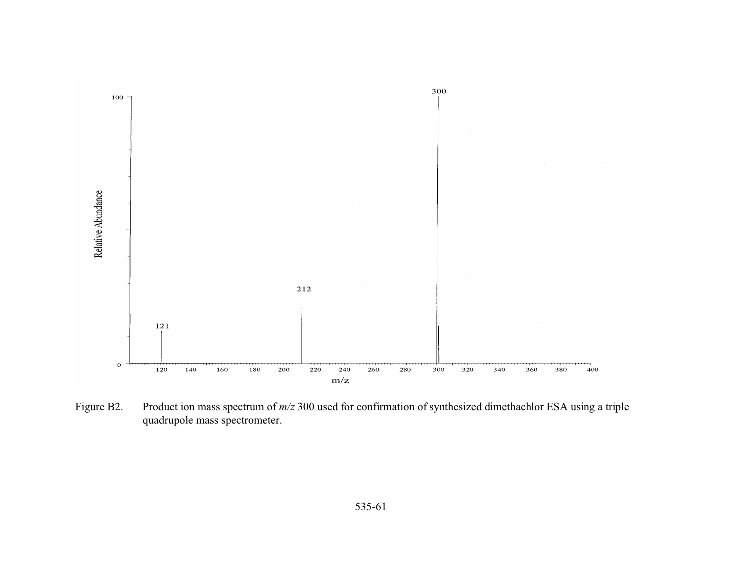300

100

212

121

0

120 140 160 180 200 220 240 260 280 300 320 340 360 380 400

m/z

Relative Abundance

Figure B2. Product ion mass spectrum of *m/z* 300 used for confirmation of synthesized dimethachlor ESA using a triple quadrupole mass spectrometer.